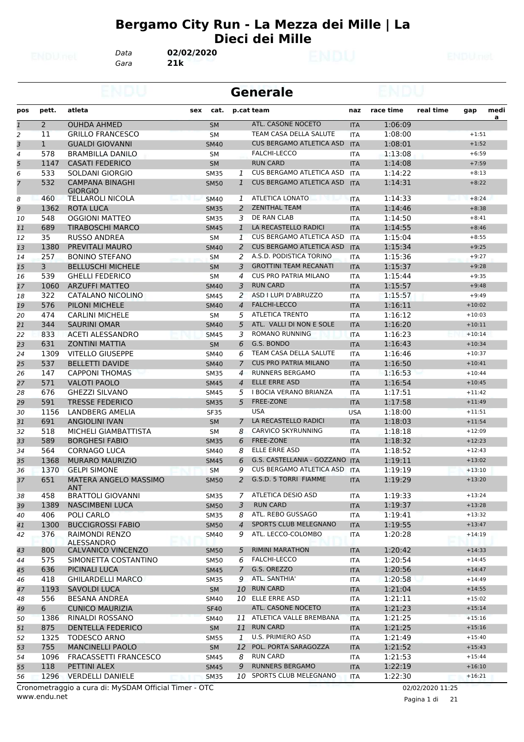# Bergamo City Run - La Mezza dei Mille | La Dieci dei Mille

*Data* **02/02/2020**
*Gara* **21k**

## Generale

| pos | pett. | atleta | sex | cat. | p.cat | team | naz | race time | real time | gap | media |
|---|---|---|---|---|---|---|---|---|---|---|---|
| 1 | 2 | OUHDA AHMED | | SM | | ATL. CASONE NOCETO | ITA | 1:06:09 | | | |
| 2 | 11 | GRILLO FRANCESCO | | SM | | TEAM CASA DELLA SALUTE | ITA | 1:08:00 | | +1:51 | |
| 3 | 1 | GUALDI GIOVANNI | | SM40 | | CUS BERGAMO ATLETICA ASD | ITA | 1:08:01 | | +1:52 | |
| 4 | 578 | BRAMBILLA DANILO | | SM | | FALCHI-LECCO | ITA | 1:13:08 | | +6:59 | |
| 5 | 1147 | CASATI FEDERICO | | SM | | RUN CARD | ITA | 1:14:08 | | +7:59 | |
| 6 | 533 | SOLDANI GIORGIO | | SM35 | 1 | CUS BERGAMO ATLETICA ASD | ITA | 1:14:22 | | +8:13 | |
| 7 | 532 | CAMPANA BINAGHI GIORGIO | | SM50 | 1 | CUS BERGAMO ATLETICA ASD | ITA | 1:14:31 | | +8:22 | |
| 8 | 460 | TELLAROLI NICOLA | | SM40 | 1 | ATLETICA LONATO | ITA | 1:14:33 | | +8:24 | |
| 9 | 1362 | ROTA LUCA | | SM35 | 2 | ZENITHAL TEAM | ITA | 1:14:46 | | +8:38 | |
| 10 | 548 | OGGIONI MATTEO | | SM35 | 3 | DE RAN CLAB | ITA | 1:14:50 | | +8:41 | |
| 11 | 689 | TIRABOSCHI MARCO | | SM45 | 1 | LA RECASTELLO RADICI | ITA | 1:14:55 | | +8:46 | |
| 12 | 35 | RUSSO ANDREA | | SM | 1 | CUS BERGAMO ATLETICA ASD | ITA | 1:15:04 | | +8:55 | |
| 13 | 1380 | PREVITALI MAURO | | SM40 | 2 | CUS BERGAMO ATLETICA ASD | ITA | 1:15:34 | | +9:25 | |
| 14 | 257 | BONINO STEFANO | | SM | 2 | A.S.D. PODISTICA TORINO | ITA | 1:15:36 | | +9:27 | |
| 15 | 3 | BELLUSCHI MICHELE | | SM | 3 | GROTTINI TEAM RECANATI | ITA | 1:15:37 | | +9:28 | |
| 16 | 539 | GHELLI FEDERICO | | SM | 4 | CUS PRO PATRIA MILANO | ITA | 1:15:44 | | +9:35 | |
| 17 | 1060 | ARZUFFI MATTEO | | SM40 | 3 | RUN CARD | ITA | 1:15:57 | | +9:48 | |
| 18 | 322 | CATALANO NICOLINO | | SM45 | 2 | ASD I LUPI D'ABRUZZO | ITA | 1:15:57 | | +9:49 | |
| 19 | 576 | PILONI MICHELE | | SM40 | 4 | FALCHI-LECCO | ITA | 1:16:11 | | +10:02 | |
| 20 | 474 | CARLINI MICHELE | | SM | 5 | ATLETICA TRENTO | ITA | 1:16:12 | | +10:03 | |
| 21 | 344 | SAURINI OMAR | | SM40 | 5 | ATL. VALLI DI NON E SOLE | ITA | 1:16:20 | | +10:11 | |
| 22 | 833 | ACETI ALESSANDRO | | SM45 | 3 | ROMANO RUNNING | ITA | 1:16:23 | | +10:14 | |
| 23 | 631 | ZONTINI MATTIA | | SM | 6 | G.S. BONDO | ITA | 1:16:43 | | +10:34 | |
| 24 | 1309 | VITELLO GIUSEPPE | | SM40 | 6 | TEAM CASA DELLA SALUTE | ITA | 1:16:46 | | +10:37 | |
| 25 | 537 | BELLETTI DAVIDE | | SM40 | 7 | CUS PRO PATRIA MILANO | ITA | 1:16:50 | | +10:41 | |
| 26 | 147 | CAPPONI THOMAS | | SM35 | 4 | RUNNERS BERGAMO | ITA | 1:16:53 | | +10:44 | |
| 27 | 571 | VALOTI PAOLO | | SM45 | 4 | ELLE ERRE ASD | ITA | 1:16:54 | | +10:45 | |
| 28 | 676 | GHEZZI SILVANO | | SM45 | 5 | I BOCIA VERANO BRIANZA | ITA | 1:17:51 | | +11:42 | |
| 29 | 591 | TRESSE FEDERICO | | SM35 | 5 | FREE-ZONE | ITA | 1:17:58 | | +11:49 | |
| 30 | 1156 | LANDBERG AMELIA | | SF35 | | USA | USA | 1:18:00 | | +11:51 | |
| 31 | 691 | ANGIOLINI IVAN | | SM | 7 | LA RECASTELLO RADICI | ITA | 1:18:03 | | +11:54 | |
| 32 | 518 | MICHELI GIAMBATTISTA | | SM | 8 | CARVICO SKYRUNNING | ITA | 1:18:18 | | +12:09 | |
| 33 | 589 | BORGHESI FABIO | | SM35 | 6 | FREE-ZONE | ITA | 1:18:32 | | +12:23 | |
| 34 | 564 | CORNAGO LUCA | | SM40 | 8 | ELLE ERRE ASD | ITA | 1:18:52 | | +12:43 | |
| 35 | 1368 | MURARO MAURIZIO | | SM45 | 6 | G.S. CASTELLANIA - GOZZANO | ITA | 1:19:11 | | +13:02 | |
| 36 | 1370 | GELPI SIMONE | | SM | 9 | CUS BERGAMO ATLETICA ASD | ITA | 1:19:19 | | +13:10 | |
| 37 | 651 | MATERA ANGELO MASSIMO ANT | | SM50 | 2 | G.S.D. 5 TORRI FIAMME | ITA | 1:19:29 | | +13:20 | |
| 38 | 458 | BRATTOLI GIOVANNI | | SM35 | 7 | ATLETICA DESIO ASD | ITA | 1:19:33 | | +13:24 | |
| 39 | 1389 | NASCIMBENI LUCA | | SM50 | 3 | RUN CARD | ITA | 1:19:37 | | +13:28 | |
| 40 | 406 | POLI CARLO | | SM35 | 8 | ATL. REBO GUSSAGO | ITA | 1:19:41 | | +13:32 | |
| 41 | 1300 | BUCCIGROSSI FABIO | | SM50 | 4 | SPORTS CLUB MELEGNANO | ITA | 1:19:55 | | +13:47 | |
| 42 | 376 | RAIMONDI RENZO ALESSANDRO | | SM40 | 9 | ATL. LECCO-COLOMBO | ITA | 1:20:28 | | +14:19 | |
| 43 | 800 | CALVANICO VINCENZO | | SM50 | 5 | RIMINI MARATHON | ITA | 1:20:42 | | +14:33 | |
| 44 | 575 | SIMONETTA COSTANTINO | | SM50 | 6 | FALCHI-LECCO | ITA | 1:20:54 | | +14:45 | |
| 45 | 636 | PICINALI LUCA | | SM45 | 7 | G.S. OREZZO | ITA | 1:20:56 | | +14:47 | |
| 46 | 418 | GHILARDELLI MARCO | | SM35 | 9 | ATL. SANTHIA' | ITA | 1:20:58 | | +14:49 | |
| 47 | 1193 | SAVOLDI LUCA | | SM | 10 | RUN CARD | ITA | 1:21:04 | | +14:55 | |
| 48 | 556 | BESANA ANDREA | | SM40 | 10 | ELLE ERRE ASD | ITA | 1:21:11 | | +15:02 | |
| 49 | 6 | CUNICO MAURIZIA | | SF40 | | ATL. CASONE NOCETO | ITA | 1:21:23 | | +15:14 | |
| 50 | 1386 | RINALDI ROSSANO | | SM40 | 11 | ATLETICA VALLE BREMBANA | ITA | 1:21:25 | | +15:16 | |
| 51 | 875 | DENTELLA FEDERICO | | SM | 11 | RUN CARD | ITA | 1:21:25 | | +15:16 | |
| 52 | 1325 | TODESCO ARNO | | SM55 | 1 | U.S. PRIMIERO ASD | ITA | 1:21:49 | | +15:40 | |
| 53 | 755 | MANCINELLI PAOLO | | SM | 12 | POL. PORTA SARAGOZZA | ITA | 1:21:52 | | +15:43 | |
| 54 | 1096 | FRACASSETTI FRANCESCO | | SM45 | 8 | RUN CARD | ITA | 1:21:53 | | +15:44 | |
| 55 | 118 | PETTINI ALEX | | SM45 | 9 | RUNNERS BERGAMO | ITA | 1:22:19 | | +16:10 | |
| 56 | 1296 | VERDELLI DANIELE | | SM35 | 10 | SPORTS CLUB MELEGNANO | ITA | 1:22:30 | | +16:21 | |

Cronometraggio a cura di: MySDAM Official Timer - OTC
www.endu.net

02/02/2020 11:25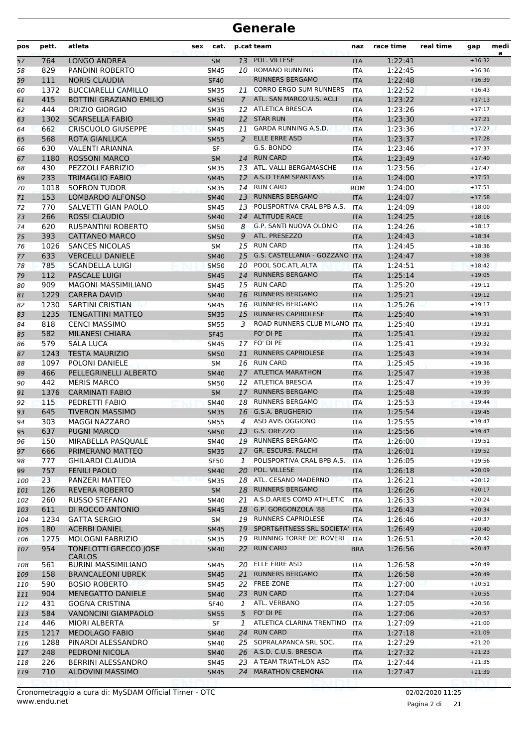# Generale

| pos | pett. | atleta | sex | cat. | p.cat | team | naz | race time | real time | gap | media |
|---|---|---|---|---|---|---|---|---|---|---|---|
| 57 | 764 | LONGO ANDREA | | SM | 13 | POL. VILLESE | ITA | 1:22:41 | | +16:32 | |
| 58 | 829 | PANDINI ROBERTO | | SM45 | 10 | ROMANO RUNNING | ITA | 1:22:45 | | +16:36 | |
| 59 | 111 | NORIS CLAUDIA | | SF40 | | RUNNERS BERGAMO | ITA | 1:22:48 | | +16:39 | |
| 60 | 1372 | BUCCIARELLI CAMILLO | | SM35 | 11 | CORRO ERGO SUM RUNNERS | ITA | 1:22:52 | | +16:43 | |
| 61 | 415 | BOTTINI GRAZIANO EMILIO | | SM50 | 7 | ATL. SAN MARCO U.S. ACLI | ITA | 1:23:22 | | +17:13 | |
| 62 | 444 | ORIZIO GIORGIO | | SM35 | 12 | ATLETICA BRESCIA | ITA | 1:23:26 | | +17:17 | |
| 63 | 1302 | SCARSELLA FABIO | | SM40 | 12 | STAR RUN | ITA | 1:23:30 | | +17:21 | |
| 64 | 662 | CRISCUOLO GIUSEPPE | | SM45 | 11 | GARDA RUNNING A.S.D. | ITA | 1:23:36 | | +17:27 | |
| 65 | 568 | ROTA GIANLUCA | | SM55 | 2 | ELLE ERRE ASD | ITA | 1:23:37 | | +17:28 | |
| 66 | 630 | VALENTI ARIANNA | | SF | | G.S. BONDO | ITA | 1:23:46 | | +17:37 | |
| 67 | 1180 | ROSSONI MARCO | | SM | 14 | RUN CARD | ITA | 1:23:49 | | +17:40 | |
| 68 | 430 | PEZZOLI FABRIZIO | | SM35 | 13 | ATL. VALLI BERGAMASCHE | ITA | 1:23:56 | | +17:47 | |
| 69 | 233 | TRIMAGLIO FABIO | | SM45 | 12 | A.S.D TEAM SPARTANS | ITA | 1:24:00 | | +17:51 | |
| 70 | 1018 | SOFRON TUDOR | | SM35 | 14 | RUN CARD | ROM | 1:24:00 | | +17:51 | |
| 71 | 153 | LOMBARDO ALFONSO | | SM40 | 13 | RUNNERS BERGAMO | ITA | 1:24:07 | | +17:58 | |
| 72 | 770 | SALVETTI GIAN PAOLO | | SM45 | 13 | POLISPORTIVA CRAL BPB A.S. | ITA | 1:24:09 | | +18:00 | |
| 73 | 266 | ROSSI CLAUDIO | | SM40 | 14 | ALTITUDE RACE | ITA | 1:24:25 | | +18:16 | |
| 74 | 620 | RUSPANTINI ROBERTO | | SM50 | 8 | G.P. SANTI NUOVA OLONIO | ITA | 1:24:26 | | +18:17 | |
| 75 | 393 | CATTANEO MARCO | | SM50 | 9 | ATL. PRESEZZO | ITA | 1:24:43 | | +18:34 | |
| 76 | 1026 | SANCES NICOLAS | | SM | 15 | RUN CARD | ITA | 1:24:45 | | +18:36 | |
| 77 | 633 | VERCELLI DANIELE | | SM40 | 15 | G.S. CASTELLANIA - GOZZANO | ITA | 1:24:47 | | +18:38 | |
| 78 | 785 | SCANDELLA LUIGI | | SM50 | 10 | POOL SOC.ATL.ALTA | ITA | 1:24:51 | | +18:42 | |
| 79 | 112 | PASCALE LUIGI | | SM45 | 14 | RUNNERS BERGAMO | ITA | 1:25:14 | | +19:05 | |
| 80 | 909 | MAGONI MASSIMILIANO | | SM45 | 15 | RUN CARD | ITA | 1:25:20 | | +19:11 | |
| 81 | 1229 | CARERA DAVID | | SM40 | 16 | RUNNERS BERGAMO | ITA | 1:25:21 | | +19:12 | |
| 82 | 1230 | SARTINI CRISTIAN | | SM45 | 16 | RUNNERS BERGAMO | ITA | 1:25:26 | | +19:17 | |
| 83 | 1235 | TENGATTINI MATTEO | | SM35 | 15 | RUNNERS CAPRIOLESE | ITA | 1:25:40 | | +19:31 | |
| 84 | 818 | CENCI MASSIMO | | SM55 | 3 | ROAD RUNNERS CLUB MILANO | ITA | 1:25:40 | | +19:31 | |
| 85 | 582 | MILANESI CHIARA | | SF45 | | FO' DI PE | ITA | 1:25:41 | | +19:32 | |
| 86 | 579 | SALA LUCA | | SM45 | 17 | FO' DI PE | ITA | 1:25:41 | | +19:32 | |
| 87 | 1243 | TESTA MAURIZIO | | SM50 | 11 | RUNNERS CAPRIOLESE | ITA | 1:25:43 | | +19:34 | |
| 88 | 1097 | POLONI DANIELE | | SM | 16 | RUN CARD | ITA | 1:25:45 | | +19:36 | |
| 89 | 466 | PELLEGRINELLI ALBERTO | | SM40 | 17 | ATLETICA MARATHON | ITA | 1:25:47 | | +19:38 | |
| 90 | 442 | MERIS MARCO | | SM50 | 12 | ATLETICA BRESCIA | ITA | 1:25:47 | | +19:39 | |
| 91 | 1376 | CARMINATI FABIO | | SM | 17 | RUNNERS BERGAMO | ITA | 1:25:48 | | +19:39 | |
| 92 | 115 | PEDRETTI FABIO | | SM40 | 18 | RUNNERS BERGAMO | ITA | 1:25:53 | | +19:44 | |
| 93 | 645 | TIVERON MASSIMO | | SM35 | 16 | G.S.A. BRUGHERIO | ITA | 1:25:54 | | +19:45 | |
| 94 | 303 | MAGGI NAZZARO | | SM55 | 4 | ASD AVIS OGGIONO | ITA | 1:25:55 | | +19:47 | |
| 95 | 637 | PUGNI MARCO | | SM50 | 13 | G.S. OREZZO | ITA | 1:25:56 | | +19:47 | |
| 96 | 150 | MIRABELLA PASQUALE | | SM40 | 19 | RUNNERS BERGAMO | ITA | 1:26:00 | | +19:51 | |
| 97 | 666 | PRIMERANO MATTEO | | SM35 | 17 | GR. ESCURS. FALCHI | ITA | 1:26:01 | | +19:52 | |
| 98 | 777 | GHILARDI CLAUDIA | | SF50 | 1 | POLISPORTIVA CRAL BPB A.S. | ITA | 1:26:05 | | +19:56 | |
| 99 | 757 | FENILI PAOLO | | SM40 | 20 | POL. VILLESE | ITA | 1:26:18 | | +20:09 | |
| 100 | 23 | PANZERI MATTEO | | SM35 | 18 | ATL. CESANO MADERNO | ITA | 1:26:21 | | +20:12 | |
| 101 | 126 | REVERA ROBERTO | | SM | 18 | RUNNERS BERGAMO | ITA | 1:26:26 | | +20:17 | |
| 102 | 260 | RUSSO STEFANO | | SM40 | 21 | A.S.D.ARIES COMO ATHLETIC | ITA | 1:26:33 | | +20:24 | |
| 103 | 611 | DI ROCCO ANTONIO | | SM45 | 18 | G.P. GORGONZOLA '88 | ITA | 1:26:43 | | +20:34 | |
| 104 | 1234 | GATTA SERGIO | | SM | 19 | RUNNERS CAPRIOLESE | ITA | 1:26:46 | | +20:37 | |
| 105 | 180 | ACERBI DANIEL | | SM45 | 19 | SPORT&FITNESS SRL SOCIETA' | ITA | 1:26:49 | | +20:40 | |
| 106 | 1275 | MOLOGNI FABRIZIO | | SM35 | 19 | RUNNING TORRE DE' ROVERI | ITA | 1:26:51 | | +20:42 | |
| 107 | 954 | TONELOTTI GRECCO JOSE CARLOS | | SM40 | 22 | RUN CARD | BRA | 1:26:56 | | +20:47 | |
| 108 | 561 | BURINI MASSIMILIANO | | SM45 | 20 | ELLE ERRE ASD | ITA | 1:26:58 | | +20:49 | |
| 109 | 158 | BRANCALEONI UBREK | | SM45 | 21 | RUNNERS BERGAMO | ITA | 1:26:58 | | +20:49 | |
| 110 | 590 | BOSIO ROBERTO | | SM45 | 22 | FREE-ZONE | ITA | 1:27:00 | | +20:51 | |
| 111 | 904 | MENEGATTO DANIELE | | SM40 | 23 | RUN CARD | ITA | 1:27:04 | | +20:55 | |
| 112 | 431 | GOGNA CRISTINA | | SF40 | 1 | ATL. VERBANO | ITA | 1:27:05 | | +20:56 | |
| 113 | 584 | VANONCINI GIAMPAOLO | | SM55 | 5 | FO' DI PE | ITA | 1:27:06 | | +20:57 | |
| 114 | 446 | MIORI ALBERTA | | SF | 1 | ATLETICA CLARINA TRENTINO | ITA | 1:27:09 | | +21:00 | |
| 115 | 1217 | MEDOLAGO FABIO | | SM40 | 24 | RUN CARD | ITA | 1:27:18 | | +21:09 | |
| 116 | 1288 | PINARDI ALESSANDRO | | SM40 | 25 | SOPRALAPANCA SRL SOC. | ITA | 1:27:29 | | +21:20 | |
| 117 | 248 | PEDRONI NICOLA | | SM40 | 26 | A.S.D. C.U.S. BRESCIA | ITA | 1:27:32 | | +21:23 | |
| 118 | 226 | BERRINI ALESSANDRO | | SM45 | 23 | A TEAM TRIATHLON ASD | ITA | 1:27:44 | | +21:35 | |
| 119 | 710 | ALDOVINI MASSIMO | | SM45 | 24 | MARATHON CREMONA | ITA | 1:27:47 | | +21:39 | |

Cronometraggio a cura di: MySDAM Official Timer - OTC
www.endu.net

02/02/2020 11:25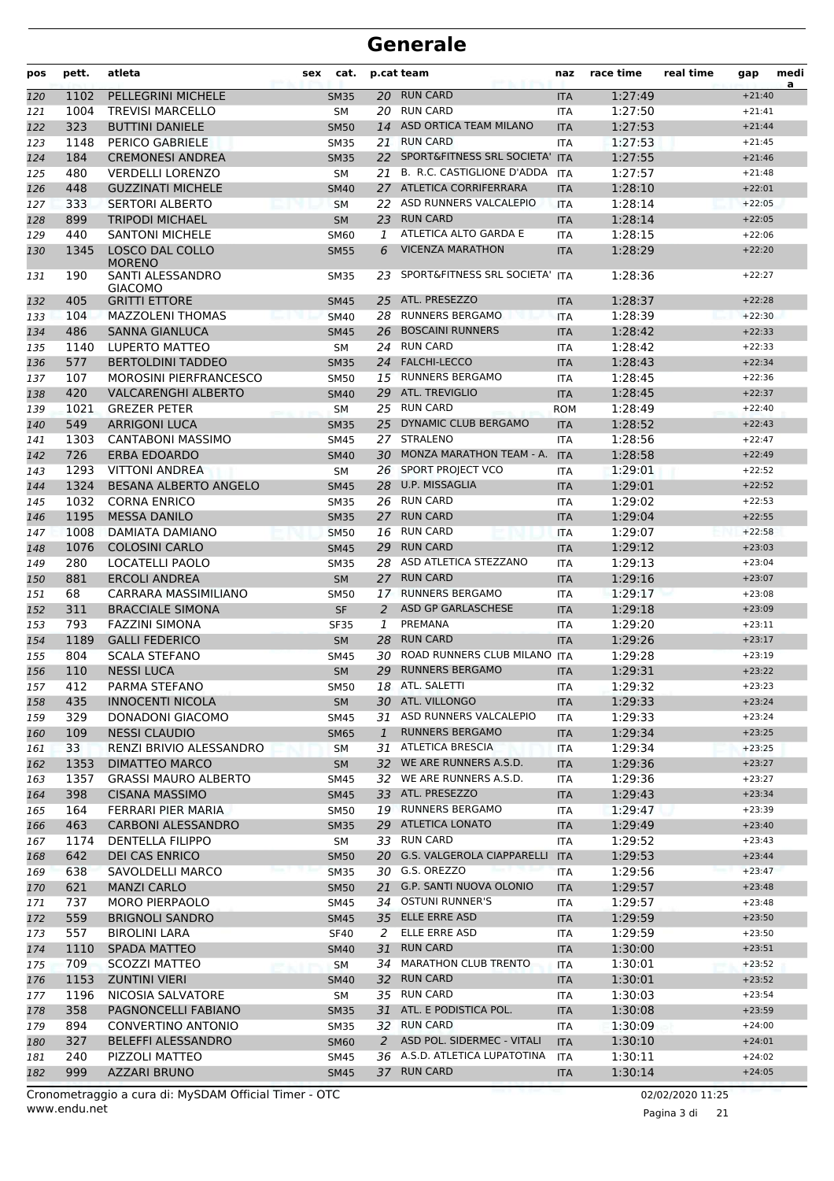# Generale

| pos | pett. | atleta | sex | cat. | p.cat | team | naz | race time | real time | gap | media |
|---|---|---|---|---|---|---|---|---|---|---|---|
| 120 | 1102 | PELLEGRINI MICHELE | | SM35 | 20 | RUN CARD | ITA | 1:27:49 | | +21:40 | |
| 121 | 1004 | TREVISI MARCELLO | | SM | 20 | RUN CARD | ITA | 1:27:50 | | +21:41 | |
| 122 | 323 | BUTTINI DANIELE | | SM50 | 14 | ASD ORTICA TEAM MILANO | ITA | 1:27:53 | | +21:44 | |
| 123 | 1148 | PERICO GABRIELE | | SM35 | 21 | RUN CARD | ITA | 1:27:53 | | +21:45 | |
| 124 | 184 | CREMONESI ANDREA | | SM35 | 22 | SPORT&FITNESS SRL SOCIETA' | ITA | 1:27:55 | | +21:46 | |
| 125 | 480 | VERDELLI LORENZO | | SM | 21 | B. R.C. CASTIGLIONE D'ADDA | ITA | 1:27:57 | | +21:48 | |
| 126 | 448 | GUZZINATI MICHELE | | SM40 | 27 | ATLETICA CORRIFERRARA | ITA | 1:28:10 | | +22:01 | |
| 127 | 333 | SERTORI ALBERTO | | SM | 22 | ASD RUNNERS VALCALEPIO | ITA | 1:28:14 | | +22:05 | |
| 128 | 899 | TRIPODI MICHAEL | | SM | 23 | RUN CARD | ITA | 1:28:14 | | +22:05 | |
| 129 | 440 | SANTONI MICHELE | | SM60 | 1 | ATLETICA ALTO GARDA E | ITA | 1:28:15 | | +22:06 | |
| 130 | 1345 | LOSCO DAL COLLO MORENO | | SM55 | 6 | VICENZA MARATHON | ITA | 1:28:29 | | +22:20 | |
| 131 | 190 | SANTI ALESSANDRO GIACOMO | | SM35 | 23 | SPORT&FITNESS SRL SOCIETA' | ITA | 1:28:36 | | +22:27 | |
| 132 | 405 | GRITTI ETTORE | | SM45 | 25 | ATL. PRESEZZO | ITA | 1:28:37 | | +22:28 | |
| 133 | 104 | MAZZOLENI THOMAS | | SM40 | 28 | RUNNERS BERGAMO | ITA | 1:28:39 | | +22:30 | |
| 134 | 486 | SANNA GIANLUCA | | SM45 | 26 | BOSCAINI RUNNERS | ITA | 1:28:42 | | +22:33 | |
| 135 | 1140 | LUPERTO MATTEO | | SM | 24 | RUN CARD | ITA | 1:28:42 | | +22:33 | |
| 136 | 577 | BERTOLDINI TADDEO | | SM35 | 24 | FALCHI-LECCO | ITA | 1:28:43 | | +22:34 | |
| 137 | 107 | MOROSINI PIERFRANCESCO | | SM50 | 15 | RUNNERS BERGAMO | ITA | 1:28:45 | | +22:36 | |
| 138 | 420 | VALCARENGHI ALBERTO | | SM40 | 29 | ATL. TREVIGLIO | ITA | 1:28:45 | | +22:37 | |
| 139 | 1021 | GREZER PETER | | SM | 25 | RUN CARD | ROM | 1:28:49 | | +22:40 | |
| 140 | 549 | ARRIGONI LUCA | | SM35 | 25 | DYNAMIC CLUB BERGAMO | ITA | 1:28:52 | | +22:43 | |
| 141 | 1303 | CANTABONI MASSIMO | | SM45 | 27 | STRALENO | ITA | 1:28:56 | | +22:47 | |
| 142 | 726 | ERBA EDOARDO | | SM40 | 30 | MONZA MARATHON TEAM - A. | ITA | 1:28:58 | | +22:49 | |
| 143 | 1293 | VITTONI ANDREA | | SM | 26 | SPORT PROJECT VCO | ITA | 1:29:01 | | +22:52 | |
| 144 | 1324 | BESANA ALBERTO ANGELO | | SM45 | 28 | U.P. MISSAGLIA | ITA | 1:29:01 | | +22:52 | |
| 145 | 1032 | CORNA ENRICO | | SM35 | 26 | RUN CARD | ITA | 1:29:02 | | +22:53 | |
| 146 | 1195 | MESSA DANILO | | SM35 | 27 | RUN CARD | ITA | 1:29:04 | | +22:55 | |
| 147 | 1008 | DAMIATA DAMIANO | | SM50 | 16 | RUN CARD | ITA | 1:29:07 | | +22:58 | |
| 148 | 1076 | COLOSINI CARLO | | SM45 | 29 | RUN CARD | ITA | 1:29:12 | | +23:03 | |
| 149 | 280 | LOCATELLI PAOLO | | SM35 | 28 | ASD ATLETICA STEZZANO | ITA | 1:29:13 | | +23:04 | |
| 150 | 881 | ERCOLI ANDREA | | SM | 27 | RUN CARD | ITA | 1:29:16 | | +23:07 | |
| 151 | 68 | CARRARA MASSIMILIANO | | SM50 | 17 | RUNNERS BERGAMO | ITA | 1:29:17 | | +23:08 | |
| 152 | 311 | BRACCIALE SIMONA | | SF | 2 | ASD GP GARLASCHESE | ITA | 1:29:18 | | +23:09 | |
| 153 | 793 | FAZZINI SIMONA | | SF35 | 1 | PREMANA | ITA | 1:29:20 | | +23:11 | |
| 154 | 1189 | GALLI FEDERICO | | SM | 28 | RUN CARD | ITA | 1:29:26 | | +23:17 | |
| 155 | 804 | SCALA STEFANO | | SM45 | 30 | ROAD RUNNERS CLUB MILANO | ITA | 1:29:28 | | +23:19 | |
| 156 | 110 | NESSI LUCA | | SM | 29 | RUNNERS BERGAMO | ITA | 1:29:31 | | +23:22 | |
| 157 | 412 | PARMA STEFANO | | SM50 | 18 | ATL. SALETTI | ITA | 1:29:32 | | +23:23 | |
| 158 | 435 | INNOCENTI NICOLA | | SM | 30 | ATL. VILLONGO | ITA | 1:29:33 | | +23:24 | |
| 159 | 329 | DONADONI GIACOMO | | SM45 | 31 | ASD RUNNERS VALCALEPIO | ITA | 1:29:33 | | +23:24 | |
| 160 | 109 | NESSI CLAUDIO | | SM65 | 1 | RUNNERS BERGAMO | ITA | 1:29:34 | | +23:25 | |
| 161 | 33 | RENZI BRIVIO ALESSANDRO | | SM | 31 | ATLETICA BRESCIA | ITA | 1:29:34 | | +23:25 | |
| 162 | 1353 | DIMATTEO MARCO | | SM | 32 | WE ARE RUNNERS A.S.D. | ITA | 1:29:36 | | +23:27 | |
| 163 | 1357 | GRASSI MAURO ALBERTO | | SM45 | 32 | WE ARE RUNNERS A.S.D. | ITA | 1:29:36 | | +23:27 | |
| 164 | 398 | CISANA MASSIMO | | SM45 | 33 | ATL. PRESEZZO | ITA | 1:29:43 | | +23:34 | |
| 165 | 164 | FERRARI PIER MARIA | | SM50 | 19 | RUNNERS BERGAMO | ITA | 1:29:47 | | +23:39 | |
| 166 | 463 | CARBONI ALESSANDRO | | SM35 | 29 | ATLETICA LONATO | ITA | 1:29:49 | | +23:40 | |
| 167 | 1174 | DENTELLA FILIPPO | | SM | 33 | RUN CARD | ITA | 1:29:52 | | +23:43 | |
| 168 | 642 | DEI CAS ENRICO | | SM50 | 20 | G.S. VALGEROLA CIAPPARELLI | ITA | 1:29:53 | | +23:44 | |
| 169 | 638 | SAVOLDELLI MARCO | | SM35 | 30 | G.S. OREZZO | ITA | 1:29:56 | | +23:47 | |
| 170 | 621 | MANZI CARLO | | SM50 | 21 | G.P. SANTI NUOVA OLONIO | ITA | 1:29:57 | | +23:48 | |
| 171 | 737 | MORO PIERPAOLO | | SM45 | 34 | OSTUNI RUNNER'S | ITA | 1:29:57 | | +23:48 | |
| 172 | 559 | BRIGNOLI SANDRO | | SM45 | 35 | ELLE ERRE ASD | ITA | 1:29:59 | | +23:50 | |
| 173 | 557 | BIROLINI LARA | | SF40 | 2 | ELLE ERRE ASD | ITA | 1:29:59 | | +23:50 | |
| 174 | 1110 | SPADA MATTEO | | SM40 | 31 | RUN CARD | ITA | 1:30:00 | | +23:51 | |
| 175 | 709 | SCOZZI MATTEO | | SM | 34 | MARATHON CLUB TRENTO | ITA | 1:30:01 | | +23:52 | |
| 176 | 1153 | ZUNTINI VIERI | | SM40 | 32 | RUN CARD | ITA | 1:30:01 | | +23:52 | |
| 177 | 1196 | NICOSIA SALVATORE | | SM | 35 | RUN CARD | ITA | 1:30:03 | | +23:54 | |
| 178 | 358 | PAGNONCELLI FABIANO | | SM35 | 31 | ATL. E PODISTICA POL. | ITA | 1:30:08 | | +23:59 | |
| 179 | 894 | CONVERTINO ANTONIO | | SM35 | 32 | RUN CARD | ITA | 1:30:09 | | +24:00 | |
| 180 | 327 | BELEFFI ALESSANDRO | | SM60 | 2 | ASD POL. SIDERMEC - VITALI | ITA | 1:30:10 | | +24:01 | |
| 181 | 240 | PIZZOLI MATTEO | | SM45 | 36 | A.S.D. ATLETICA LUPATOTINA | ITA | 1:30:11 | | +24:02 | |
| 182 | 999 | AZZARI BRUNO | | SM45 | 37 | RUN CARD | ITA | 1:30:14 | | +24:05 | |

Cronometraggio a cura di: MySDAM Official Timer - OTC
www.endu.net
02/02/2020 11:25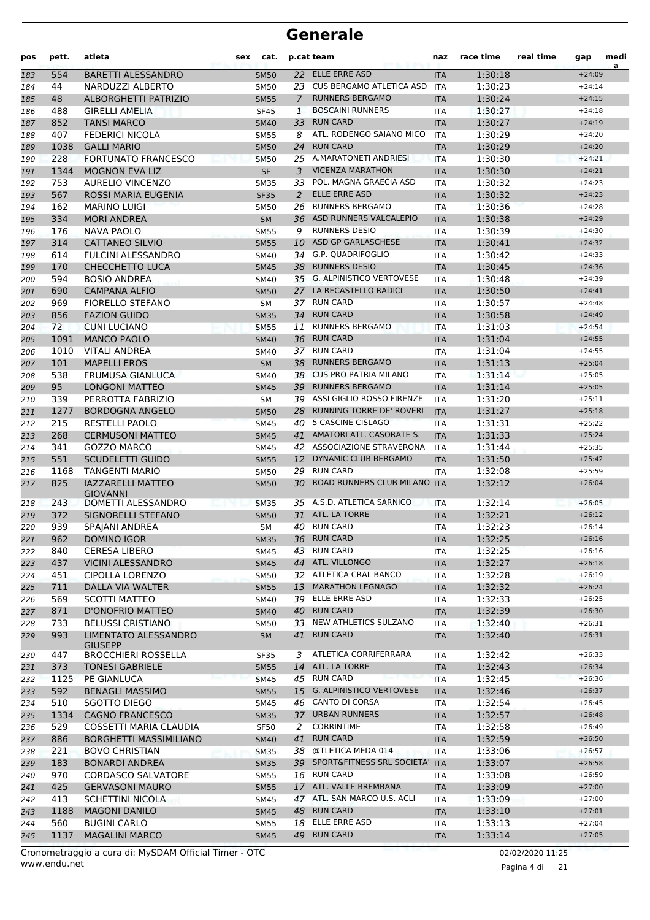# Generale

| pos | pett. | atleta | sex | cat. | p.cat | team | naz | race time | real time | gap | media |
|---|---|---|---|---|---|---|---|---|---|---|---|
| 183 | 554 | BARETTI ALESSANDRO | | SM50 | 22 | ELLE ERRE ASD | ITA | 1:30:18 | | +24:09 | |
| 184 | 44 | NARDUZZI ALBERTO | | SM50 | 23 | CUS BERGAMO ATLETICA ASD | ITA | 1:30:23 | | +24:14 | |
| 185 | 48 | ALBORGHETTI PATRIZIO | | SM55 | 7 | RUNNERS BERGAMO | ITA | 1:30:24 | | +24:15 | |
| 186 | 488 | GIRELLI AMELIA | | SF45 | 1 | BOSCAINI RUNNERS | ITA | 1:30:27 | | +24:18 | |
| 187 | 852 | TANSI MARCO | | SM40 | 33 | RUN CARD | ITA | 1:30:27 | | +24:19 | |
| 188 | 407 | FEDERICI NICOLA | | SM55 | 8 | ATL. RODENGO SAIANO MICO | ITA | 1:30:29 | | +24:20 | |
| 189 | 1038 | GALLI MARIO | | SM50 | 24 | RUN CARD | ITA | 1:30:29 | | +24:20 | |
| 190 | 228 | FORTUNATO FRANCESCO | | SM50 | 25 | A.MARATONETI ANDRIESI | ITA | 1:30:30 | | +24:21 | |
| 191 | 1344 | MOGNON EVA LIZ | | SF | 3 | VICENZA MARATHON | ITA | 1:30:30 | | +24:21 | |
| 192 | 753 | AURELIO VINCENZO | | SM35 | 33 | POL. MAGNA GRAECIA ASD | ITA | 1:30:32 | | +24:23 | |
| 193 | 567 | ROSSI MARIA EUGENIA | | SF35 | 2 | ELLE ERRE ASD | ITA | 1:30:32 | | +24:23 | |
| 194 | 162 | MARINO LUIGI | | SM50 | 26 | RUNNERS BERGAMO | ITA | 1:30:36 | | +24:28 | |
| 195 | 334 | MORI ANDREA | | SM | 36 | ASD RUNNERS VALCALEPIO | ITA | 1:30:38 | | +24:29 | |
| 196 | 176 | NAVA PAOLO | | SM55 | 9 | RUNNERS DESIO | ITA | 1:30:39 | | +24:30 | |
| 197 | 314 | CATTANEO SILVIO | | SM55 | 10 | ASD GP GARLASCHESE | ITA | 1:30:41 | | +24:32 | |
| 198 | 614 | FULCINI ALESSANDRO | | SM40 | 34 | G.P. QUADRIFOGLIO | ITA | 1:30:42 | | +24:33 | |
| 199 | 170 | CHECCHETTO LUCA | | SM45 | 38 | RUNNERS DESIO | ITA | 1:30:45 | | +24:36 | |
| 200 | 594 | BOSIO ANDREA | | SM40 | 35 | G. ALPINISTICO VERTOVESE | ITA | 1:30:48 | | +24:39 | |
| 201 | 690 | CAMPANA ALFIO | | SM50 | 27 | LA RECASTELLO RADICI | ITA | 1:30:50 | | +24:41 | |
| 202 | 969 | FIORELLO STEFANO | | SM | 37 | RUN CARD | ITA | 1:30:57 | | +24:48 | |
| 203 | 856 | FAZION GUIDO | | SM35 | 34 | RUN CARD | ITA | 1:30:58 | | +24:49 | |
| 204 | 72 | CUNI LUCIANO | | SM55 | 11 | RUNNERS BERGAMO | ITA | 1:31:03 | | +24:54 | |
| 205 | 1091 | MANCO PAOLO | | SM40 | 36 | RUN CARD | ITA | 1:31:04 | | +24:55 | |
| 206 | 1010 | VITALI ANDREA | | SM40 | 37 | RUN CARD | ITA | 1:31:04 | | +24:55 | |
| 207 | 101 | MAPELLI EROS | | SM | 38 | RUNNERS BERGAMO | ITA | 1:31:13 | | +25:04 | |
| 208 | 538 | FRUMUSA GIANLUCA | | SM40 | 38 | CUS PRO PATRIA MILANO | ITA | 1:31:14 | | +25:05 | |
| 209 | 95 | LONGONI MATTEO | | SM45 | 39 | RUNNERS BERGAMO | ITA | 1:31:14 | | +25:05 | |
| 210 | 339 | PERROTTA FABRIZIO | | SM | 39 | ASSI GIGLIO ROSSO FIRENZE | ITA | 1:31:20 | | +25:11 | |
| 211 | 1277 | BORDOGNA ANGELO | | SM50 | 28 | RUNNING TORRE DE' ROVERI | ITA | 1:31:27 | | +25:18 | |
| 212 | 215 | RESTELLI PAOLO | | SM45 | 40 | 5 CASCINE CISLAGO | ITA | 1:31:31 | | +25:22 | |
| 213 | 268 | CERMUSONI MATTEO | | SM45 | 41 | AMATORI ATL. CASORATE S. | ITA | 1:31:33 | | +25:24 | |
| 214 | 341 | GOZZO MARCO | | SM45 | 42 | ASSOCIAZIONE STRAVERONA | ITA | 1:31:44 | | +25:35 | |
| 215 | 551 | SCUDELETTI GUIDO | | SM55 | 12 | DYNAMIC CLUB BERGAMO | ITA | 1:31:50 | | +25:42 | |
| 216 | 1168 | TANGENTI MARIO | | SM50 | 29 | RUN CARD | ITA | 1:32:08 | | +25:59 | |
| 217 | 825 | IAZZARELLI MATTEO GIOVANNI | | SM50 | 30 | ROAD RUNNERS CLUB MILANO | ITA | 1:32:12 | | +26:04 | |
| 218 | 243 | DOMETTI ALESSANDRO | | SM35 | 35 | A.S.D. ATLETICA SARNICO | ITA | 1:32:14 | | +26:05 | |
| 219 | 372 | SIGNORELLI STEFANO | | SM50 | 31 | ATL. LA TORRE | ITA | 1:32:21 | | +26:12 | |
| 220 | 939 | SPAJANI ANDREA | | SM | 40 | RUN CARD | ITA | 1:32:23 | | +26:14 | |
| 221 | 962 | DOMINO IGOR | | SM35 | 36 | RUN CARD | ITA | 1:32:25 | | +26:16 | |
| 222 | 840 | CERESA LIBERO | | SM45 | 43 | RUN CARD | ITA | 1:32:25 | | +26:16 | |
| 223 | 437 | VICINI ALESSANDRO | | SM45 | 44 | ATL. VILLONGO | ITA | 1:32:27 | | +26:18 | |
| 224 | 451 | CIPOLLA LORENZO | | SM50 | 32 | ATLETICA CRAL BANCO | ITA | 1:32:28 | | +26:19 | |
| 225 | 711 | DALLA VIA WALTER | | SM55 | 13 | MARATHON LEGNAGO | ITA | 1:32:32 | | +26:24 | |
| 226 | 569 | SCOTTI MATTEO | | SM40 | 39 | ELLE ERRE ASD | ITA | 1:32:33 | | +26:25 | |
| 227 | 871 | D'ONOFRIO MATTEO | | SM40 | 40 | RUN CARD | ITA | 1:32:39 | | +26:30 | |
| 228 | 733 | BELUSSI CRISTIANO | | SM50 | 33 | NEW ATHLETICS SULZANO | ITA | 1:32:40 | | +26:31 | |
| 229 | 993 | LIMENTATO ALESSANDRO GIUSEPP | | SM | 41 | RUN CARD | ITA | 1:32:40 | | +26:31 | |
| 230 | 447 | BROCCHIERI ROSSELLA | | SF35 | 3 | ATLETICA CORRIFERRARA | ITA | 1:32:42 | | +26:33 | |
| 231 | 373 | TONESI GABRIELE | | SM55 | 14 | ATL. LA TORRE | ITA | 1:32:43 | | +26:34 | |
| 232 | 1125 | PE GIANLUCA | | SM45 | 45 | RUN CARD | ITA | 1:32:45 | | +26:36 | |
| 233 | 592 | BENAGLI MASSIMO | | SM55 | 15 | G. ALPINISTICO VERTOVESE | ITA | 1:32:46 | | +26:37 | |
| 234 | 510 | SGOTTO DIEGO | | SM45 | 46 | CANTO DI CORSA | ITA | 1:32:54 | | +26:45 | |
| 235 | 1334 | CAGNO FRANCESCO | | SM35 | 37 | URBAN RUNNERS | ITA | 1:32:57 | | +26:48 | |
| 236 | 529 | COSSETTI MARIA CLAUDIA | | SF50 | 2 | CORRINTIME | ITA | 1:32:58 | | +26:49 | |
| 237 | 886 | BORGHETTI MASSIMILIANO | | SM40 | 41 | RUN CARD | ITA | 1:32:59 | | +26:50 | |
| 238 | 221 | BOVO CHRISTIAN | | SM35 | 38 | @TLETICA MEDA 014 | ITA | 1:33:06 | | +26:57 | |
| 239 | 183 | BONARDI ANDREA | | SM35 | 39 | SPORT&FITNESS SRL SOCIETA' | ITA | 1:33:07 | | +26:58 | |
| 240 | 970 | CORDASCO SALVATORE | | SM55 | 16 | RUN CARD | ITA | 1:33:08 | | +26:59 | |
| 241 | 425 | GERVASONI MAURO | | SM55 | 17 | ATL. VALLE BREMBANA | ITA | 1:33:09 | | +27:00 | |
| 242 | 413 | SCHETTINI NICOLA | | SM45 | 47 | ATL. SAN MARCO U.S. ACLI | ITA | 1:33:09 | | +27:00 | |
| 243 | 1188 | MAGONI DANILO | | SM45 | 48 | RUN CARD | ITA | 1:33:10 | | +27:01 | |
| 244 | 560 | BUGINI CARLO | | SM55 | 18 | ELLE ERRE ASD | ITA | 1:33:13 | | +27:04 | |
| 245 | 1137 | MAGALINI MARCO | | SM45 | 49 | RUN CARD | ITA | 1:33:14 | | +27:05 | |

Cronometraggio a cura di: MySDAM Official Timer - OTC
www.endu.net

02/02/2020 11:25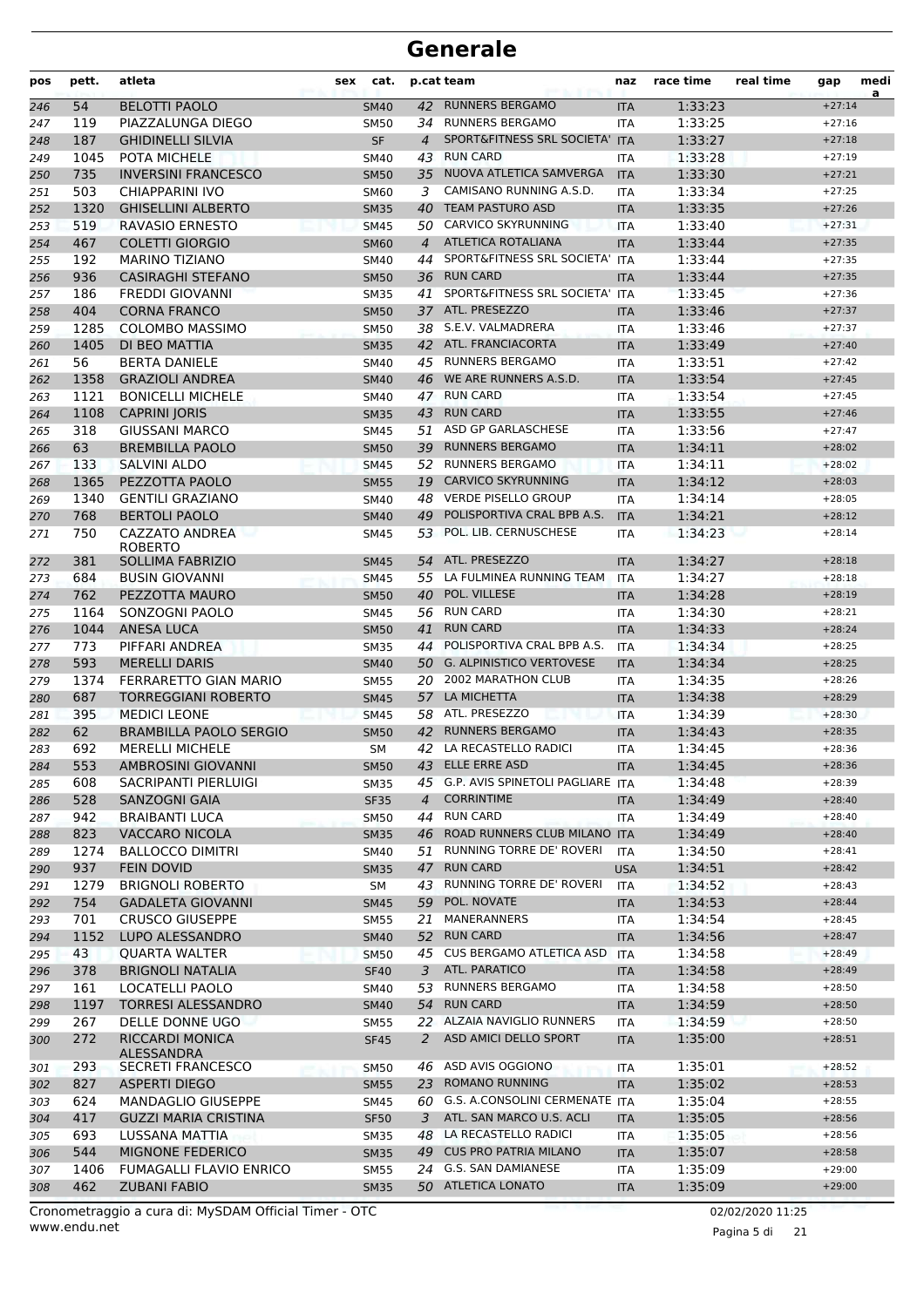# Generale

| pos | pett. | atleta | sex | cat. | p.cat | team | naz | race time | real time | gap | media |
|---|---|---|---|---|---|---|---|---|---|---|---|
| 246 | 54 | BELOTTI PAOLO | | SM40 | 42 | RUNNERS BERGAMO | ITA | 1:33:23 | | +27:14 | |
| 247 | 119 | PIAZZALUNGA DIEGO | | SM50 | 34 | RUNNERS BERGAMO | ITA | 1:33:25 | | +27:16 | |
| 248 | 187 | GHIDINELLI SILVIA | | SF | 4 | SPORT&FITNESS SRL SOCIETA' | ITA | 1:33:27 | | +27:18 | |
| 249 | 1045 | POTA MICHELE | | SM40 | 43 | RUN CARD | ITA | 1:33:28 | | +27:19 | |
| 250 | 735 | INVERSINI FRANCESCO | | SM50 | 35 | NUOVA ATLETICA SAMVERGA | ITA | 1:33:30 | | +27:21 | |
| 251 | 503 | CHIAPPARINI IVO | | SM60 | 3 | CAMISANO RUNNING A.S.D. | ITA | 1:33:34 | | +27:25 | |
| 252 | 1320 | GHISELLINI ALBERTO | | SM35 | 40 | TEAM PASTURO ASD | ITA | 1:33:35 | | +27:26 | |
| 253 | 519 | RAVASIO ERNESTO | | SM45 | 50 | CARVICO SKYRUNNING | ITA | 1:33:40 | | +27:31 | |
| 254 | 467 | COLETTI GIORGIO | | SM60 | 4 | ATLETICA ROTALIANA | ITA | 1:33:44 | | +27:35 | |
| 255 | 192 | MARINO TIZIANO | | SM40 | 44 | SPORT&FITNESS SRL SOCIETA' | ITA | 1:33:44 | | +27:35 | |
| 256 | 936 | CASIRAGHI STEFANO | | SM50 | 36 | RUN CARD | ITA | 1:33:44 | | +27:35 | |
| 257 | 186 | FREDDI GIOVANNI | | SM35 | 41 | SPORT&FITNESS SRL SOCIETA' | ITA | 1:33:45 | | +27:36 | |
| 258 | 404 | CORNA FRANCO | | SM50 | 37 | ATL. PRESEZZO | ITA | 1:33:46 | | +27:37 | |
| 259 | 1285 | COLOMBO MASSIMO | | SM50 | 38 | S.E.V. VALMADRERA | ITA | 1:33:46 | | +27:37 | |
| 260 | 1405 | DI BEO MATTIA | | SM35 | 42 | ATL. FRANCIACORTA | ITA | 1:33:49 | | +27:40 | |
| 261 | 56 | BERTA DANIELE | | SM40 | 45 | RUNNERS BERGAMO | ITA | 1:33:51 | | +27:42 | |
| 262 | 1358 | GRAZIOLI ANDREA | | SM40 | 46 | WE ARE RUNNERS A.S.D. | ITA | 1:33:54 | | +27:45 | |
| 263 | 1121 | BONICELLI MICHELE | | SM40 | 47 | RUN CARD | ITA | 1:33:54 | | +27:45 | |
| 264 | 1108 | CAPRINI JORIS | | SM35 | 43 | RUN CARD | ITA | 1:33:55 | | +27:46 | |
| 265 | 318 | GIUSSANI MARCO | | SM45 | 51 | ASD GP GARLASCHESE | ITA | 1:33:56 | | +27:47 | |
| 266 | 63 | BREMBILLA PAOLO | | SM50 | 39 | RUNNERS BERGAMO | ITA | 1:34:11 | | +28:02 | |
| 267 | 133 | SALVINI ALDO | | SM45 | 52 | RUNNERS BERGAMO | ITA | 1:34:11 | | +28:02 | |
| 268 | 1365 | PEZZOTTA PAOLO | | SM55 | 19 | CARVICO SKYRUNNING | ITA | 1:34:12 | | +28:03 | |
| 269 | 1340 | GENTILI GRAZIANO | | SM40 | 48 | VERDE PISELLO GROUP | ITA | 1:34:14 | | +28:05 | |
| 270 | 768 | BERTOLI PAOLO | | SM40 | 49 | POLISPORTIVA CRAL BPB A.S. | ITA | 1:34:21 | | +28:12 | |
| 271 | 750 | CAZZATO ANDREA ROBERTO | | SM45 | 53 | POL. LIB. CERNUSCHESE | ITA | 1:34:23 | | +28:14 | |
| 272 | 381 | SOLLIMA FABRIZIO | | SM45 | 54 | ATL. PRESEZZO | ITA | 1:34:27 | | +28:18 | |
| 273 | 684 | BUSIN GIOVANNI | | SM45 | 55 | LA FULMINEA RUNNING TEAM | ITA | 1:34:27 | | +28:18 | |
| 274 | 762 | PEZZOTTA MAURO | | SM50 | 40 | POL. VILLESE | ITA | 1:34:28 | | +28:19 | |
| 275 | 1164 | SONZOGNI PAOLO | | SM45 | 56 | RUN CARD | ITA | 1:34:30 | | +28:21 | |
| 276 | 1044 | ANESA LUCA | | SM50 | 41 | RUN CARD | ITA | 1:34:33 | | +28:24 | |
| 277 | 773 | PIFFARI ANDREA | | SM35 | 44 | POLISPORTIVA CRAL BPB A.S. | ITA | 1:34:34 | | +28:25 | |
| 278 | 593 | MERELLI DARIS | | SM40 | 50 | G. ALPINISTICO VERTOVESE | ITA | 1:34:34 | | +28:25 | |
| 279 | 1374 | FERRARETTO GIAN MARIO | | SM55 | 20 | 2002 MARATHON CLUB | ITA | 1:34:35 | | +28:26 | |
| 280 | 687 | TORREGGIANI ROBERTO | | SM45 | 57 | LA MICHETTA | ITA | 1:34:38 | | +28:29 | |
| 281 | 395 | MEDICI LEONE | | SM45 | 58 | ATL. PRESEZZO | ITA | 1:34:39 | | +28:30 | |
| 282 | 62 | BRAMBILLA PAOLO SERGIO | | SM50 | 42 | RUNNERS BERGAMO | ITA | 1:34:43 | | +28:35 | |
| 283 | 692 | MERELLI MICHELE | | SM | 42 | LA RECASTELLO RADICI | ITA | 1:34:45 | | +28:36 | |
| 284 | 553 | AMBROSINI GIOVANNI | | SM50 | 43 | ELLE ERRE ASD | ITA | 1:34:45 | | +28:36 | |
| 285 | 608 | SACRIPANTI PIERLUIGI | | SM35 | 45 | G.P. AVIS SPINETOLI PAGLIARE | ITA | 1:34:48 | | +28:39 | |
| 286 | 528 | SANZOGNI GAIA | | SF35 | 4 | CORRINTIME | ITA | 1:34:49 | | +28:40 | |
| 287 | 942 | BRAIBANTI LUCA | | SM50 | 44 | RUN CARD | ITA | 1:34:49 | | +28:40 | |
| 288 | 823 | VACCARO NICOLA | | SM35 | 46 | ROAD RUNNERS CLUB MILANO | ITA | 1:34:49 | | +28:40 | |
| 289 | 1274 | BALLOCCO DIMITRI | | SM40 | 51 | RUNNING TORRE DE' ROVERI | ITA | 1:34:50 | | +28:41 | |
| 290 | 937 | FEIN DOVID | | SM35 | 47 | RUN CARD | USA | 1:34:51 | | +28:42 | |
| 291 | 1279 | BRIGNOLI ROBERTO | | SM | 43 | RUNNING TORRE DE' ROVERI | ITA | 1:34:52 | | +28:43 | |
| 292 | 754 | GADALETA GIOVANNI | | SM45 | 59 | POL. NOVATE | ITA | 1:34:53 | | +28:44 | |
| 293 | 701 | CRUSCO GIUSEPPE | | SM55 | 21 | MANERANNERS | ITA | 1:34:54 | | +28:45 | |
| 294 | 1152 | LUPO ALESSANDRO | | SM40 | 52 | RUN CARD | ITA | 1:34:56 | | +28:47 | |
| 295 | 43 | QUARTA WALTER | | SM50 | 45 | CUS BERGAMO ATLETICA ASD | ITA | 1:34:58 | | +28:49 | |
| 296 | 378 | BRIGNOLI NATALIA | | SF40 | 3 | ATL. PARATICO | ITA | 1:34:58 | | +28:49 | |
| 297 | 161 | LOCATELLI PAOLO | | SM40 | 53 | RUNNERS BERGAMO | ITA | 1:34:58 | | +28:50 | |
| 298 | 1197 | TORRESI ALESSANDRO | | SM40 | 54 | RUN CARD | ITA | 1:34:59 | | +28:50 | |
| 299 | 267 | DELLE DONNE UGO | | SM55 | 22 | ALZAIA NAVIGLIO RUNNERS | ITA | 1:34:59 | | +28:50 | |
| 300 | 272 | RICCARDI MONICA ALESSANDRA | | SF45 | 2 | ASD AMICI DELLO SPORT | ITA | 1:35:00 | | +28:51 | |
| 301 | 293 | SECRETI FRANCESCO | | SM50 | 46 | ASD AVIS OGGIONO | ITA | 1:35:01 | | +28:52 | |
| 302 | 827 | ASPERTI DIEGO | | SM55 | 23 | ROMANO RUNNING | ITA | 1:35:02 | | +28:53 | |
| 303 | 624 | MANDAGLIO GIUSEPPE | | SM45 | 60 | G.S. A.CONSOLINI CERMENATE | ITA | 1:35:04 | | +28:55 | |
| 304 | 417 | GUZZI MARIA CRISTINA | | SF50 | 3 | ATL. SAN MARCO U.S. ACLI | ITA | 1:35:05 | | +28:56 | |
| 305 | 693 | LUSSANA MATTIA | | SM35 | 48 | LA RECASTELLO RADICI | ITA | 1:35:05 | | +28:56 | |
| 306 | 544 | MIGNONE FEDERICO | | SM35 | 49 | CUS PRO PATRIA MILANO | ITA | 1:35:07 | | +28:58 | |
| 307 | 1406 | FUMAGALLI FLAVIO ENRICO | | SM55 | 24 | G.S. SAN DAMIANESE | ITA | 1:35:09 | | +29:00 | |
| 308 | 462 | ZUBANI FABIO | | SM35 | 50 | ATLETICA LONATO | ITA | 1:35:09 | | +29:00 | |

Cronometraggio a cura di: MySDAM Official Timer - OTC
www.endu.net

02/02/2020 11:25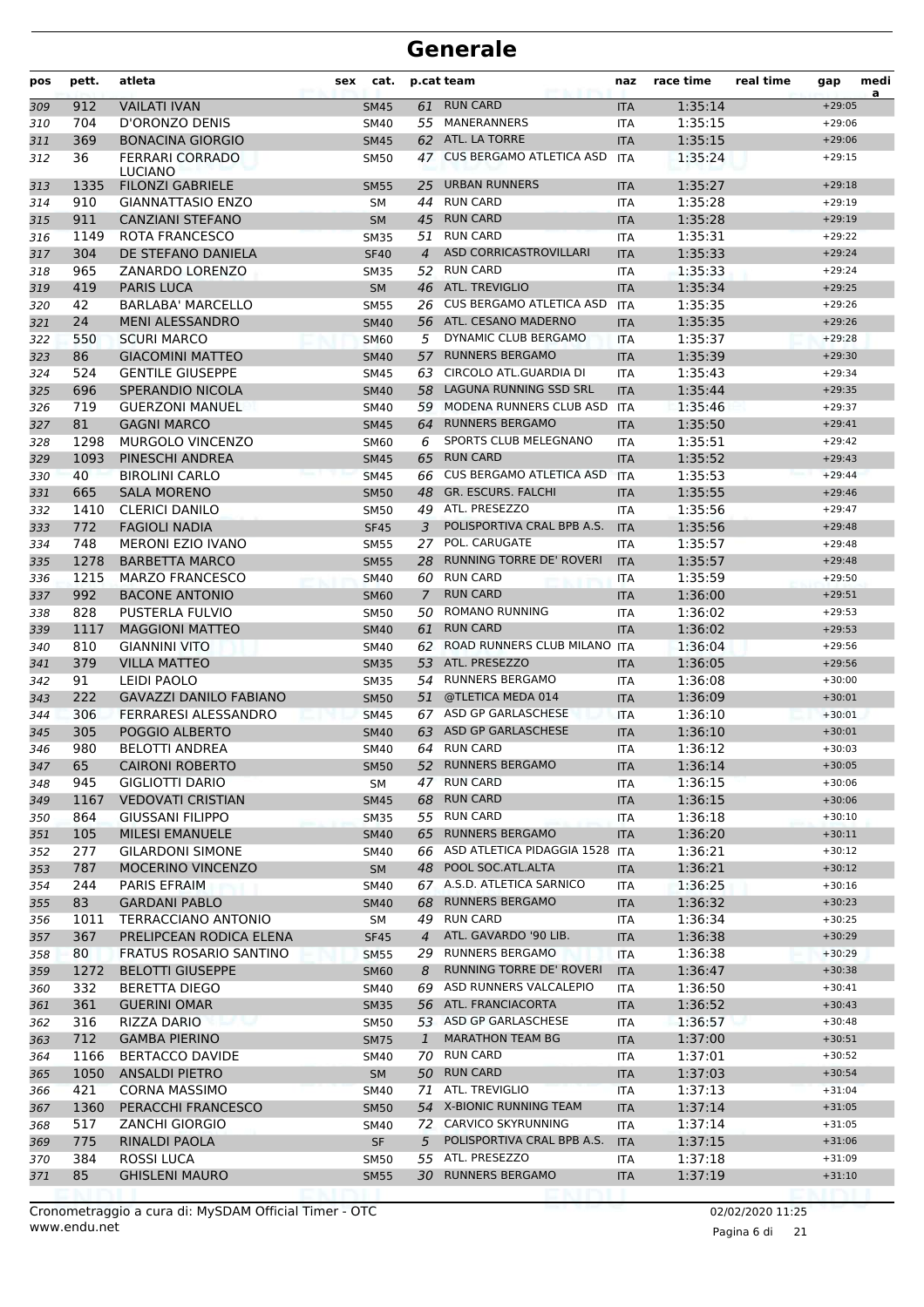# Generale

| pos | pett. | atleta | sex | cat. | p.cat | team | naz | race time | real time | gap | media |
|---|---|---|---|---|---|---|---|---|---|---|---|
| 309 | 912 | VAILATI IVAN | | SM45 | 61 | RUN CARD | ITA | 1:35:14 | | +29:05 | |
| 310 | 704 | D'ORONZO DENIS | | SM40 | 55 | MANERANNERS | ITA | 1:35:15 | | +29:06 | |
| 311 | 369 | BONACINA GIORGIO | | SM45 | 62 | ATL. LA TORRE | ITA | 1:35:15 | | +29:06 | |
| 312 | 36 | FERRARI CORRADO LUCIANO | | SM50 | 47 | CUS BERGAMO ATLETICA ASD | ITA | 1:35:24 | | +29:15 | |
| 313 | 1335 | FILONZI GABRIELE | | SM55 | 25 | URBAN RUNNERS | ITA | 1:35:27 | | +29:18 | |
| 314 | 910 | GIANNATTASIO ENZO | | SM | 44 | RUN CARD | ITA | 1:35:28 | | +29:19 | |
| 315 | 911 | CANZIANI STEFANO | | SM | 45 | RUN CARD | ITA | 1:35:28 | | +29:19 | |
| 316 | 1149 | ROTA FRANCESCO | | SM35 | 51 | RUN CARD | ITA | 1:35:31 | | +29:22 | |
| 317 | 304 | DE STEFANO DANIELA | | SF40 | 4 | ASD CORRICASTROVILLARI | ITA | 1:35:33 | | +29:24 | |
| 318 | 965 | ZANARDO LORENZO | | SM35 | 52 | RUN CARD | ITA | 1:35:33 | | +29:24 | |
| 319 | 419 | PARIS LUCA | | SM | 46 | ATL. TREVIGLIO | ITA | 1:35:34 | | +29:25 | |
| 320 | 42 | BARLABA' MARCELLO | | SM55 | 26 | CUS BERGAMO ATLETICA ASD | ITA | 1:35:35 | | +29:26 | |
| 321 | 24 | MENI ALESSANDRO | | SM40 | 56 | ATL. CESANO MADERNO | ITA | 1:35:35 | | +29:26 | |
| 322 | 550 | SCURI MARCO | | SM60 | 5 | DYNAMIC CLUB BERGAMO | ITA | 1:35:37 | | +29:28 | |
| 323 | 86 | GIACOMINI MATTEO | | SM40 | 57 | RUNNERS BERGAMO | ITA | 1:35:39 | | +29:30 | |
| 324 | 524 | GENTILE GIUSEPPE | | SM45 | 63 | CIRCOLO ATL.GUARDIA DI | ITA | 1:35:43 | | +29:34 | |
| 325 | 696 | SPERANDIO NICOLA | | SM40 | 58 | LAGUNA RUNNING SSD SRL | ITA | 1:35:44 | | +29:35 | |
| 326 | 719 | GUERZONI MANUEL | | SM40 | 59 | MODENA RUNNERS CLUB ASD | ITA | 1:35:46 | | +29:37 | |
| 327 | 81 | GAGNI MARCO | | SM45 | 64 | RUNNERS BERGAMO | ITA | 1:35:50 | | +29:41 | |
| 328 | 1298 | MURGOLO VINCENZO | | SM60 | 6 | SPORTS CLUB MELEGNANO | ITA | 1:35:51 | | +29:42 | |
| 329 | 1093 | PINESCHI ANDREA | | SM45 | 65 | RUN CARD | ITA | 1:35:52 | | +29:43 | |
| 330 | 40 | BIROLINI CARLO | | SM45 | 66 | CUS BERGAMO ATLETICA ASD | ITA | 1:35:53 | | +29:44 | |
| 331 | 665 | SALA MORENO | | SM50 | 48 | GR. ESCURS. FALCHI | ITA | 1:35:55 | | +29:46 | |
| 332 | 1410 | CLERICI DANILO | | SM50 | 49 | ATL. PRESEZZO | ITA | 1:35:56 | | +29:47 | |
| 333 | 772 | FAGIOLI NADIA | | SF45 | 3 | POLISPORTIVA CRAL BPB A.S. | ITA | 1:35:56 | | +29:48 | |
| 334 | 748 | MERONI EZIO IVANO | | SM55 | 27 | POL. CARUGATE | ITA | 1:35:57 | | +29:48 | |
| 335 | 1278 | BARBETTA MARCO | | SM55 | 28 | RUNNING TORRE DE' ROVERI | ITA | 1:35:57 | | +29:48 | |
| 336 | 1215 | MARZO FRANCESCO | | SM40 | 60 | RUN CARD | ITA | 1:35:59 | | +29:50 | |
| 337 | 992 | BACONE ANTONIO | | SM60 | 7 | RUN CARD | ITA | 1:36:00 | | +29:51 | |
| 338 | 828 | PUSTERLA FULVIO | | SM50 | 50 | ROMANO RUNNING | ITA | 1:36:02 | | +29:53 | |
| 339 | 1117 | MAGGIONI MATTEO | | SM40 | 61 | RUN CARD | ITA | 1:36:02 | | +29:53 | |
| 340 | 810 | GIANNINI VITO | | SM40 | 62 | ROAD RUNNERS CLUB MILANO | ITA | 1:36:04 | | +29:56 | |
| 341 | 379 | VILLA MATTEO | | SM35 | 53 | ATL. PRESEZZO | ITA | 1:36:05 | | +29:56 | |
| 342 | 91 | LEIDI PAOLO | | SM35 | 54 | RUNNERS BERGAMO | ITA | 1:36:08 | | +30:00 | |
| 343 | 222 | GAVAZZI DANILO FABIANO | | SM50 | 51 | @TLETICA MEDA 014 | ITA | 1:36:09 | | +30:01 | |
| 344 | 306 | FERRARESI ALESSANDRO | | SM45 | 67 | ASD GP GARLASCHESE | ITA | 1:36:10 | | +30:01 | |
| 345 | 305 | POGGIO ALBERTO | | SM40 | 63 | ASD GP GARLASCHESE | ITA | 1:36:10 | | +30:01 | |
| 346 | 980 | BELOTTI ANDREA | | SM40 | 64 | RUN CARD | ITA | 1:36:12 | | +30:03 | |
| 347 | 65 | CAIRONI ROBERTO | | SM50 | 52 | RUNNERS BERGAMO | ITA | 1:36:14 | | +30:05 | |
| 348 | 945 | GIGLIOTTI DARIO | | SM | 47 | RUN CARD | ITA | 1:36:15 | | +30:06 | |
| 349 | 1167 | VEDOVATI CRISTIAN | | SM45 | 68 | RUN CARD | ITA | 1:36:15 | | +30:06 | |
| 350 | 864 | GIUSSANI FILIPPO | | SM35 | 55 | RUN CARD | ITA | 1:36:18 | | +30:10 | |
| 351 | 105 | MILESI EMANUELE | | SM40 | 65 | RUNNERS BERGAMO | ITA | 1:36:20 | | +30:11 | |
| 352 | 277 | GILARDONI SIMONE | | SM40 | 66 | ASD ATLETICA PIDAGGIA 1528 | ITA | 1:36:21 | | +30:12 | |
| 353 | 787 | MOCERINO VINCENZO | | SM | 48 | POOL SOC.ATL.ALTA | ITA | 1:36:21 | | +30:12 | |
| 354 | 244 | PARIS EFRAIM | | SM40 | 67 | A.S.D. ATLETICA SARNICO | ITA | 1:36:25 | | +30:16 | |
| 355 | 83 | GARDANI PABLO | | SM40 | 68 | RUNNERS BERGAMO | ITA | 1:36:32 | | +30:23 | |
| 356 | 1011 | TERRACCIANO ANTONIO | | SM | 49 | RUN CARD | ITA | 1:36:34 | | +30:25 | |
| 357 | 367 | PRELIPCEAN RODICA ELENA | | SF45 | 4 | ATL. GAVARDO '90 LIB. | ITA | 1:36:38 | | +30:29 | |
| 358 | 80 | FRATUS ROSARIO SANTINO | | SM55 | 29 | RUNNERS BERGAMO | ITA | 1:36:38 | | +30:29 | |
| 359 | 1272 | BELOTTI GIUSEPPE | | SM60 | 8 | RUNNING TORRE DE' ROVERI | ITA | 1:36:47 | | +30:38 | |
| 360 | 332 | BERETTA DIEGO | | SM40 | 69 | ASD RUNNERS VALCALEPIO | ITA | 1:36:50 | | +30:41 | |
| 361 | 361 | GUERINI OMAR | | SM35 | 56 | ATL. FRANCIACORTA | ITA | 1:36:52 | | +30:43 | |
| 362 | 316 | RIZZA DARIO | | SM50 | 53 | ASD GP GARLASCHESE | ITA | 1:36:57 | | +30:48 | |
| 363 | 712 | GAMBA PIERINO | | SM75 | 1 | MARATHON TEAM BG | ITA | 1:37:00 | | +30:51 | |
| 364 | 1166 | BERTACCO DAVIDE | | SM40 | 70 | RUN CARD | ITA | 1:37:01 | | +30:52 | |
| 365 | 1050 | ANSALDI PIETRO | | SM | 50 | RUN CARD | ITA | 1:37:03 | | +30:54 | |
| 366 | 421 | CORNA MASSIMO | | SM40 | 71 | ATL. TREVIGLIO | ITA | 1:37:13 | | +31:04 | |
| 367 | 1360 | PERACCHI FRANCESCO | | SM50 | 54 | X-BIONIC RUNNING TEAM | ITA | 1:37:14 | | +31:05 | |
| 368 | 517 | ZANCHI GIORGIO | | SM40 | 72 | CARVICO SKYRUNNING | ITA | 1:37:14 | | +31:05 | |
| 369 | 775 | RINALDI PAOLA | | SF | 5 | POLISPORTIVA CRAL BPB A.S. | ITA | 1:37:15 | | +31:06 | |
| 370 | 384 | ROSSI LUCA | | SM50 | 55 | ATL. PRESEZZO | ITA | 1:37:18 | | +31:09 | |
| 371 | 85 | GHISLENI MAURO | | SM55 | 30 | RUNNERS BERGAMO | ITA | 1:37:19 | | +31:10 | |

Cronometraggio a cura di: MySDAM Official Timer - OTC
www.endu.net

02/02/2020 11:25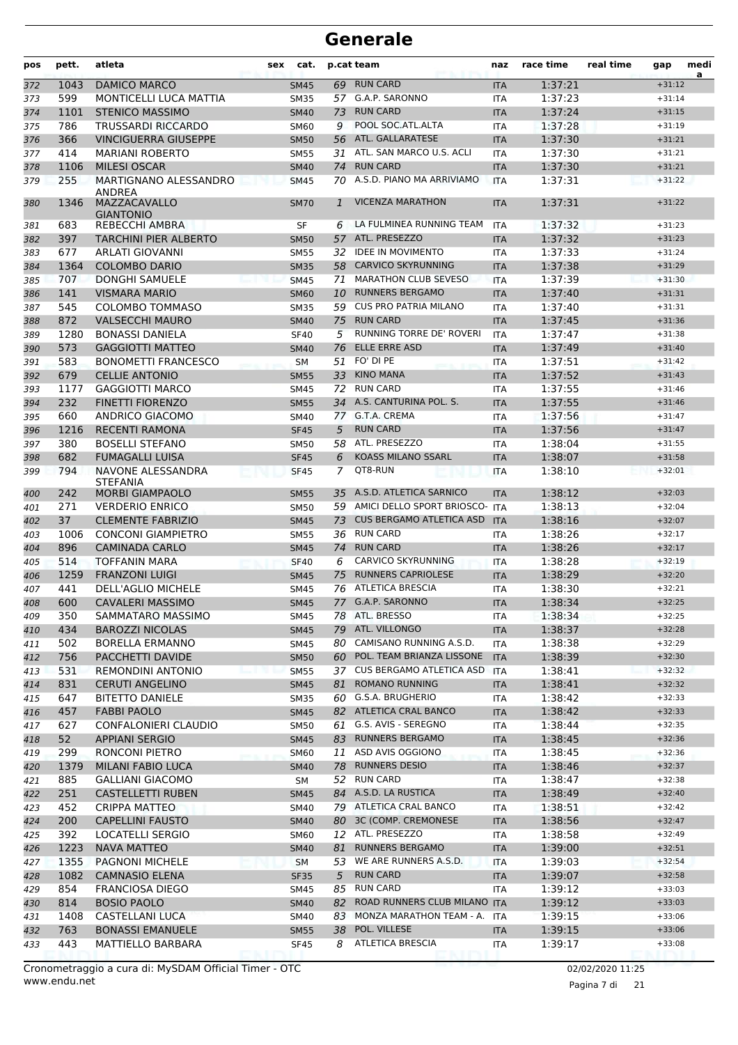# Generale

| pos | pett. | atleta | sex | cat. | p.cat | team | naz | race time | real time | gap | media |
|---|---|---|---|---|---|---|---|---|---|---|---|
| 372 | 1043 | DAMICO MARCO | | SM45 | 69 | RUN CARD | ITA | 1:37:21 | | +31:12 | |
| 373 | 599 | MONTICELLI LUCA MATTIA | | SM35 | 57 | G.A.P. SARONNO | ITA | 1:37:23 | | +31:14 | |
| 374 | 1101 | STENICO MASSIMO | | SM40 | 73 | RUN CARD | ITA | 1:37:24 | | +31:15 | |
| 375 | 786 | TRUSSARDI RICCARDO | | SM60 | 9 | POOL SOC.ATL.ALTA | ITA | 1:37:28 | | +31:19 | |
| 376 | 366 | VINCIGUERRA GIUSEPPE | | SM50 | 56 | ATL. GALLARATESE | ITA | 1:37:30 | | +31:21 | |
| 377 | 414 | MARIANI ROBERTO | | SM55 | 31 | ATL. SAN MARCO U.S. ACLI | ITA | 1:37:30 | | +31:21 | |
| 378 | 1106 | MILESI OSCAR | | SM40 | 74 | RUN CARD | ITA | 1:37:30 | | +31:21 | |
| 379 | 255 | MARTIGNANO ALESSANDRO ANDREA | | SM45 | 70 | A.S.D. PIANO MA ARRIVIAMO | ITA | 1:37:31 | | +31:22 | |
| 380 | 1346 | MAZZACAVALLO GIANTONIO | | SM70 | 1 | VICENZA MARATHON | ITA | 1:37:31 | | +31:22 | |
| 381 | 683 | REBECCHI AMBRA | | SF | 6 | LA FULMINEA RUNNING TEAM | ITA | 1:37:32 | | +31:23 | |
| 382 | 397 | TARCHINI PIER ALBERTO | | SM50 | 57 | ATL. PRESEZZO | ITA | 1:37:32 | | +31:23 | |
| 383 | 677 | ARLATI GIOVANNI | | SM55 | 32 | IDEE IN MOVIMENTO | ITA | 1:37:33 | | +31:24 | |
| 384 | 1364 | COLOMBO DARIO | | SM35 | 58 | CARVICO SKYRUNNING | ITA | 1:37:38 | | +31:29 | |
| 385 | 707 | DONGHI SAMUELE | | SM45 | 71 | MARATHON CLUB SEVESO | ITA | 1:37:39 | | +31:30 | |
| 386 | 141 | VISMARA MARIO | | SM60 | 10 | RUNNERS BERGAMO | ITA | 1:37:40 | | +31:31 | |
| 387 | 545 | COLOMBO TOMMASO | | SM35 | 59 | CUS PRO PATRIA MILANO | ITA | 1:37:40 | | +31:31 | |
| 388 | 872 | VALSECCHI MAURO | | SM40 | 75 | RUN CARD | ITA | 1:37:45 | | +31:36 | |
| 389 | 1280 | BONASSI DANIELA | | SF40 | 5 | RUNNING TORRE DE' ROVERI | ITA | 1:37:47 | | +31:38 | |
| 390 | 573 | GAGGIOTTI MATTEO | | SM40 | 76 | ELLE ERRE ASD | ITA | 1:37:49 | | +31:40 | |
| 391 | 583 | BONOMETTI FRANCESCO | | SM | 51 | FO' DI PE | ITA | 1:37:51 | | +31:42 | |
| 392 | 679 | CELLIE ANTONIO | | SM55 | 33 | KINO MANA | ITA | 1:37:52 | | +31:43 | |
| 393 | 1177 | GAGGIOTTI MARCO | | SM45 | 72 | RUN CARD | ITA | 1:37:55 | | +31:46 | |
| 394 | 232 | FINETTI FIORENZO | | SM55 | 34 | A.S. CANTURINA POL. S. | ITA | 1:37:55 | | +31:46 | |
| 395 | 660 | ANDRICO GIACOMO | | SM40 | 77 | G.T.A. CREMA | ITA | 1:37:56 | | +31:47 | |
| 396 | 1216 | RECENTI RAMONA | | SF45 | 5 | RUN CARD | ITA | 1:37:56 | | +31:47 | |
| 397 | 380 | BOSELLI STEFANO | | SM50 | 58 | ATL. PRESEZZO | ITA | 1:38:04 | | +31:55 | |
| 398 | 682 | FUMAGALLI LUISA | | SF45 | 6 | KOASS MILANO SSARL | ITA | 1:38:07 | | +31:58 | |
| 399 | 794 | NAVONE ALESSANDRA STEFANIA | | SF45 | 7 | QT8-RUN | ITA | 1:38:10 | | +32:01 | |
| 400 | 242 | MORBI GIAMPAOLO | | SM55 | 35 | A.S.D. ATLETICA SARNICO | ITA | 1:38:12 | | +32:03 | |
| 401 | 271 | VERDERIO ENRICO | | SM50 | 59 | AMICI DELLO SPORT BRIOSCO- | ITA | 1:38:13 | | +32:04 | |
| 402 | 37 | CLEMENTE FABRIZIO | | SM45 | 73 | CUS BERGAMO ATLETICA ASD | ITA | 1:38:16 | | +32:07 | |
| 403 | 1006 | CONCONI GIAMPIETRO | | SM55 | 36 | RUN CARD | ITA | 1:38:26 | | +32:17 | |
| 404 | 896 | CAMINADA CARLO | | SM45 | 74 | RUN CARD | ITA | 1:38:26 | | +32:17 | |
| 405 | 514 | TOFFANIN MARA | | SF40 | 6 | CARVICO SKYRUNNING | ITA | 1:38:28 | | +32:19 | |
| 406 | 1259 | FRANZONI LUIGI | | SM45 | 75 | RUNNERS CAPRIOLESE | ITA | 1:38:29 | | +32:20 | |
| 407 | 441 | DELL'AGLIO MICHELE | | SM45 | 76 | ATLETICA BRESCIA | ITA | 1:38:30 | | +32:21 | |
| 408 | 600 | CAVALERI MASSIMO | | SM45 | 77 | G.A.P. SARONNO | ITA | 1:38:34 | | +32:25 | |
| 409 | 350 | SAMMATARO MASSIMO | | SM45 | 78 | ATL. BRESSO | ITA | 1:38:34 | | +32:25 | |
| 410 | 434 | BAROZZI NICOLAS | | SM45 | 79 | ATL. VILLONGO | ITA | 1:38:37 | | +32:28 | |
| 411 | 502 | BORELLA ERMANNO | | SM45 | 80 | CAMISANO RUNNING A.S.D. | ITA | 1:38:38 | | +32:29 | |
| 412 | 756 | PACCHETTI DAVIDE | | SM50 | 60 | POL. TEAM BRIANZA LISSONE | ITA | 1:38:39 | | +32:30 | |
| 413 | 531 | REMONDINI ANTONIO | | SM55 | 37 | CUS BERGAMO ATLETICA ASD | ITA | 1:38:41 | | +32:32 | |
| 414 | 831 | CERUTI ANGELINO | | SM45 | 81 | ROMANO RUNNING | ITA | 1:38:41 | | +32:32 | |
| 415 | 647 | BITETTO DANIELE | | SM35 | 60 | G.S.A. BRUGHERIO | ITA | 1:38:42 | | +32:33 | |
| 416 | 457 | FABBI PAOLO | | SM45 | 82 | ATLETICA CRAL BANCO | ITA | 1:38:42 | | +32:33 | |
| 417 | 627 | CONFALONIERI CLAUDIO | | SM50 | 61 | G.S. AVIS - SEREGNO | ITA | 1:38:44 | | +32:35 | |
| 418 | 52 | APPIANI SERGIO | | SM45 | 83 | RUNNERS BERGAMO | ITA | 1:38:45 | | +32:36 | |
| 419 | 299 | RONCONI PIETRO | | SM60 | 11 | ASD AVIS OGGIONO | ITA | 1:38:45 | | +32:36 | |
| 420 | 1379 | MILANI FABIO LUCA | | SM40 | 78 | RUNNERS DESIO | ITA | 1:38:46 | | +32:37 | |
| 421 | 885 | GALLIANI GIACOMO | | SM | 52 | RUN CARD | ITA | 1:38:47 | | +32:38 | |
| 422 | 251 | CASTELLETTI RUBEN | | SM45 | 84 | A.S.D. LA RUSTICA | ITA | 1:38:49 | | +32:40 | |
| 423 | 452 | CRIPPA MATTEO | | SM40 | 79 | ATLETICA CRAL BANCO | ITA | 1:38:51 | | +32:42 | |
| 424 | 200 | CAPELLINI FAUSTO | | SM40 | 80 | 3C (COMP. CREMONESE | ITA | 1:38:56 | | +32:47 | |
| 425 | 392 | LOCATELLI SERGIO | | SM60 | 12 | ATL. PRESEZZO | ITA | 1:38:58 | | +32:49 | |
| 426 | 1223 | NAVA MATTEO | | SM40 | 81 | RUNNERS BERGAMO | ITA | 1:39:00 | | +32:51 | |
| 427 | 1355 | PAGNONI MICHELE | | SM | 53 | WE ARE RUNNERS A.S.D. | ITA | 1:39:03 | | +32:54 | |
| 428 | 1082 | CAMNASIO ELENA | | SF35 | 5 | RUN CARD | ITA | 1:39:07 | | +32:58 | |
| 429 | 854 | FRANCIOSA DIEGO | | SM45 | 85 | RUN CARD | ITA | 1:39:12 | | +33:03 | |
| 430 | 814 | BOSIO PAOLO | | SM40 | 82 | ROAD RUNNERS CLUB MILANO | ITA | 1:39:12 | | +33:03 | |
| 431 | 1408 | CASTELLANI LUCA | | SM40 | 83 | MONZA MARATHON TEAM - A. | ITA | 1:39:15 | | +33:06 | |
| 432 | 763 | BONASSI EMANUELE | | SM55 | 38 | POL. VILLESE | ITA | 1:39:15 | | +33:06 | |
| 433 | 443 | MATTIELLO BARBARA | | SF45 | 8 | ATLETICA BRESCIA | ITA | 1:39:17 | | +33:08 | |

Cronometraggio a cura di: MySDAM Official Timer - OTC
www.endu.net

02/02/2020 11:25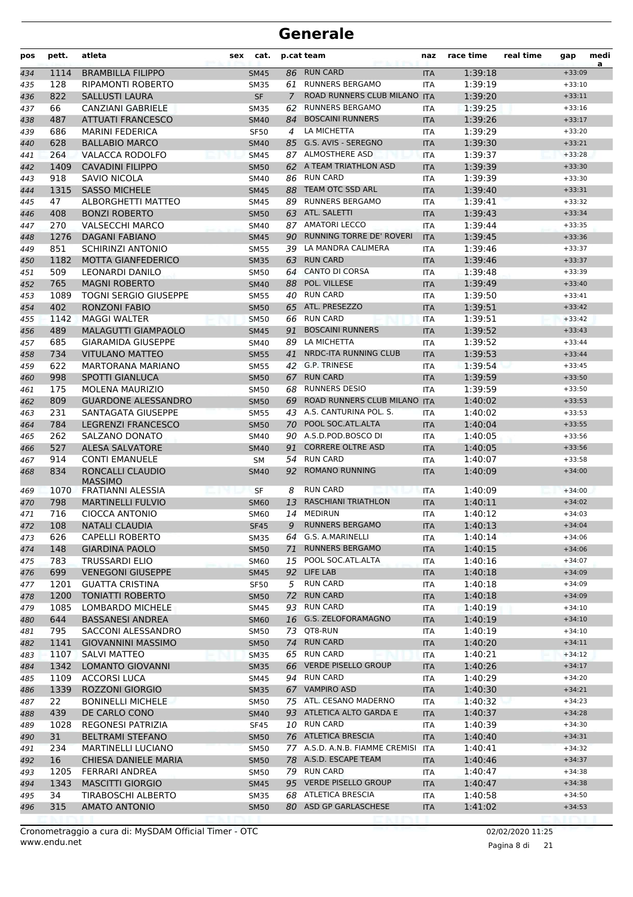# Generale

| pos | pett. | atleta | sex | cat. | p.cat | team | naz | race time | real time | gap | media |
|---|---|---|---|---|---|---|---|---|---|---|---|
| 434 | 1114 | BRAMBILLA FILIPPO | | SM45 | 86 | RUN CARD | ITA | 1:39:18 | | +33:09 | |
| 435 | 128 | RIPAMONTI ROBERTO | | SM35 | 61 | RUNNERS BERGAMO | ITA | 1:39:19 | | +33:10 | |
| 436 | 822 | SALLUSTI LAURA | | SF | 7 | ROAD RUNNERS CLUB MILANO | ITA | 1:39:20 | | +33:11 | |
| 437 | 66 | CANZIANI GABRIELE | | SM35 | 62 | RUNNERS BERGAMO | ITA | 1:39:25 | | +33:16 | |
| 438 | 487 | ATTUATI FRANCESCO | | SM40 | 84 | BOSCAINI RUNNERS | ITA | 1:39:26 | | +33:17 | |
| 439 | 686 | MARINI FEDERICA | | SF50 | 4 | LA MICHETTA | ITA | 1:39:29 | | +33:20 | |
| 440 | 628 | BALLABIO MARCO | | SM40 | 85 | G.S. AVIS - SEREGNO | ITA | 1:39:30 | | +33:21 | |
| 441 | 264 | VALACCA RODOLFO | | SM45 | 87 | ALMOSTHERE ASD | ITA | 1:39:37 | | +33:28 | |
| 442 | 1409 | CAVADINI FILIPPO | | SM50 | 62 | A TEAM TRIATHLON ASD | ITA | 1:39:39 | | +33:30 | |
| 443 | 918 | SAVIO NICOLA | | SM40 | 86 | RUN CARD | ITA | 1:39:39 | | +33:30 | |
| 444 | 1315 | SASSO MICHELE | | SM45 | 88 | TEAM OTC SSD ARL | ITA | 1:39:40 | | +33:31 | |
| 445 | 47 | ALBORGHETTI MATTEO | | SM45 | 89 | RUNNERS BERGAMO | ITA | 1:39:41 | | +33:32 | |
| 446 | 408 | BONZI ROBERTO | | SM50 | 63 | ATL. SALETTI | ITA | 1:39:43 | | +33:34 | |
| 447 | 270 | VALSECCHI MARCO | | SM40 | 87 | AMATORI LECCO | ITA | 1:39:44 | | +33:35 | |
| 448 | 1276 | DAGANI FABIANO | | SM45 | 90 | RUNNING TORRE DE' ROVERI | ITA | 1:39:45 | | +33:36 | |
| 449 | 851 | SCHIRINZI ANTONIO | | SM55 | 39 | LA MANDRA CALIMERA | ITA | 1:39:46 | | +33:37 | |
| 450 | 1182 | MOTTA GIANFEDERICO | | SM35 | 63 | RUN CARD | ITA | 1:39:46 | | +33:37 | |
| 451 | 509 | LEONARDI DANILO | | SM50 | 64 | CANTO DI CORSA | ITA | 1:39:48 | | +33:39 | |
| 452 | 765 | MAGNI ROBERTO | | SM40 | 88 | POL. VILLESE | ITA | 1:39:49 | | +33:40 | |
| 453 | 1089 | TOGNI SERGIO GIUSEPPE | | SM55 | 40 | RUN CARD | ITA | 1:39:50 | | +33:41 | |
| 454 | 402 | RONZONI FABIO | | SM50 | 65 | ATL. PRESEZZO | ITA | 1:39:51 | | +33:42 | |
| 455 | 1142 | MAGGI WALTER | | SM50 | 66 | RUN CARD | ITA | 1:39:51 | | +33:42 | |
| 456 | 489 | MALAGUTTI GIAMPAOLO | | SM45 | 91 | BOSCAINI RUNNERS | ITA | 1:39:52 | | +33:43 | |
| 457 | 685 | GIARAMIDA GIUSEPPE | | SM40 | 89 | LA MICHETTA | ITA | 1:39:52 | | +33:44 | |
| 458 | 734 | VITULANO MATTEO | | SM55 | 41 | NRDC-ITA RUNNING CLUB | ITA | 1:39:53 | | +33:44 | |
| 459 | 622 | MARTORANA MARIANO | | SM55 | 42 | G.P. TRINESE | ITA | 1:39:54 | | +33:45 | |
| 460 | 998 | SPOTTI GIANLUCA | | SM50 | 67 | RUN CARD | ITA | 1:39:59 | | +33:50 | |
| 461 | 175 | MOLENA MAURIZIO | | SM50 | 68 | RUNNERS DESIO | ITA | 1:39:59 | | +33:50 | |
| 462 | 809 | GUARDONE ALESSANDRO | | SM50 | 69 | ROAD RUNNERS CLUB MILANO | ITA | 1:40:02 | | +33:53 | |
| 463 | 231 | SANTAGATA GIUSEPPE | | SM55 | 43 | A.S. CANTURINA POL. S. | ITA | 1:40:02 | | +33:53 | |
| 464 | 784 | LEGRENZI FRANCESCO | | SM50 | 70 | POOL SOC.ATL.ALTA | ITA | 1:40:04 | | +33:55 | |
| 465 | 262 | SALZANO DONATO | | SM40 | 90 | A.S.D.POD.BOSCO DI | ITA | 1:40:05 | | +33:56 | |
| 466 | 527 | ALESA SALVATORE | | SM40 | 91 | CORRERE OLTRE ASD | ITA | 1:40:05 | | +33:56 | |
| 467 | 914 | CONTI EMANUELE | | SM | 54 | RUN CARD | ITA | 1:40:07 | | +33:58 | |
| 468 | 834 | RONCALLI CLAUDIO MASSIMO | | SM40 | 92 | ROMANO RUNNING | ITA | 1:40:09 | | +34:00 | |
| 469 | 1070 | FRATIANNI ALESSIA | | SF | 8 | RUN CARD | ITA | 1:40:09 | | +34:00 | |
| 470 | 798 | MARTINELLI FULVIO | | SM60 | 13 | RASCHIANI TRIATHLON | ITA | 1:40:11 | | +34:02 | |
| 471 | 716 | CIOCCA ANTONIO | | SM60 | 14 | MEDIRUN | ITA | 1:40:12 | | +34:03 | |
| 472 | 108 | NATALI CLAUDIA | | SF45 | 9 | RUNNERS BERGAMO | ITA | 1:40:13 | | +34:04 | |
| 473 | 626 | CAPELLI ROBERTO | | SM35 | 64 | G.S. A.MARINELLI | ITA | 1:40:14 | | +34:06 | |
| 474 | 148 | GIARDINA PAOLO | | SM50 | 71 | RUNNERS BERGAMO | ITA | 1:40:15 | | +34:06 | |
| 475 | 783 | TRUSSARDI ELIO | | SM60 | 15 | POOL SOC.ATL.ALTA | ITA | 1:40:16 | | +34:07 | |
| 476 | 699 | VENEGONI GIUSEPPE | | SM45 | 92 | LIFE LAB | ITA | 1:40:18 | | +34:09 | |
| 477 | 1201 | GUATTA CRISTINA | | SF50 | 5 | RUN CARD | ITA | 1:40:18 | | +34:09 | |
| 478 | 1200 | TONIATTI ROBERTO | | SM50 | 72 | RUN CARD | ITA | 1:40:18 | | +34:09 | |
| 479 | 1085 | LOMBARDO MICHELE | | SM45 | 93 | RUN CARD | ITA | 1:40:19 | | +34:10 | |
| 480 | 644 | BASSANESI ANDREA | | SM60 | 16 | G.S. ZELOFORAMAGNO | ITA | 1:40:19 | | +34:10 | |
| 481 | 795 | SACCONI ALESSANDRO | | SM50 | 73 | QT8-RUN | ITA | 1:40:19 | | +34:10 | |
| 482 | 1141 | GIOVANNINI MASSIMO | | SM50 | 74 | RUN CARD | ITA | 1:40:20 | | +34:11 | |
| 483 | 1107 | SALVI MATTEO | | SM35 | 65 | RUN CARD | ITA | 1:40:21 | | +34:12 | |
| 484 | 1342 | LOMANTO GIOVANNI | | SM35 | 66 | VERDE PISELLO GROUP | ITA | 1:40:26 | | +34:17 | |
| 485 | 1109 | ACCORSI LUCA | | SM45 | 94 | RUN CARD | ITA | 1:40:29 | | +34:20 | |
| 486 | 1339 | ROZZONI GIORGIO | | SM35 | 67 | VAMPIRO ASD | ITA | 1:40:30 | | +34:21 | |
| 487 | 22 | BONINELLI MICHELE | | SM50 | 75 | ATL. CESANO MADERNO | ITA | 1:40:32 | | +34:23 | |
| 488 | 439 | DE CARLO CONO | | SM40 | 93 | ATLETICA ALTO GARDA E | ITA | 1:40:37 | | +34:28 | |
| 489 | 1028 | REGONESI PATRIZIA | | SF45 | 10 | RUN CARD | ITA | 1:40:39 | | +34:30 | |
| 490 | 31 | BELTRAMI STEFANO | | SM50 | 76 | ATLETICA BRESCIA | ITA | 1:40:40 | | +34:31 | |
| 491 | 234 | MARTINELLI LUCIANO | | SM50 | 77 | A.S.D. A.N.B. FIAMME CREMISI | ITA | 1:40:41 | | +34:32 | |
| 492 | 16 | CHIESA DANIELE MARIA | | SM50 | 78 | A.S.D. ESCAPE TEAM | ITA | 1:40:46 | | +34:37 | |
| 493 | 1205 | FERRARI ANDREA | | SM50 | 79 | RUN CARD | ITA | 1:40:47 | | +34:38 | |
| 494 | 1343 | MASCITTI GIORGIO | | SM45 | 95 | VERDE PISELLO GROUP | ITA | 1:40:47 | | +34:38 | |
| 495 | 34 | TIRABOSCHI ALBERTO | | SM35 | 68 | ATLETICA BRESCIA | ITA | 1:40:58 | | +34:50 | |
| 496 | 315 | AMATO ANTONIO | | SM50 | 80 | ASD GP GARLASCHESE | ITA | 1:41:02 | | +34:53 | |

Cronometraggio a cura di: MySDAM Official Timer - OTC
www.endu.net

02/02/2020 11:25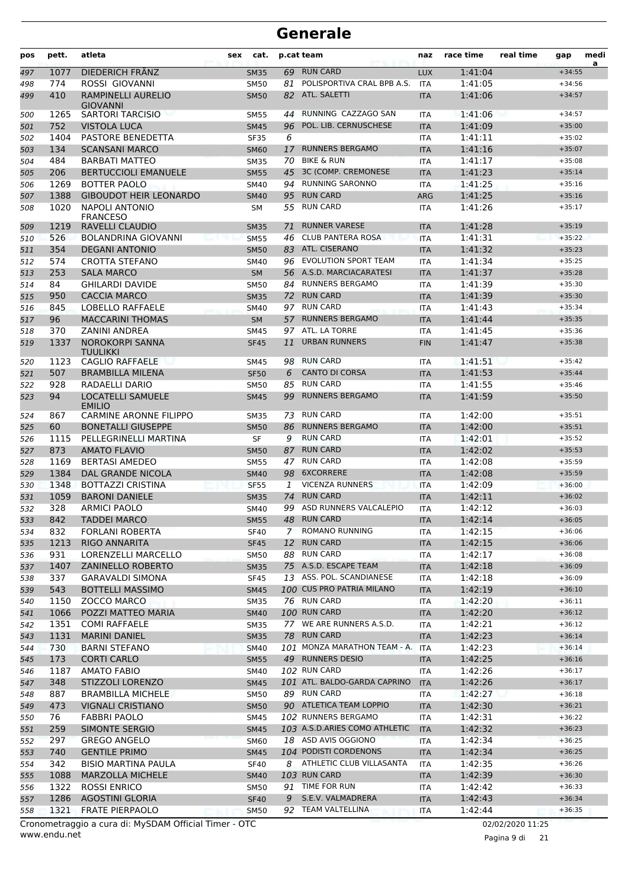# Generale

| pos | pett. | atleta | sex | cat. | p.cat | team | naz | race time | real time | gap | media |
|---|---|---|---|---|---|---|---|---|---|---|---|
| 497 | 1077 | DIEDERICH FRÄNZ | | SM35 | 69 | RUN CARD | LUX | 1:41:04 | | +34:55 | |
| 498 | 774 | ROSSI GIOVANNI | | SM50 | 81 | POLISPORTIVA CRAL BPB A.S. | ITA | 1:41:05 | | +34:56 | |
| 499 | 410 | RAMPINELLI AURELIO GIOVANNI | | SM50 | 82 | ATL. SALETTI | ITA | 1:41:06 | | +34:57 | |
| 500 | 1265 | SARTORI TARCISIO | | SM55 | 44 | RUNNING CAZZAGO SAN | ITA | 1:41:06 | | +34:57 | |
| 501 | 752 | VISTOLA LUCA | | SM45 | 96 | POL. LIB. CERNUSCHESE | ITA | 1:41:09 | | +35:00 | |
| 502 | 1404 | PASTORE BENEDETTA | | SF35 | 6 | | ITA | 1:41:11 | | +35:02 | |
| 503 | 134 | SCANSANI MARCO | | SM60 | 17 | RUNNERS BERGAMO | ITA | 1:41:16 | | +35:07 | |
| 504 | 484 | BARBATI MATTEO | | SM35 | 70 | BIKE & RUN | ITA | 1:41:17 | | +35:08 | |
| 505 | 206 | BERTUCCIOLI EMANUELE | | SM55 | 45 | 3C (COMP. CREMONESE | ITA | 1:41:23 | | +35:14 | |
| 506 | 1269 | BOTTER PAOLO | | SM40 | 94 | RUNNING SARONNO | ITA | 1:41:25 | | +35:16 | |
| 507 | 1388 | GIBOUDOT HEIR LEONARDO | | SM40 | 95 | RUN CARD | ARG | 1:41:25 | | +35:16 | |
| 508 | 1020 | NAPOLI ANTONIO FRANCESO | | SM | 55 | RUN CARD | ITA | 1:41:26 | | +35:17 | |
| 509 | 1219 | RAVELLI CLAUDIO | | SM35 | 71 | RUNNER VARESE | ITA | 1:41:28 | | +35:19 | |
| 510 | 526 | BOLANDRINA GIOVANNI | | SM55 | 46 | CLUB PANTERA ROSA | ITA | 1:41:31 | | +35:22 | |
| 511 | 354 | DEGANI ANTONIO | | SM50 | 83 | ATL. CISERANO | ITA | 1:41:32 | | +35:23 | |
| 512 | 574 | CROTTA STEFANO | | SM40 | 96 | EVOLUTION SPORT TEAM | ITA | 1:41:34 | | +35:25 | |
| 513 | 253 | SALA MARCO | | SM | 56 | A.S.D. MARCIACARATESI | ITA | 1:41:37 | | +35:28 | |
| 514 | 84 | GHILARDI DAVIDE | | SM50 | 84 | RUNNERS BERGAMO | ITA | 1:41:39 | | +35:30 | |
| 515 | 950 | CACCIA MARCO | | SM35 | 72 | RUN CARD | ITA | 1:41:39 | | +35:30 | |
| 516 | 845 | LOBELLO RAFFAELE | | SM40 | 97 | RUN CARD | ITA | 1:41:43 | | +35:34 | |
| 517 | 96 | MACCARINI THOMAS | | SM | 57 | RUNNERS BERGAMO | ITA | 1:41:44 | | +35:35 | |
| 518 | 370 | ZANINI ANDREA | | SM45 | 97 | ATL. LA TORRE | ITA | 1:41:45 | | +35:36 | |
| 519 | 1337 | NOROKORPI SANNA TUULIKKI | | SF45 | 11 | URBAN RUNNERS | FIN | 1:41:47 | | +35:38 | |
| 520 | 1123 | CAGLIO RAFFAELE | | SM45 | 98 | RUN CARD | ITA | 1:41:51 | | +35:42 | |
| 521 | 507 | BRAMBILLA MILENA | | SF50 | 6 | CANTO DI CORSA | ITA | 1:41:53 | | +35:44 | |
| 522 | 928 | RADAELLI DARIO | | SM50 | 85 | RUN CARD | ITA | 1:41:55 | | +35:46 | |
| 523 | 94 | LOCATELLI SAMUELE EMILIO | | SM45 | 99 | RUNNERS BERGAMO | ITA | 1:41:59 | | +35:50 | |
| 524 | 867 | CARMINE ARONNE FILIPPO | | SM35 | 73 | RUN CARD | ITA | 1:42:00 | | +35:51 | |
| 525 | 60 | BONETALLI GIUSEPPE | | SM50 | 86 | RUNNERS BERGAMO | ITA | 1:42:00 | | +35:51 | |
| 526 | 1115 | PELLEGRINELLI MARTINA | | SF | 9 | RUN CARD | ITA | 1:42:01 | | +35:52 | |
| 527 | 873 | AMATO FLAVIO | | SM50 | 87 | RUN CARD | ITA | 1:42:02 | | +35:53 | |
| 528 | 1169 | BERTASI AMEDEO | | SM55 | 47 | RUN CARD | ITA | 1:42:08 | | +35:59 | |
| 529 | 1384 | DAL GRANDE NICOLA | | SM40 | 98 | 6XCORRERE | ITA | 1:42:08 | | +35:59 | |
| 530 | 1348 | BOTTAZZI CRISTINA | | SF55 | 1 | VICENZA RUNNERS | ITA | 1:42:09 | | +36:00 | |
| 531 | 1059 | BARONI DANIELE | | SM35 | 74 | RUN CARD | ITA | 1:42:11 | | +36:02 | |
| 532 | 328 | ARMICI PAOLO | | SM40 | 99 | ASD RUNNERS VALCALEPIO | ITA | 1:42:12 | | +36:03 | |
| 533 | 842 | TADDEI MARCO | | SM55 | 48 | RUN CARD | ITA | 1:42:14 | | +36:05 | |
| 534 | 832 | FORLANI ROBERTA | | SF40 | 7 | ROMANO RUNNING | ITA | 1:42:15 | | +36:06 | |
| 535 | 1213 | RIGO ANNARITA | | SF45 | 12 | RUN CARD | ITA | 1:42:15 | | +36:06 | |
| 536 | 931 | LORENZELLI MARCELLO | | SM50 | 88 | RUN CARD | ITA | 1:42:17 | | +36:08 | |
| 537 | 1407 | ZANINELLO ROBERTO | | SM35 | 75 | A.S.D. ESCAPE TEAM | ITA | 1:42:18 | | +36:09 | |
| 538 | 337 | GARAVALDI SIMONA | | SF45 | 13 | ASS. POL. SCANDIANESE | ITA | 1:42:18 | | +36:09 | |
| 539 | 543 | BOTTELLI MASSIMO | | SM45 | 100 | CUS PRO PATRIA MILANO | ITA | 1:42:19 | | +36:10 | |
| 540 | 1150 | ZOCCO MARCO | | SM35 | 76 | RUN CARD | ITA | 1:42:20 | | +36:11 | |
| 541 | 1066 | POZZI MATTEO MARIA | | SM40 | 100 | RUN CARD | ITA | 1:42:20 | | +36:12 | |
| 542 | 1351 | COMI RAFFAELE | | SM35 | 77 | WE ARE RUNNERS A.S.D. | ITA | 1:42:21 | | +36:12 | |
| 543 | 1131 | MARINI DANIEL | | SM35 | 78 | RUN CARD | ITA | 1:42:23 | | +36:14 | |
| 544 | 730 | BARNI STEFANO | | SM40 | 101 | MONZA MARATHON TEAM - A. | ITA | 1:42:23 | | +36:14 | |
| 545 | 173 | CORTI CARLO | | SM55 | 49 | RUNNERS DESIO | ITA | 1:42:25 | | +36:16 | |
| 546 | 1187 | AMATO FABIO | | SM40 | 102 | RUN CARD | ITA | 1:42:26 | | +36:17 | |
| 547 | 348 | STIZZOLI LORENZO | | SM45 | 101 | ATL. BALDO-GARDA CAPRINO | ITA | 1:42:26 | | +36:17 | |
| 548 | 887 | BRAMBILLA MICHELE | | SM50 | 89 | RUN CARD | ITA | 1:42:27 | | +36:18 | |
| 549 | 473 | VIGNALI CRISTIANO | | SM50 | 90 | ATLETICA TEAM LOPPIO | ITA | 1:42:30 | | +36:21 | |
| 550 | 76 | FABBRI PAOLO | | SM45 | 102 | RUNNERS BERGAMO | ITA | 1:42:31 | | +36:22 | |
| 551 | 259 | SIMONTE SERGIO | | SM45 | 103 | A.S.D.ARIES COMO ATHLETIC | ITA | 1:42:32 | | +36:23 | |
| 552 | 297 | GREGO ANGELO | | SM60 | 18 | ASD AVIS OGGIONO | ITA | 1:42:34 | | +36:25 | |
| 553 | 740 | GENTILE PRIMO | | SM45 | 104 | PODISTI CORDENONS | ITA | 1:42:34 | | +36:25 | |
| 554 | 342 | BISIO MARTINA PAULA | | SF40 | 8 | ATHLETIC CLUB VILLASANTA | ITA | 1:42:35 | | +36:26 | |
| 555 | 1088 | MARZOLLA MICHELE | | SM40 | 103 | RUN CARD | ITA | 1:42:39 | | +36:30 | |
| 556 | 1322 | ROSSI ENRICO | | SM50 | 91 | TIME FOR RUN | ITA | 1:42:42 | | +36:33 | |
| 557 | 1286 | AGOSTINI GLORIA | | SF40 | 9 | S.E.V. VALMADRERA | ITA | 1:42:43 | | +36:34 | |
| 558 | 1321 | FRATE PIERPAOLO | | SM50 | 92 | TEAM VALTELLINA | ITA | 1:42:44 | | +36:35 | |

Cronometraggio a cura di: MySDAM Official Timer - OTC
www.endu.net

02/02/2020 11:25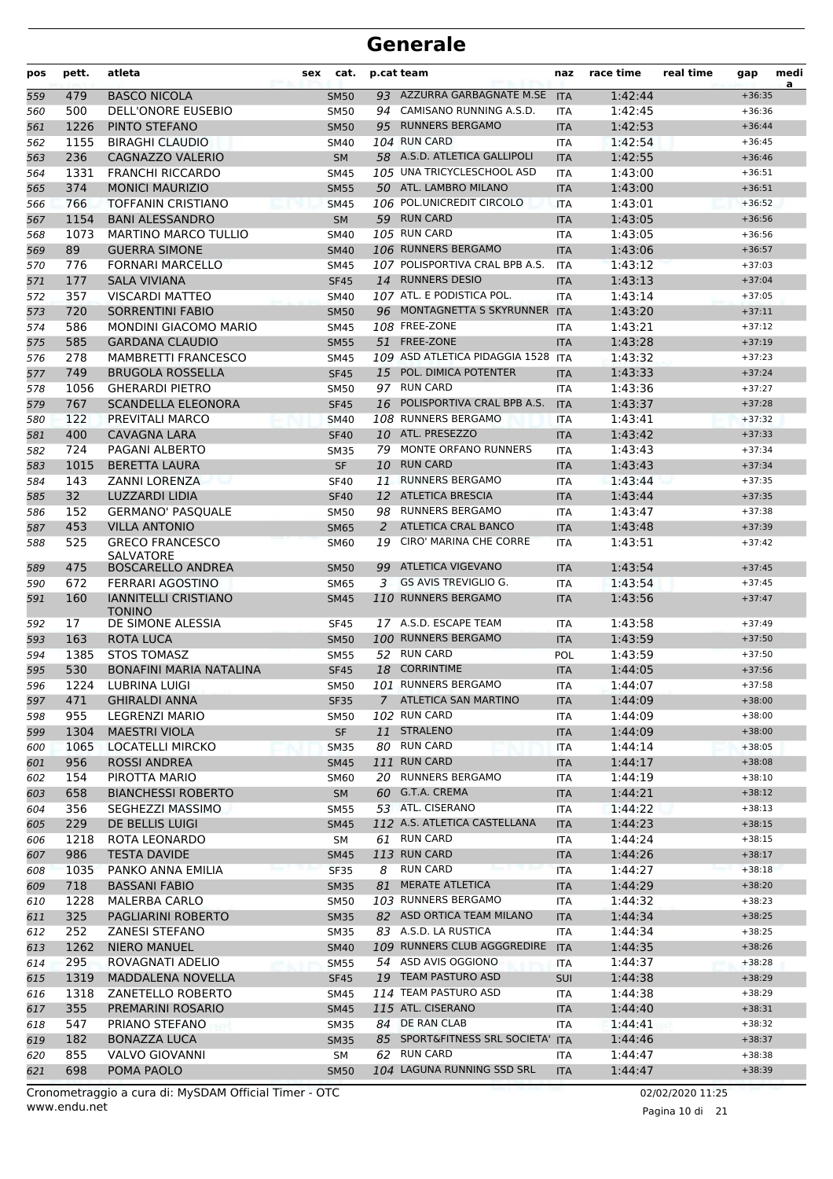# Generale

| pos | pett. | atleta | sex | cat. | p.cat | team | naz | race time | real time | gap | media |
|---|---|---|---|---|---|---|---|---|---|---|---|
| 559 | 479 | BASCO NICOLA | | SM50 | 93 | AZZURRA GARBAGNATE M.SE | ITA | 1:42:44 | | +36:35 | |
| 560 | 500 | DELL'ONORE EUSEBIO | | SM50 | 94 | CAMISANO RUNNING A.S.D. | ITA | 1:42:45 | | +36:36 | |
| 561 | 1226 | PINTO STEFANO | | SM50 | 95 | RUNNERS BERGAMO | ITA | 1:42:53 | | +36:44 | |
| 562 | 1155 | BIRAGHI CLAUDIO | | SM40 | 104 | RUN CARD | ITA | 1:42:54 | | +36:45 | |
| 563 | 236 | CAGNAZZO VALERIO | | SM | 58 | A.S.D. ATLETICA GALLIPOLI | ITA | 1:42:55 | | +36:46 | |
| 564 | 1331 | FRANCHI RICCARDO | | SM45 | 105 | UNA TRICYCLESCHOOL ASD | ITA | 1:43:00 | | +36:51 | |
| 565 | 374 | MONICI MAURIZIO | | SM55 | 50 | ATL. LAMBRO MILANO | ITA | 1:43:00 | | +36:51 | |
| 566 | 766 | TOFFANIN CRISTIANO | | SM45 | 106 | POL.UNICREDIT CIRCOLO | ITA | 1:43:01 | | +36:52 | |
| 567 | 1154 | BANI ALESSANDRO | | SM | 59 | RUN CARD | ITA | 1:43:05 | | +36:56 | |
| 568 | 1073 | MARTINO MARCO TULLIO | | SM40 | 105 | RUN CARD | ITA | 1:43:05 | | +36:56 | |
| 569 | 89 | GUERRA SIMONE | | SM40 | 106 | RUNNERS BERGAMO | ITA | 1:43:06 | | +36:57 | |
| 570 | 776 | FORNARI MARCELLO | | SM45 | 107 | POLISPORTIVA CRAL BPB A.S. | ITA | 1:43:12 | | +37:03 | |
| 571 | 177 | SALA VIVIANA | | SF45 | 14 | RUNNERS DESIO | ITA | 1:43:13 | | +37:04 | |
| 572 | 357 | VISCARDI MATTEO | | SM40 | 107 | ATL. E PODISTICA POL. | ITA | 1:43:14 | | +37:05 | |
| 573 | 720 | SORRENTINI FABIO | | SM50 | 96 | MONTAGNETTA S SKYRUNNER | ITA | 1:43:20 | | +37:11 | |
| 574 | 586 | MONDINI GIACOMO MARIO | | SM45 | 108 | FREE-ZONE | ITA | 1:43:21 | | +37:12 | |
| 575 | 585 | GARDANA CLAUDIO | | SM55 | 51 | FREE-ZONE | ITA | 1:43:28 | | +37:19 | |
| 576 | 278 | MAMBRETTI FRANCESCO | | SM45 | 109 | ASD ATLETICA PIDAGGIA 1528 | ITA | 1:43:32 | | +37:23 | |
| 577 | 749 | BRUGOLA ROSSELLA | | SF45 | 15 | POL. DIMICA POTENTER | ITA | 1:43:33 | | +37:24 | |
| 578 | 1056 | GHERARDI PIETRO | | SM50 | 97 | RUN CARD | ITA | 1:43:36 | | +37:27 | |
| 579 | 767 | SCANDELLA ELEONORA | | SF45 | 16 | POLISPORTIVA CRAL BPB A.S. | ITA | 1:43:37 | | +37:28 | |
| 580 | 122 | PREVITALI MARCO | | SM40 | 108 | RUNNERS BERGAMO | ITA | 1:43:41 | | +37:32 | |
| 581 | 400 | CAVAGNA LARA | | SF40 | 10 | ATL. PRESEZZO | ITA | 1:43:42 | | +37:33 | |
| 582 | 724 | PAGANI ALBERTO | | SM35 | 79 | MONTE ORFANO RUNNERS | ITA | 1:43:43 | | +37:34 | |
| 583 | 1015 | BERETTA LAURA | | SF | 10 | RUN CARD | ITA | 1:43:43 | | +37:34 | |
| 584 | 143 | ZANNI LORENZA | | SF40 | 11 | RUNNERS BERGAMO | ITA | 1:43:44 | | +37:35 | |
| 585 | 32 | LUZZARDI LIDIA | | SF40 | 12 | ATLETICA BRESCIA | ITA | 1:43:44 | | +37:35 | |
| 586 | 152 | GERMANO' PASQUALE | | SM50 | 98 | RUNNERS BERGAMO | ITA | 1:43:47 | | +37:38 | |
| 587 | 453 | VILLA ANTONIO | | SM65 | 2 | ATLETICA CRAL BANCO | ITA | 1:43:48 | | +37:39 | |
| 588 | 525 | GRECO FRANCESCO SALVATORE | | SM60 | 19 | CIRO' MARINA CHE CORRE | ITA | 1:43:51 | | +37:42 | |
| 589 | 475 | BOSCARELLO ANDREA | | SM50 | 99 | ATLETICA VIGEVANO | ITA | 1:43:54 | | +37:45 | |
| 590 | 672 | FERRARI AGOSTINO | | SM65 | 3 | GS AVIS TREVIGLIO G. | ITA | 1:43:54 | | +37:45 | |
| 591 | 160 | IANNITELLI CRISTIANO TONINO | | SM45 | 110 | RUNNERS BERGAMO | ITA | 1:43:56 | | +37:47 | |
| 592 | 17 | DE SIMONE ALESSIA | | SF45 | 17 | A.S.D. ESCAPE TEAM | ITA | 1:43:58 | | +37:49 | |
| 593 | 163 | ROTA LUCA | | SM50 | 100 | RUNNERS BERGAMO | ITA | 1:43:59 | | +37:50 | |
| 594 | 1385 | STOS TOMASZ | | SM55 | 52 | RUN CARD | POL | 1:43:59 | | +37:50 | |
| 595 | 530 | BONAFINI MARIA NATALINA | | SF45 | 18 | CORRINTIME | ITA | 1:44:05 | | +37:56 | |
| 596 | 1224 | LUBRINA LUIGI | | SM50 | 101 | RUNNERS BERGAMO | ITA | 1:44:07 | | +37:58 | |
| 597 | 471 | GHIRALDI ANNA | | SF35 | 7 | ATLETICA SAN MARTINO | ITA | 1:44:09 | | +38:00 | |
| 598 | 955 | LEGRENZI MARIO | | SM50 | 102 | RUN CARD | ITA | 1:44:09 | | +38:00 | |
| 599 | 1304 | MAESTRI VIOLA | | SF | 11 | STRALENO | ITA | 1:44:09 | | +38:00 | |
| 600 | 1065 | LOCATELLI MIRCKO | | SM35 | 80 | RUN CARD | ITA | 1:44:14 | | +38:05 | |
| 601 | 956 | ROSSI ANDREA | | SM45 | 111 | RUN CARD | ITA | 1:44:17 | | +38:08 | |
| 602 | 154 | PIROTTA MARIO | | SM60 | 20 | RUNNERS BERGAMO | ITA | 1:44:19 | | +38:10 | |
| 603 | 658 | BIANCHESSI ROBERTO | | SM | 60 | G.T.A. CREMA | ITA | 1:44:21 | | +38:12 | |
| 604 | 356 | SEGHEZZI MASSIMO | | SM55 | 53 | ATL. CISERANO | ITA | 1:44:22 | | +38:13 | |
| 605 | 229 | DE BELLIS LUIGI | | SM45 | 112 | A.S. ATLETICA CASTELLANA | ITA | 1:44:23 | | +38:15 | |
| 606 | 1218 | ROTA LEONARDO | | SM | 61 | RUN CARD | ITA | 1:44:24 | | +38:15 | |
| 607 | 986 | TESTA DAVIDE | | SM45 | 113 | RUN CARD | ITA | 1:44:26 | | +38:17 | |
| 608 | 1035 | PANKO ANNA EMILIA | | SF35 | 8 | RUN CARD | ITA | 1:44:27 | | +38:18 | |
| 609 | 718 | BASSANI FABIO | | SM35 | 81 | MERATE ATLETICA | ITA | 1:44:29 | | +38:20 | |
| 610 | 1228 | MALERBA CARLO | | SM50 | 103 | RUNNERS BERGAMO | ITA | 1:44:32 | | +38:23 | |
| 611 | 325 | PAGLIARINI ROBERTO | | SM35 | 82 | ASD ORTICA TEAM MILANO | ITA | 1:44:34 | | +38:25 | |
| 612 | 252 | ZANESI STEFANO | | SM35 | 83 | A.S.D. LA RUSTICA | ITA | 1:44:34 | | +38:25 | |
| 613 | 1262 | NIERO MANUEL | | SM40 | 109 | RUNNERS CLUB AGGGREDIRE | ITA | 1:44:35 | | +38:26 | |
| 614 | 295 | ROVAGNATI ADELIO | | SM55 | 54 | ASD AVIS OGGIONO | ITA | 1:44:37 | | +38:28 | |
| 615 | 1319 | MADDALENA NOVELLA | | SF45 | 19 | TEAM PASTURO ASD | SUI | 1:44:38 | | +38:29 | |
| 616 | 1318 | ZANETELLO ROBERTO | | SM45 | 114 | TEAM PASTURO ASD | ITA | 1:44:38 | | +38:29 | |
| 617 | 355 | PREMARINI ROSARIO | | SM45 | 115 | ATL. CISERANO | ITA | 1:44:40 | | +38:31 | |
| 618 | 547 | PRIANO STEFANO | | SM35 | 84 | DE RAN CLAB | ITA | 1:44:41 | | +38:32 | |
| 619 | 182 | BONAZZA LUCA | | SM35 | 85 | SPORT&FITNESS SRL SOCIETA' | ITA | 1:44:46 | | +38:37 | |
| 620 | 855 | VALVO GIOVANNI | | SM | 62 | RUN CARD | ITA | 1:44:47 | | +38:38 | |
| 621 | 698 | POMA PAOLO | | SM50 | 104 | LAGUNA RUNNING SSD SRL | ITA | 1:44:47 | | +38:39 | |

Cronometraggio a cura di: MySDAM Official Timer - OTC
www.endu.net

02/02/2020 11:25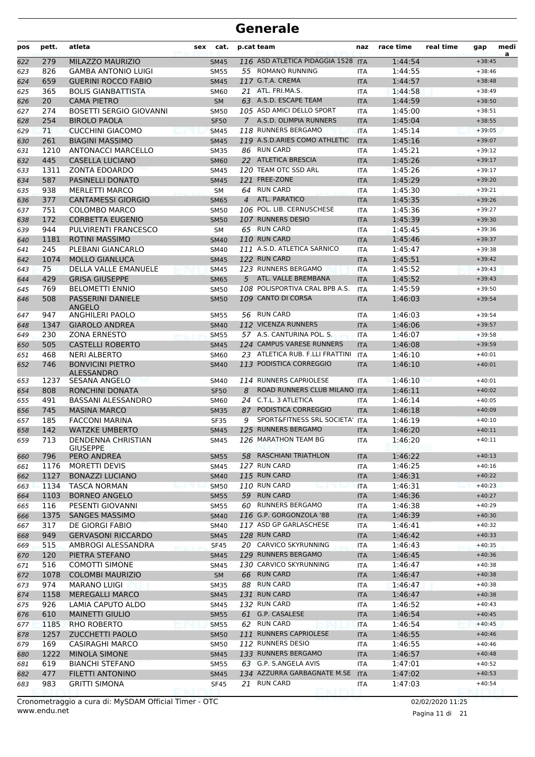# Generale

| pos | pett. | atleta | sex | cat. | p.cat | team | naz | race time | real time | gap | media |
|---|---|---|---|---|---|---|---|---|---|---|---|
| 622 | 279 | MILAZZO MAURIZIO | | SM45 | 116 | ASD ATLETICA PIDAGGIA 1528 | ITA | 1:44:54 | | +38:45 | |
| 623 | 826 | GAMBA ANTONIO LUIGI | | SM55 | 55 | ROMANO RUNNING | ITA | 1:44:55 | | +38:46 | |
| 624 | 659 | GUERINI ROCCO FABIO | | SM45 | 117 | G.T.A. CREMA | ITA | 1:44:57 | | +38:48 | |
| 625 | 365 | BOLIS GIANBATTISTA | | SM60 | 21 | ATL. FRI.MA.S. | ITA | 1:44:58 | | +38:49 | |
| 626 | 20 | CAMA PIETRO | | SM | 63 | A.S.D. ESCAPE TEAM | ITA | 1:44:59 | | +38:50 | |
| 627 | 274 | BOSETTI SERGIO GIOVANNI | | SM50 | 105 | ASD AMICI DELLO SPORT | ITA | 1:45:00 | | +38:51 | |
| 628 | 254 | BIROLO PAOLA | | SF50 | 7 | A.S.D. OLIMPIA RUNNERS | ITA | 1:45:04 | | +38:55 | |
| 629 | 71 | CUCCHINI GIACOMO | | SM45 | 118 | RUNNERS BERGAMO | ITA | 1:45:14 | | +39:05 | |
| 630 | 261 | BIAGINI MASSIMO | | SM45 | 119 | A.S.D.ARIES COMO ATHLETIC | ITA | 1:45:16 | | +39:07 | |
| 631 | 1210 | ANTONACCI MARCELLO | | SM35 | 86 | RUN CARD | ITA | 1:45:21 | | +39:12 | |
| 632 | 445 | CASELLA LUCIANO | | SM60 | 22 | ATLETICA BRESCIA | ITA | 1:45:26 | | +39:17 | |
| 633 | 1311 | ZONTA EDOARDO | | SM45 | 120 | TEAM OTC SSD ARL | ITA | 1:45:26 | | +39:17 | |
| 634 | 587 | PASINELLI DONATO | | SM45 | 121 | FREE-ZONE | ITA | 1:45:29 | | +39:20 | |
| 635 | 938 | MERLETTI MARCO | | SM | 64 | RUN CARD | ITA | 1:45:30 | | +39:21 | |
| 636 | 377 | CANTAMESSI GIORGIO | | SM65 | 4 | ATL. PARATICO | ITA | 1:45:35 | | +39:26 | |
| 637 | 751 | COLOMBO MARCO | | SM50 | 106 | POL. LIB. CERNUSCHESE | ITA | 1:45:36 | | +39:27 | |
| 638 | 172 | CORBETTA EUGENIO | | SM50 | 107 | RUNNERS DESIO | ITA | 1:45:39 | | +39:30 | |
| 639 | 944 | PULVIRENTI FRANCESCO | | SM | 65 | RUN CARD | ITA | 1:45:45 | | +39:36 | |
| 640 | 1181 | ROTINI MASSIMO | | SM40 | 110 | RUN CARD | ITA | 1:45:46 | | +39:37 | |
| 641 | 245 | PLEBANI GIANCARLO | | SM40 | 111 | A.S.D. ATLETICA SARNICO | ITA | 1:45:47 | | +39:38 | |
| 642 | 1074 | MOLLO GIANLUCA | | SM45 | 122 | RUN CARD | ITA | 1:45:51 | | +39:42 | |
| 643 | 75 | DELLA VALLE EMANUELE | | SM45 | 123 | RUNNERS BERGAMO | ITA | 1:45:52 | | +39:43 | |
| 644 | 429 | GRISA GIUSEPPE | | SM65 | 5 | ATL. VALLE BREMBANA | ITA | 1:45:52 | | +39:43 | |
| 645 | 769 | BELOMETTI ENNIO | | SM50 | 108 | POLISPORTIVA CRAL BPB A.S. | ITA | 1:45:59 | | +39:50 | |
| 646 | 508 | PASSERINI DANIELE ANGELO | | SM50 | 109 | CANTO DI CORSA | ITA | 1:46:03 | | +39:54 | |
| 647 | 947 | ANGHILERI PAOLO | | SM55 | 56 | RUN CARD | ITA | 1:46:03 | | +39:54 | |
| 648 | 1347 | GIAROLO ANDREA | | SM40 | 112 | VICENZA RUNNERS | ITA | 1:46:06 | | +39:57 | |
| 649 | 230 | ZONA ERNESTO | | SM55 | 57 | A.S. CANTURINA POL. S. | ITA | 1:46:07 | | +39:58 | |
| 650 | 505 | CASTELLI ROBERTO | | SM45 | 124 | CAMPUS VARESE RUNNERS | ITA | 1:46:08 | | +39:59 | |
| 651 | 468 | NERI ALBERTO | | SM60 | 23 | ATLETICA RUB. F.LLI FRATTINI | ITA | 1:46:10 | | +40:01 | |
| 652 | 746 | BONVICINI PIETRO ALESSANDRO | | SM40 | 113 | PODISTICA CORREGGIO | ITA | 1:46:10 | | +40:01 | |
| 653 | 1237 | SESANA ANGELO | | SM40 | 114 | RUNNERS CAPRIOLESE | ITA | 1:46:10 | | +40:01 | |
| 654 | 808 | RONCHINI DONATA | | SF50 | 8 | ROAD RUNNERS CLUB MILANO | ITA | 1:46:11 | | +40:02 | |
| 655 | 491 | BASSANI ALESSANDRO | | SM60 | 24 | C.T.L. 3 ATLETICA | ITA | 1:46:14 | | +40:05 | |
| 656 | 745 | MASINA MARCO | | SM35 | 87 | PODISTICA CORREGGIO | ITA | 1:46:18 | | +40:09 | |
| 657 | 185 | FACCONI MARINA | | SF35 | 9 | SPORT&FITNESS SRL SOCIETA' | ITA | 1:46:19 | | +40:10 | |
| 658 | 142 | WATZKE UMBERTO | | SM45 | 125 | RUNNERS BERGAMO | ITA | 1:46:20 | | +40:11 | |
| 659 | 713 | DENDENNA CHRISTIAN GIUSEPPE | | SM45 | 126 | MARATHON TEAM BG | ITA | 1:46:20 | | +40:11 | |
| 660 | 796 | PERO ANDREA | | SM55 | 58 | RASCHIANI TRIATHLON | ITA | 1:46:22 | | +40:13 | |
| 661 | 1176 | MORETTI DEVIS | | SM45 | 127 | RUN CARD | ITA | 1:46:25 | | +40:16 | |
| 662 | 1127 | BONAZZI LUCIANO | | SM40 | 115 | RUN CARD | ITA | 1:46:31 | | +40:22 | |
| 663 | 1134 | TASCA NORMAN | | SM50 | 110 | RUN CARD | ITA | 1:46:31 | | +40:23 | |
| 664 | 1103 | BORNEO ANGELO | | SM55 | 59 | RUN CARD | ITA | 1:46:36 | | +40:27 | |
| 665 | 116 | PESENTI GIOVANNI | | SM55 | 60 | RUNNERS BERGAMO | ITA | 1:46:38 | | +40:29 | |
| 666 | 1375 | SANGES MASSIMO | | SM40 | 116 | G.P. GORGONZOLA '88 | ITA | 1:46:39 | | +40:30 | |
| 667 | 317 | DE GIORGI FABIO | | SM40 | 117 | ASD GP GARLASCHESE | ITA | 1:46:41 | | +40:32 | |
| 668 | 949 | GERVASONI RICCARDO | | SM45 | 128 | RUN CARD | ITA | 1:46:42 | | +40:33 | |
| 669 | 515 | AMBROGI ALESSANDRA | | SF45 | 20 | CARVICO SKYRUNNING | ITA | 1:46:43 | | +40:35 | |
| 670 | 120 | PIETRA STEFANO | | SM45 | 129 | RUNNERS BERGAMO | ITA | 1:46:45 | | +40:36 | |
| 671 | 516 | COMOTTI SIMONE | | SM45 | 130 | CARVICO SKYRUNNING | ITA | 1:46:47 | | +40:38 | |
| 672 | 1078 | COLOMBI MAURIZIO | | SM | 66 | RUN CARD | ITA | 1:46:47 | | +40:38 | |
| 673 | 974 | MARANO LUIGI | | SM35 | 88 | RUN CARD | ITA | 1:46:47 | | +40:38 | |
| 674 | 1158 | MEREGALLI MARCO | | SM45 | 131 | RUN CARD | ITA | 1:46:47 | | +40:38 | |
| 675 | 926 | LAMIA CAPUTO ALDO | | SM45 | 132 | RUN CARD | ITA | 1:46:52 | | +40:43 | |
| 676 | 610 | MAINETTI GIULIO | | SM55 | 61 | G.P. CASALESE | ITA | 1:46:54 | | +40:45 | |
| 677 | 1185 | RHO ROBERTO | | SM55 | 62 | RUN CARD | ITA | 1:46:54 | | +40:45 | |
| 678 | 1257 | ZUCCHETTI PAOLO | | SM50 | 111 | RUNNERS CAPRIOLESE | ITA | 1:46:55 | | +40:46 | |
| 679 | 169 | CASIRAGHI MARCO | | SM50 | 112 | RUNNERS DESIO | ITA | 1:46:55 | | +40:46 | |
| 680 | 1222 | MINOLA SIMONE | | SM45 | 133 | RUNNERS BERGAMO | ITA | 1:46:57 | | +40:48 | |
| 681 | 619 | BIANCHI STEFANO | | SM55 | 63 | G.P. S.ANGELA AVIS | ITA | 1:47:01 | | +40:52 | |
| 682 | 477 | FILETTI ANTONINO | | SM45 | 134 | AZZURRA GARBAGNATE M.SE | ITA | 1:47:02 | | +40:53 | |
| 683 | 983 | GRITTI SIMONA | | SF45 | 21 | RUN CARD | ITA | 1:47:03 | | +40:54 | |

Cronometraggio a cura di: MySDAM Official Timer - OTC
www.endu.net

02/02/2020 11:25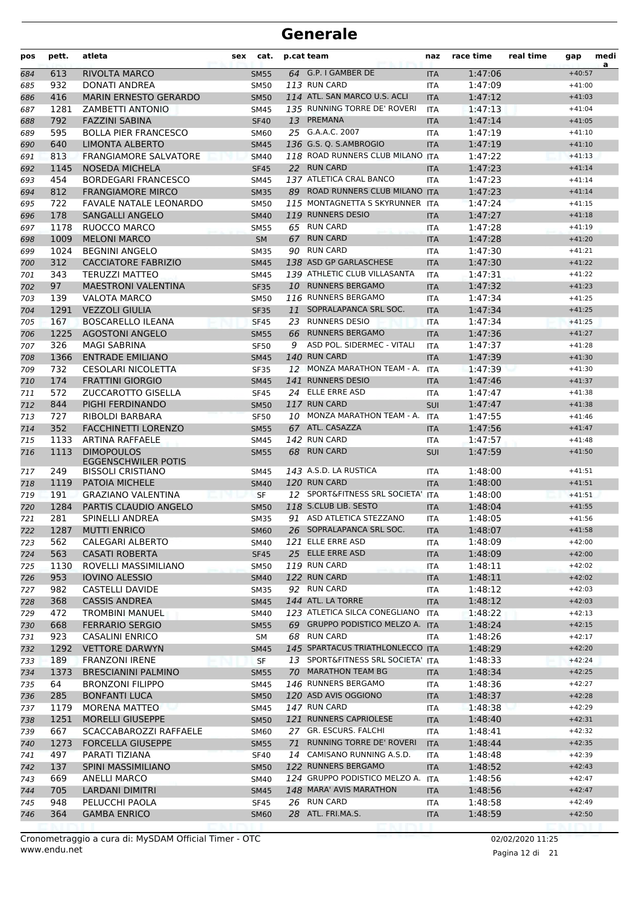# Generale

| pos | pett. | atleta | sex | cat. | p.cat | team | naz | race time | real time | gap | media |
|---|---|---|---|---|---|---|---|---|---|---|---|
| 684 | 613 | RIVOLTA MARCO | | SM55 | 64 | G.P. I GAMBER DE | ITA | 1:47:06 | | +40:57 | |
| 685 | 932 | DONATI ANDREA | | SM50 | 113 | RUN CARD | ITA | 1:47:09 | | +41:00 | |
| 686 | 416 | MARIN ERNESTO GERARDO | | SM50 | 114 | ATL. SAN MARCO U.S. ACLI | ITA | 1:47:12 | | +41:03 | |
| 687 | 1281 | ZAMBETTI ANTONIO | | SM45 | 135 | RUNNING TORRE DE' ROVERI | ITA | 1:47:13 | | +41:04 | |
| 688 | 792 | FAZZINI SABINA | | SF40 | 13 | PREMANA | ITA | 1:47:14 | | +41:05 | |
| 689 | 595 | BOLLA PIER FRANCESCO | | SM60 | 25 | G.A.A.C. 2007 | ITA | 1:47:19 | | +41:10 | |
| 690 | 640 | LIMONTA ALBERTO | | SM45 | 136 | G.S. Q. S.AMBROGIO | ITA | 1:47:19 | | +41:10 | |
| 691 | 813 | FRANGIAMORE SALVATORE | | SM40 | 118 | ROAD RUNNERS CLUB MILANO | ITA | 1:47:22 | | +41:13 | |
| 692 | 1145 | NOSEDA MICHELA | | SF45 | 22 | RUN CARD | ITA | 1:47:23 | | +41:14 | |
| 693 | 454 | BORDEGARI FRANCESCO | | SM45 | 137 | ATLETICA CRAL BANCO | ITA | 1:47:23 | | +41:14 | |
| 694 | 812 | FRANGIAMORE MIRCO | | SM35 | 89 | ROAD RUNNERS CLUB MILANO | ITA | 1:47:23 | | +41:14 | |
| 695 | 722 | FAVALE NATALE LEONARDO | | SM50 | 115 | MONTAGNETTA S SKYRUNNER | ITA | 1:47:24 | | +41:15 | |
| 696 | 178 | SANGALLI ANGELO | | SM40 | 119 | RUNNERS DESIO | ITA | 1:47:27 | | +41:18 | |
| 697 | 1178 | RUOCCO MARCO | | SM55 | 65 | RUN CARD | ITA | 1:47:28 | | +41:19 | |
| 698 | 1009 | MELONI MARCO | | SM | 67 | RUN CARD | ITA | 1:47:28 | | +41:20 | |
| 699 | 1024 | BEGNINI ANGELO | | SM35 | 90 | RUN CARD | ITA | 1:47:30 | | +41:21 | |
| 700 | 312 | CACCIATORE FABRIZIO | | SM45 | 138 | ASD GP GARLASCHESE | ITA | 1:47:30 | | +41:22 | |
| 701 | 343 | TERUZZI MATTEO | | SM45 | 139 | ATHLETIC CLUB VILLASANTA | ITA | 1:47:31 | | +41:22 | |
| 702 | 97 | MAESTRONI VALENTINA | | SF35 | 10 | RUNNERS BERGAMO | ITA | 1:47:32 | | +41:23 | |
| 703 | 139 | VALOTA MARCO | | SM50 | 116 | RUNNERS BERGAMO | ITA | 1:47:34 | | +41:25 | |
| 704 | 1291 | VEZZOLI GIULIA | | SF35 | 11 | SOPRALAPANCA SRL SOC. | ITA | 1:47:34 | | +41:25 | |
| 705 | 167 | BOSCARELLO ILEANA | | SF45 | 23 | RUNNERS DESIO | ITA | 1:47:34 | | +41:25 | |
| 706 | 1225 | AGOSTONI ANGELO | | SM55 | 66 | RUNNERS BERGAMO | ITA | 1:47:36 | | +41:27 | |
| 707 | 326 | MAGI SABRINA | | SF50 | 9 | ASD POL. SIDERMEC - VITALI | ITA | 1:47:37 | | +41:28 | |
| 708 | 1366 | ENTRADE EMILIANO | | SM45 | 140 | RUN CARD | ITA | 1:47:39 | | +41:30 | |
| 709 | 732 | CESOLARI NICOLETTA | | SF35 | 12 | MONZA MARATHON TEAM - A. | ITA | 1:47:39 | | +41:30 | |
| 710 | 174 | FRATTINI GIORGIO | | SM45 | 141 | RUNNERS DESIO | ITA | 1:47:46 | | +41:37 | |
| 711 | 572 | ZUCCAROTTO GISELLA | | SF45 | 24 | ELLE ERRE ASD | ITA | 1:47:47 | | +41:38 | |
| 712 | 844 | PIGHI FERDINANDO | | SM50 | 117 | RUN CARD | SUI | 1:47:47 | | +41:38 | |
| 713 | 727 | RIBOLDI BARBARA | | SF50 | 10 | MONZA MARATHON TEAM - A. | ITA | 1:47:55 | | +41:46 | |
| 714 | 352 | FACCHINETTI LORENZO | | SM55 | 67 | ATL. CASAZZA | ITA | 1:47:56 | | +41:47 | |
| 715 | 1133 | ARTINA RAFFAELE | | SM45 | 142 | RUN CARD | ITA | 1:47:57 | | +41:48 | |
| 716 | 1113 | DIMOPOULOS EGGENSCHWILER POTIS | | SM55 | 68 | RUN CARD | SUI | 1:47:59 | | +41:50 | |
| 717 | 249 | BISSOLI CRISTIANO | | SM45 | 143 | A.S.D. LA RUSTICA | ITA | 1:48:00 | | +41:51 | |
| 718 | 1119 | PATOIA MICHELE | | SM40 | 120 | RUN CARD | ITA | 1:48:00 | | +41:51 | |
| 719 | 191 | GRAZIANO VALENTINA | | SF | 12 | SPORT&FITNESS SRL SOCIETA' | ITA | 1:48:00 | | +41:51 | |
| 720 | 1284 | PARTIS CLAUDIO ANGELO | | SM50 | 118 | S.CLUB LIB. SESTO | ITA | 1:48:04 | | +41:55 | |
| 721 | 281 | SPINELLI ANDREA | | SM35 | 91 | ASD ATLETICA STEZZANO | ITA | 1:48:05 | | +41:56 | |
| 722 | 1287 | MUTTI ENRICO | | SM60 | 26 | SOPRALAPANCA SRL SOC. | ITA | 1:48:07 | | +41:58 | |
| 723 | 562 | CALEGARI ALBERTO | | SM40 | 121 | ELLE ERRE ASD | ITA | 1:48:09 | | +42:00 | |
| 724 | 563 | CASATI ROBERTA | | SF45 | 25 | ELLE ERRE ASD | ITA | 1:48:09 | | +42:00 | |
| 725 | 1130 | ROVELLI MASSIMILIANO | | SM50 | 119 | RUN CARD | ITA | 1:48:11 | | +42:02 | |
| 726 | 953 | IOVINO ALESSIO | | SM40 | 122 | RUN CARD | ITA | 1:48:11 | | +42:02 | |
| 727 | 982 | CASTELLI DAVIDE | | SM35 | 92 | RUN CARD | ITA | 1:48:12 | | +42:03 | |
| 728 | 368 | CASSIS ANDREA | | SM45 | 144 | ATL. LA TORRE | ITA | 1:48:12 | | +42:03 | |
| 729 | 472 | TROMBINI MANUEL | | SM40 | 123 | ATLETICA SILCA CONEGLIANO | ITA | 1:48:22 | | +42:13 | |
| 730 | 668 | FERRARIO SERGIO | | SM55 | 69 | GRUPPO PODISTICO MELZO A. | ITA | 1:48:24 | | +42:15 | |
| 731 | 923 | CASALINI ENRICO | | SM | 68 | RUN CARD | ITA | 1:48:26 | | +42:17 | |
| 732 | 1292 | VETTORE DARWYN | | SM45 | 145 | SPARTACUS TRIATHLONLECCO | ITA | 1:48:29 | | +42:20 | |
| 733 | 189 | FRANZONI IRENE | | SF | 13 | SPORT&FITNESS SRL SOCIETA' | ITA | 1:48:33 | | +42:24 | |
| 734 | 1373 | BRESCIANINI PALMINO | | SM55 | 70 | MARATHON TEAM BG | ITA | 1:48:34 | | +42:25 | |
| 735 | 64 | BRONZONI FILIPPO | | SM45 | 146 | RUNNERS BERGAMO | ITA | 1:48:36 | | +42:27 | |
| 736 | 285 | BONFANTI LUCA | | SM50 | 120 | ASD AVIS OGGIONO | ITA | 1:48:37 | | +42:28 | |
| 737 | 1179 | MORENA MATTEO | | SM45 | 147 | RUN CARD | ITA | 1:48:38 | | +42:29 | |
| 738 | 1251 | MORELLI GIUSEPPE | | SM50 | 121 | RUNNERS CAPRIOLESE | ITA | 1:48:40 | | +42:31 | |
| 739 | 667 | SCACCABAROZZI RAFFAELE | | SM60 | 27 | GR. ESCURS. FALCHI | ITA | 1:48:41 | | +42:32 | |
| 740 | 1273 | FORCELLA GIUSEPPE | | SM55 | 71 | RUNNING TORRE DE' ROVERI | ITA | 1:48:44 | | +42:35 | |
| 741 | 497 | PARATI TIZIANA | | SF40 | 14 | CAMISANO RUNNING A.S.D. | ITA | 1:48:48 | | +42:39 | |
| 742 | 137 | SPINI MASSIMILIANO | | SM50 | 122 | RUNNERS BERGAMO | ITA | 1:48:52 | | +42:43 | |
| 743 | 669 | ANELLI MARCO | | SM40 | 124 | GRUPPO PODISTICO MELZO A. | ITA | 1:48:56 | | +42:47 | |
| 744 | 705 | LARDANI DIMITRI | | SM45 | 148 | MARA' AVIS MARATHON | ITA | 1:48:56 | | +42:47 | |
| 745 | 948 | PELUCCHI PAOLA | | SF45 | 26 | RUN CARD | ITA | 1:48:58 | | +42:49 | |
| 746 | 364 | GAMBA ENRICO | | SM60 | 28 | ATL. FRI.MA.S. | ITA | 1:48:59 | | +42:50 | |

Cronometraggio a cura di: MySDAM Official Timer - OTC
www.endu.net

02/02/2020 11:25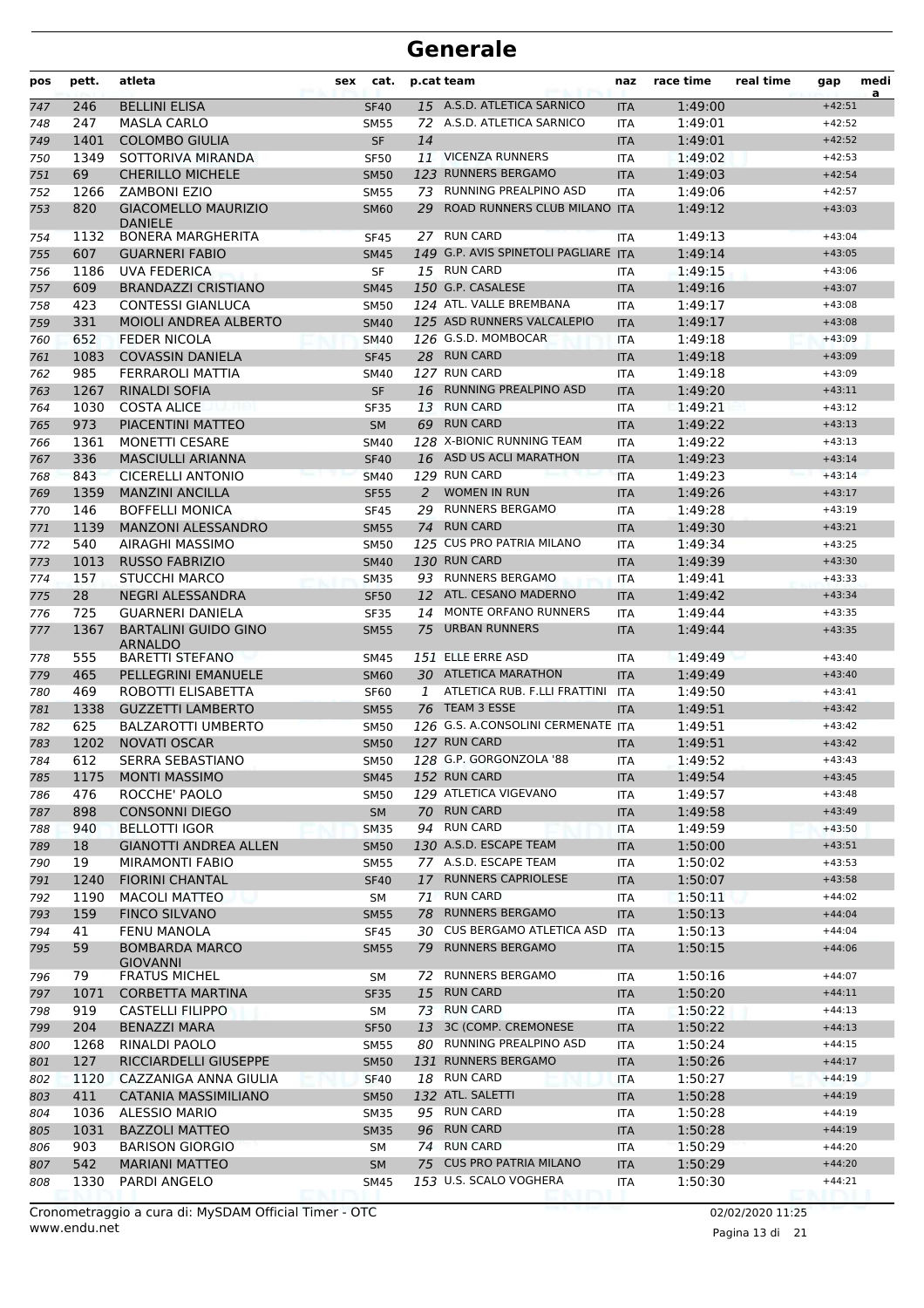# Generale

| pos | pett. | atleta | sex | cat. | p.cat | team | naz | race time | real time | gap | media |
|---|---|---|---|---|---|---|---|---|---|---|---|
| 747 | 246 | BELLINI ELISA | | SF40 | 15 | A.S.D. ATLETICA SARNICO | ITA | 1:49:00 | | +42:51 | |
| 748 | 247 | MASLA CARLO | | SM55 | 72 | A.S.D. ATLETICA SARNICO | ITA | 1:49:01 | | +42:52 | |
| 749 | 1401 | COLOMBO GIULIA | | SF | 14 | | ITA | 1:49:01 | | +42:52 | |
| 750 | 1349 | SOTTORIVA MIRANDA | | SF50 | 11 | VICENZA RUNNERS | ITA | 1:49:02 | | +42:53 | |
| 751 | 69 | CHERILLO MICHELE | | SM50 | 123 | RUNNERS BERGAMO | ITA | 1:49:03 | | +42:54 | |
| 752 | 1266 | ZAMBONI EZIO | | SM55 | 73 | RUNNING PREALPINO ASD | ITA | 1:49:06 | | +42:57 | |
| 753 | 820 | GIACOMELLO MAURIZIO DANIELE | | SM60 | 29 | ROAD RUNNERS CLUB MILANO | ITA | 1:49:12 | | +43:03 | |
| 754 | 1132 | BONERA MARGHERITA | | SF45 | 27 | RUN CARD | ITA | 1:49:13 | | +43:04 | |
| 755 | 607 | GUARNERI FABIO | | SM45 | 149 | G.P. AVIS SPINETOLI PAGLIARE | ITA | 1:49:14 | | +43:05 | |
| 756 | 1186 | UVA FEDERICA | | SF | 15 | RUN CARD | ITA | 1:49:15 | | +43:06 | |
| 757 | 609 | BRANDAZZI CRISTIANO | | SM45 | 150 | G.P. CASALESE | ITA | 1:49:16 | | +43:07 | |
| 758 | 423 | CONTESSI GIANLUCA | | SM50 | 124 | ATL. VALLE BREMBANA | ITA | 1:49:17 | | +43:08 | |
| 759 | 331 | MOIOLI ANDREA ALBERTO | | SM40 | 125 | ASD RUNNERS VALCALEPIO | ITA | 1:49:17 | | +43:08 | |
| 760 | 652 | FEDER NICOLA | | SM40 | 126 | G.S.D. MOMBOCAR | ITA | 1:49:18 | | +43:09 | |
| 761 | 1083 | COVASSIN DANIELA | | SF45 | 28 | RUN CARD | ITA | 1:49:18 | | +43:09 | |
| 762 | 985 | FERRAROLI MATTIA | | SM40 | 127 | RUN CARD | ITA | 1:49:18 | | +43:09 | |
| 763 | 1267 | RINALDI SOFIA | | SF | 16 | RUNNING PREALPINO ASD | ITA | 1:49:20 | | +43:11 | |
| 764 | 1030 | COSTA ALICE | | SF35 | 13 | RUN CARD | ITA | 1:49:21 | | +43:12 | |
| 765 | 973 | PIACENTINI MATTEO | | SM | 69 | RUN CARD | ITA | 1:49:22 | | +43:13 | |
| 766 | 1361 | MONETTI CESARE | | SM40 | 128 | X-BIONIC RUNNING TEAM | ITA | 1:49:22 | | +43:13 | |
| 767 | 336 | MASCIULLI ARIANNA | | SF40 | 16 | ASD US ACLI MARATHON | ITA | 1:49:23 | | +43:14 | |
| 768 | 843 | CICERELLI ANTONIO | | SM40 | 129 | RUN CARD | ITA | 1:49:23 | | +43:14 | |
| 769 | 1359 | MANZINI ANCILLA | | SF55 | 2 | WOMEN IN RUN | ITA | 1:49:26 | | +43:17 | |
| 770 | 146 | BOFFELLI MONICA | | SF45 | 29 | RUNNERS BERGAMO | ITA | 1:49:28 | | +43:19 | |
| 771 | 1139 | MANZONI ALESSANDRO | | SM55 | 74 | RUN CARD | ITA | 1:49:30 | | +43:21 | |
| 772 | 540 | AIRAGHI MASSIMO | | SM50 | 125 | CUS PRO PATRIA MILANO | ITA | 1:49:34 | | +43:25 | |
| 773 | 1013 | RUSSO FABRIZIO | | SM40 | 130 | RUN CARD | ITA | 1:49:39 | | +43:30 | |
| 774 | 157 | STUCCHI MARCO | | SM35 | 93 | RUNNERS BERGAMO | ITA | 1:49:41 | | +43:33 | |
| 775 | 28 | NEGRI ALESSANDRA | | SF50 | 12 | ATL. CESANO MADERNO | ITA | 1:49:42 | | +43:34 | |
| 776 | 725 | GUARNERI DANIELA | | SF35 | 14 | MONTE ORFANO RUNNERS | ITA | 1:49:44 | | +43:35 | |
| 777 | 1367 | BARTALINI GUIDO GINO ARNALDO | | SM55 | 75 | URBAN RUNNERS | ITA | 1:49:44 | | +43:35 | |
| 778 | 555 | BARETTI STEFANO | | SM45 | 151 | ELLE ERRE ASD | ITA | 1:49:49 | | +43:40 | |
| 779 | 465 | PELLEGRINI EMANUELE | | SM60 | 30 | ATLETICA MARATHON | ITA | 1:49:49 | | +43:40 | |
| 780 | 469 | ROBOTTI ELISABETTA | | SF60 | 1 | ATLETICA RUB. F.LLI FRATTINI | ITA | 1:49:50 | | +43:41 | |
| 781 | 1338 | GUZZETTI LAMBERTO | | SM55 | 76 | TEAM 3 ESSE | ITA | 1:49:51 | | +43:42 | |
| 782 | 625 | BALZAROTTI UMBERTO | | SM50 | 126 | G.S. A.CONSOLINI CERMENATE | ITA | 1:49:51 | | +43:42 | |
| 783 | 1202 | NOVATI OSCAR | | SM50 | 127 | RUN CARD | ITA | 1:49:51 | | +43:42 | |
| 784 | 612 | SERRA SEBASTIANO | | SM50 | 128 | G.P. GORGONZOLA '88 | ITA | 1:49:52 | | +43:43 | |
| 785 | 1175 | MONTI MASSIMO | | SM45 | 152 | RUN CARD | ITA | 1:49:54 | | +43:45 | |
| 786 | 476 | ROCCHE' PAOLO | | SM50 | 129 | ATLETICA VIGEVANO | ITA | 1:49:57 | | +43:48 | |
| 787 | 898 | CONSONNI DIEGO | | SM | 70 | RUN CARD | ITA | 1:49:58 | | +43:49 | |
| 788 | 940 | BELLOTTI IGOR | | SM35 | 94 | RUN CARD | ITA | 1:49:59 | | +43:50 | |
| 789 | 18 | GIANOTTI ANDREA ALLEN | | SM50 | 130 | A.S.D. ESCAPE TEAM | ITA | 1:50:00 | | +43:51 | |
| 790 | 19 | MIRAMONTI FABIO | | SM55 | 77 | A.S.D. ESCAPE TEAM | ITA | 1:50:02 | | +43:53 | |
| 791 | 1240 | FIORINI CHANTAL | | SF40 | 17 | RUNNERS CAPRIOLESE | ITA | 1:50:07 | | +43:58 | |
| 792 | 1190 | MACOLI MATTEO | | SM | 71 | RUN CARD | ITA | 1:50:11 | | +44:02 | |
| 793 | 159 | FINCO SILVANO | | SM55 | 78 | RUNNERS BERGAMO | ITA | 1:50:13 | | +44:04 | |
| 794 | 41 | FENU MANOLA | | SF45 | 30 | CUS BERGAMO ATLETICA ASD | ITA | 1:50:13 | | +44:04 | |
| 795 | 59 | BOMBARDA MARCO GIOVANNI | | SM55 | 79 | RUNNERS BERGAMO | ITA | 1:50:15 | | +44:06 | |
| 796 | 79 | FRATUS MICHEL | | SM | 72 | RUNNERS BERGAMO | ITA | 1:50:16 | | +44:07 | |
| 797 | 1071 | CORBETTA MARTINA | | SF35 | 15 | RUN CARD | ITA | 1:50:20 | | +44:11 | |
| 798 | 919 | CASTELLI FILIPPO | | SM | 73 | RUN CARD | ITA | 1:50:22 | | +44:13 | |
| 799 | 204 | BENAZZI MARA | | SF50 | 13 | 3C (COMP. CREMONESE | ITA | 1:50:22 | | +44:13 | |
| 800 | 1268 | RINALDI PAOLO | | SM55 | 80 | RUNNING PREALPINO ASD | ITA | 1:50:24 | | +44:15 | |
| 801 | 127 | RICCIARDELLI GIUSEPPE | | SM50 | 131 | RUNNERS BERGAMO | ITA | 1:50:26 | | +44:17 | |
| 802 | 1120 | CAZZANIGA ANNA GIULIA | | SF40 | 18 | RUN CARD | ITA | 1:50:27 | | +44:19 | |
| 803 | 411 | CATANIA MASSIMILIANO | | SM50 | 132 | ATL. SALETTI | ITA | 1:50:28 | | +44:19 | |
| 804 | 1036 | ALESSIO MARIO | | SM35 | 95 | RUN CARD | ITA | 1:50:28 | | +44:19 | |
| 805 | 1031 | BAZZOLI MATTEO | | SM35 | 96 | RUN CARD | ITA | 1:50:28 | | +44:19 | |
| 806 | 903 | BARISON GIORGIO | | SM | 74 | RUN CARD | ITA | 1:50:29 | | +44:20 | |
| 807 | 542 | MARIANI MATTEO | | SM | 75 | CUS PRO PATRIA MILANO | ITA | 1:50:29 | | +44:20 | |
| 808 | 1330 | PARDI ANGELO | | SM45 | 153 | U.S. SCALO VOGHERA | ITA | 1:50:30 | | +44:21 | |

Cronometraggio a cura di: MySDAM Official Timer - OTC
www.endu.net

02/02/2020 11:25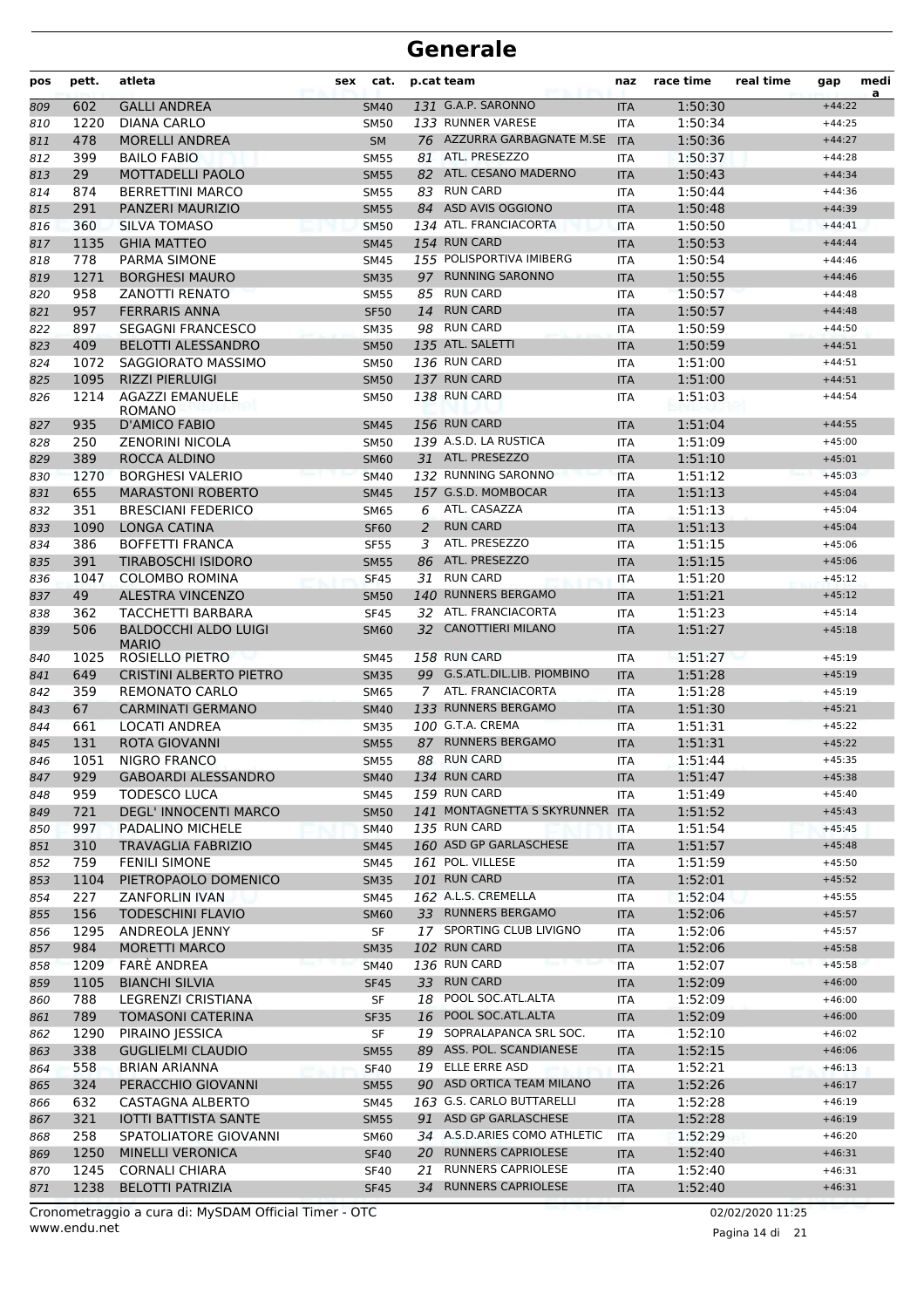# Generale

| pos | pett. | atleta | sex | cat. | p.cat | team | naz | race time | real time | gap | media |
|---|---|---|---|---|---|---|---|---|---|---|---|
| 809 | 602 | GALLI ANDREA | | SM40 | 131 | G.A.P. SARONNO | ITA | 1:50:30 | | +44:22 | |
| 810 | 1220 | DIANA CARLO | | SM50 | 133 | RUNNER VARESE | ITA | 1:50:34 | | +44:25 | |
| 811 | 478 | MORELLI ANDREA | | SM | 76 | AZZURRA GARBAGNATE M.SE | ITA | 1:50:36 | | +44:27 | |
| 812 | 399 | BAILO FABIO | | SM55 | 81 | ATL. PRESEZZO | ITA | 1:50:37 | | +44:28 | |
| 813 | 29 | MOTTADELLI PAOLO | | SM55 | 82 | ATL. CESANO MADERNO | ITA | 1:50:43 | | +44:34 | |
| 814 | 874 | BERRETTINI MARCO | | SM55 | 83 | RUN CARD | ITA | 1:50:44 | | +44:36 | |
| 815 | 291 | PANZERI MAURIZIO | | SM55 | 84 | ASD AVIS OGGIONO | ITA | 1:50:48 | | +44:39 | |
| 816 | 360 | SILVA TOMASO | | SM50 | 134 | ATL. FRANCIACORTA | ITA | 1:50:50 | | +44:41 | |
| 817 | 1135 | GHIA MATTEO | | SM45 | 154 | RUN CARD | ITA | 1:50:53 | | +44:44 | |
| 818 | 778 | PARMA SIMONE | | SM45 | 155 | POLISPORTIVA IMIBERG | ITA | 1:50:54 | | +44:46 | |
| 819 | 1271 | BORGHESI MAURO | | SM35 | 97 | RUNNING SARONNO | ITA | 1:50:55 | | +44:46 | |
| 820 | 958 | ZANOTTI RENATO | | SM55 | 85 | RUN CARD | ITA | 1:50:57 | | +44:48 | |
| 821 | 957 | FERRARIS ANNA | | SF50 | 14 | RUN CARD | ITA | 1:50:57 | | +44:48 | |
| 822 | 897 | SEGAGNI FRANCESCO | | SM35 | 98 | RUN CARD | ITA | 1:50:59 | | +44:50 | |
| 823 | 409 | BELOTTI ALESSANDRO | | SM50 | 135 | ATL. SALETTI | ITA | 1:50:59 | | +44:51 | |
| 824 | 1072 | SAGGIORATO MASSIMO | | SM50 | 136 | RUN CARD | ITA | 1:51:00 | | +44:51 | |
| 825 | 1095 | RIZZI PIERLUIGI | | SM50 | 137 | RUN CARD | ITA | 1:51:00 | | +44:51 | |
| 826 | 1214 | AGAZZI EMANUELE ROMANO | | SM50 | 138 | RUN CARD | ITA | 1:51:03 | | +44:54 | |
| 827 | 935 | D'AMICO FABIO | | SM45 | 156 | RUN CARD | ITA | 1:51:04 | | +44:55 | |
| 828 | 250 | ZENORINI NICOLA | | SM50 | 139 | A.S.D. LA RUSTICA | ITA | 1:51:09 | | +45:00 | |
| 829 | 389 | ROCCA ALDINO | | SM60 | 31 | ATL. PRESEZZO | ITA | 1:51:10 | | +45:01 | |
| 830 | 1270 | BORGHESI VALERIO | | SM40 | 132 | RUNNING SARONNO | ITA | 1:51:12 | | +45:03 | |
| 831 | 655 | MARASTONI ROBERTO | | SM45 | 157 | G.S.D. MOMBOCAR | ITA | 1:51:13 | | +45:04 | |
| 832 | 351 | BRESCIANI FEDERICO | | SM65 | 6 | ATL. CASAZZA | ITA | 1:51:13 | | +45:04 | |
| 833 | 1090 | LONGA CATINA | | SF60 | 2 | RUN CARD | ITA | 1:51:13 | | +45:04 | |
| 834 | 386 | BOFFETTI FRANCA | | SF55 | 3 | ATL. PRESEZZO | ITA | 1:51:15 | | +45:06 | |
| 835 | 391 | TIRABOSCHI ISIDORO | | SM55 | 86 | ATL. PRESEZZO | ITA | 1:51:15 | | +45:06 | |
| 836 | 1047 | COLOMBO ROMINA | | SF45 | 31 | RUN CARD | ITA | 1:51:20 | | +45:12 | |
| 837 | 49 | ALESTRA VINCENZO | | SM50 | 140 | RUNNERS BERGAMO | ITA | 1:51:21 | | +45:12 | |
| 838 | 362 | TACCHETTI BARBARA | | SF45 | 32 | ATL. FRANCIACORTA | ITA | 1:51:23 | | +45:14 | |
| 839 | 506 | BALDOCCHI ALDO LUIGI MARIO | | SM60 | 32 | CANOTTIERI MILANO | ITA | 1:51:27 | | +45:18 | |
| 840 | 1025 | ROSIELLO PIETRO | | SM45 | 158 | RUN CARD | ITA | 1:51:27 | | +45:19 | |
| 841 | 649 | CRISTINI ALBERTO PIETRO | | SM35 | 99 | G.S.ATL.DIL.LIB. PIOMBINO | ITA | 1:51:28 | | +45:19 | |
| 842 | 359 | REMONATO CARLO | | SM65 | 7 | ATL. FRANCIACORTA | ITA | 1:51:28 | | +45:19 | |
| 843 | 67 | CARMINATI GERMANO | | SM40 | 133 | RUNNERS BERGAMO | ITA | 1:51:30 | | +45:21 | |
| 844 | 661 | LOCATI ANDREA | | SM35 | 100 | G.T.A. CREMA | ITA | 1:51:31 | | +45:22 | |
| 845 | 131 | ROTA GIOVANNI | | SM55 | 87 | RUNNERS BERGAMO | ITA | 1:51:31 | | +45:22 | |
| 846 | 1051 | NIGRO FRANCO | | SM55 | 88 | RUN CARD | ITA | 1:51:44 | | +45:35 | |
| 847 | 929 | GABOARDI ALESSANDRO | | SM40 | 134 | RUN CARD | ITA | 1:51:47 | | +45:38 | |
| 848 | 959 | TODESCO LUCA | | SM45 | 159 | RUN CARD | ITA | 1:51:49 | | +45:40 | |
| 849 | 721 | DEGL' INNOCENTI MARCO | | SM50 | 141 | MONTAGNETTA S SKYRUNNER | ITA | 1:51:52 | | +45:43 | |
| 850 | 997 | PADALINO MICHELE | | SM40 | 135 | RUN CARD | ITA | 1:51:54 | | +45:45 | |
| 851 | 310 | TRAVAGLIA FABRIZIO | | SM45 | 160 | ASD GP GARLASCHESE | ITA | 1:51:57 | | +45:48 | |
| 852 | 759 | FENILI SIMONE | | SM45 | 161 | POL. VILLESE | ITA | 1:51:59 | | +45:50 | |
| 853 | 1104 | PIETROPAOLO DOMENICO | | SM35 | 101 | RUN CARD | ITA | 1:52:01 | | +45:52 | |
| 854 | 227 | ZANFORLIN IVAN | | SM45 | 162 | A.L.S. CREMELLA | ITA | 1:52:04 | | +45:55 | |
| 855 | 156 | TODESCHINI FLAVIO | | SM60 | 33 | RUNNERS BERGAMO | ITA | 1:52:06 | | +45:57 | |
| 856 | 1295 | ANDREOLA JENNY | | SF | 17 | SPORTING CLUB LIVIGNO | ITA | 1:52:06 | | +45:57 | |
| 857 | 984 | MORETTI MARCO | | SM35 | 102 | RUN CARD | ITA | 1:52:06 | | +45:58 | |
| 858 | 1209 | FARÈ ANDREA | | SM40 | 136 | RUN CARD | ITA | 1:52:07 | | +45:58 | |
| 859 | 1105 | BIANCHI SILVIA | | SF45 | 33 | RUN CARD | ITA | 1:52:09 | | +46:00 | |
| 860 | 788 | LEGRENZI CRISTIANA | | SF | 18 | POOL SOC.ATL.ALTA | ITA | 1:52:09 | | +46:00 | |
| 861 | 789 | TOMASONI CATERINA | | SF35 | 16 | POOL SOC.ATL.ALTA | ITA | 1:52:09 | | +46:00 | |
| 862 | 1290 | PIRAINO JESSICA | | SF | 19 | SOPRALAPANCA SRL SOC. | ITA | 1:52:10 | | +46:02 | |
| 863 | 338 | GUGLIELMI CLAUDIO | | SM55 | 89 | ASS. POL. SCANDIANESE | ITA | 1:52:15 | | +46:06 | |
| 864 | 558 | BRIAN ARIANNA | | SF40 | 19 | ELLE ERRE ASD | ITA | 1:52:21 | | +46:13 | |
| 865 | 324 | PERACCHIO GIOVANNI | | SM55 | 90 | ASD ORTICA TEAM MILANO | ITA | 1:52:26 | | +46:17 | |
| 866 | 632 | CASTAGNA ALBERTO | | SM45 | 163 | G.S. CARLO BUTTARELLI | ITA | 1:52:28 | | +46:19 | |
| 867 | 321 | IOTTI BATTISTA SANTE | | SM55 | 91 | ASD GP GARLASCHESE | ITA | 1:52:28 | | +46:19 | |
| 868 | 258 | SPATOLIATORE GIOVANNI | | SM60 | 34 | A.S.D.ARIES COMO ATHLETIC | ITA | 1:52:29 | | +46:20 | |
| 869 | 1250 | MINELLI VERONICA | | SF40 | 20 | RUNNERS CAPRIOLESE | ITA | 1:52:40 | | +46:31 | |
| 870 | 1245 | CORNALI CHIARA | | SF40 | 21 | RUNNERS CAPRIOLESE | ITA | 1:52:40 | | +46:31 | |
| 871 | 1238 | BELOTTI PATRIZIA | | SF45 | 34 | RUNNERS CAPRIOLESE | ITA | 1:52:40 | | +46:31 | |

Cronometraggio a cura di: MySDAM Official Timer - OTC
www.endu.net

02/02/2020 11:25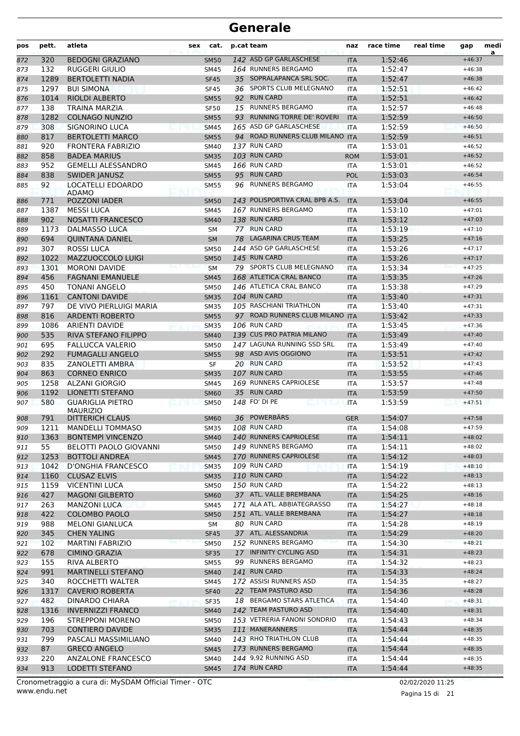# Generale

| pos | pett. | atleta | sex | cat. | p.cat | team | naz | race time | real time | gap | medi a |
|---|---|---|---|---|---|---|---|---|---|---|---|
| 872 | 320 | BEDOGNI GRAZIANO | | SM50 | 142 | ASD GP GARLASCHESE | ITA | 1:52:46 | | +46:37 | |
| 873 | 132 | RUGGERI GIULIO | | SM45 | 164 | RUNNERS BERGAMO | ITA | 1:52:47 | | +46:38 | |
| 874 | 1289 | BERTOLETTI NADIA | | SF45 | 35 | SOPRALAPANCA SRL SOC. | ITA | 1:52:47 | | +46:38 | |
| 875 | 1297 | BUI SIMONA | | SF45 | 36 | SPORTS CLUB MELEGNANO | ITA | 1:52:51 | | +46:42 | |
| 876 | 1014 | RIOLDI ALBERTO | | SM55 | 92 | RUN CARD | ITA | 1:52:51 | | +46:42 | |
| 877 | 138 | TRAINA MARZIA | | SF50 | 15 | RUNNERS BERGAMO | ITA | 1:52:57 | | +46:48 | |
| 878 | 1282 | COLNAGO NUNZIO | | SM55 | 93 | RUNNING TORRE DE' ROVERI | ITA | 1:52:59 | | +46:50 | |
| 879 | 308 | SIGNORINO LUCA | | SM45 | 165 | ASD GP GARLASCHESE | ITA | 1:52:59 | | +46:50 | |
| 880 | 817 | BERTOLETTI MARCO | | SM55 | 94 | ROAD RUNNERS CLUB MILANO | ITA | 1:52:59 | | +46:51 | |
| 881 | 920 | FRONTERA FABRIZIO | | SM40 | 137 | RUN CARD | ITA | 1:53:01 | | +46:52 | |
| 882 | 858 | BADEA MARIUS | | SM35 | 103 | RUN CARD | ROM | 1:53:01 | | +46:52 | |
| 883 | 952 | GEMELLI ALESSANDRO | | SM45 | 166 | RUN CARD | ITA | 1:53:01 | | +46:52 | |
| 884 | 838 | SWIDER JANUSZ | | SM55 | 95 | RUN CARD | POL | 1:53:03 | | +46:54 | |
| 885 | 92 | LOCATELLI EDOARDO ADAMO | | SM55 | 96 | RUNNERS BERGAMO | ITA | 1:53:04 | | +46:55 | |
| 886 | 771 | POZZONI IADER | | SM50 | 143 | POLISPORTIVA CRAL BPB A.S. | ITA | 1:53:04 | | +46:55 | |
| 887 | 1387 | MESSI LUCA | | SM45 | 167 | RUNNERS BERGAMO | ITA | 1:53:10 | | +47:01 | |
| 888 | 902 | NOSATTI FRANCESCO | | SM40 | 138 | RUN CARD | ITA | 1:53:12 | | +47:03 | |
| 889 | 1173 | DALMASSO LUCA | | SM | 77 | RUN CARD | ITA | 1:53:19 | | +47:10 | |
| 890 | 694 | QUINTANA DANIEL | | SM | 78 | LAGARINA CRUS TEAM | ITA | 1:53:25 | | +47:16 | |
| 891 | 307 | ROSSI LUCA | | SM50 | 144 | ASD GP GARLASCHESE | ITA | 1:53:26 | | +47:17 | |
| 892 | 1022 | MAZZUOCCOLO LUIGI | | SM50 | 145 | RUN CARD | ITA | 1:53:26 | | +47:17 | |
| 893 | 1301 | MORONI DAVIDE | | SM | 79 | SPORTS CLUB MELEGNANO | ITA | 1:53:34 | | +47:25 | |
| 894 | 456 | FAGNANI EMANUELE | | SM45 | 168 | ATLETICA CRAL BANCO | ITA | 1:53:35 | | +47:26 | |
| 895 | 450 | TONANI ANGELO | | SM50 | 146 | ATLETICA CRAL BANCO | ITA | 1:53:38 | | +47:29 | |
| 896 | 1161 | CANTONI DAVIDE | | SM35 | 104 | RUN CARD | ITA | 1:53:40 | | +47:31 | |
| 897 | 797 | DE VIVO PIERLUIGI MARIA | | SM35 | 105 | RASCHIANI TRIATHLON | ITA | 1:53:40 | | +47:31 | |
| 898 | 816 | ARDENTI ROBERTO | | SM55 | 97 | ROAD RUNNERS CLUB MILANO | ITA | 1:53:42 | | +47:33 | |
| 899 | 1086 | ARIENTI DAVIDE | | SM35 | 106 | RUN CARD | ITA | 1:53:45 | | +47:36 | |
| 900 | 535 | RIVA STEFANO FILIPPO | | SM40 | 139 | CUS PRO PATRIA MILANO | ITA | 1:53:49 | | +47:40 | |
| 901 | 695 | FALLUCCA VALERIO | | SM50 | 147 | LAGUNA RUNNING SSD SRL | ITA | 1:53:49 | | +47:40 | |
| 902 | 292 | FUMAGALLI ANGELO | | SM55 | 98 | ASD AVIS OGGIONO | ITA | 1:53:51 | | +47:42 | |
| 903 | 835 | ZANOLETTI AMBRA | | SF | 20 | RUN CARD | ITA | 1:53:52 | | +47:43 | |
| 904 | 863 | CORNEO ENRICO | | SM35 | 107 | RUN CARD | ITA | 1:53:55 | | +47:46 | |
| 905 | 1258 | ALZANI GIORGIO | | SM45 | 169 | RUNNERS CAPRIOLESE | ITA | 1:53:57 | | +47:48 | |
| 906 | 1192 | LIONETTI STEFANO | | SM60 | 35 | RUN CARD | ITA | 1:53:59 | | +47:50 | |
| 907 | 580 | GUARIGLIA PIETRO MAURIZIO | | SM50 | 148 | FO' DI PE | ITA | 1:53:59 | | +47:51 | |
| 908 | 791 | DITTERICH CLAUS | | SM60 | 36 | POWERBÄRS | GER | 1:54:07 | | +47:58 | |
| 909 | 1211 | MANDELLI TOMMASO | | SM35 | 108 | RUN CARD | ITA | 1:54:08 | | +47:59 | |
| 910 | 1363 | BONTEMPI VINCENZO | | SM40 | 140 | RUNNERS CAPRIOLESE | ITA | 1:54:11 | | +48:02 | |
| 911 | 55 | BELOTTI PAOLO GIOVANNI | | SM50 | 149 | RUNNERS BERGAMO | ITA | 1:54:11 | | +48:02 | |
| 912 | 1253 | BOTTOLI ANDREA | | SM45 | 170 | RUNNERS CAPRIOLESE | ITA | 1:54:12 | | +48:03 | |
| 913 | 1042 | D'ONGHIA FRANCESCO | | SM35 | 109 | RUN CARD | ITA | 1:54:19 | | +48:10 | |
| 914 | 1160 | CLUSAZ ELVIS | | SM35 | 110 | RUN CARD | ITA | 1:54:22 | | +48:13 | |
| 915 | 1159 | VICENTINI LUCA | | SM50 | 150 | RUN CARD | ITA | 1:54:22 | | +48:13 | |
| 916 | 427 | MAGONI GILBERTO | | SM60 | 37 | ATL. VALLE BREMBANA | ITA | 1:54:25 | | +48:16 | |
| 917 | 263 | MANZONI LUCA | | SM45 | 171 | ALA ATL. ABBIATEGRASSO | ITA | 1:54:27 | | +48:18 | |
| 918 | 422 | COLOMBO PAOLO | | SM50 | 151 | ATL. VALLE BREMBANA | ITA | 1:54:27 | | +48:18 | |
| 919 | 988 | MELONI GIANLUCA | | SM | 80 | RUN CARD | ITA | 1:54:28 | | +48:19 | |
| 920 | 345 | CHEN YALING | | SF45 | 37 | ATL. ALESSANDRIA | ITA | 1:54:29 | | +48:20 | |
| 921 | 102 | MARTINI FABRIZIO | | SM50 | 152 | RUNNERS BERGAMO | ITA | 1:54:30 | | +48:21 | |
| 922 | 678 | CIMINO GRAZIA | | SF35 | 17 | INFINITY CYCLING ASD | ITA | 1:54:31 | | +48:23 | |
| 923 | 155 | RIVA ALBERTO | | SM55 | 99 | RUNNERS BERGAMO | ITA | 1:54:32 | | +48:23 | |
| 924 | 991 | MARTINELLI STEFANO | | SM40 | 141 | RUN CARD | ITA | 1:54:33 | | +48:24 | |
| 925 | 340 | ROCCHETTI WALTER | | SM45 | 172 | ASSISI RUNNERS ASD | ITA | 1:54:35 | | +48:27 | |
| 926 | 1317 | CAVERIO ROBERTA | | SF40 | 22 | TEAM PASTURO ASD | ITA | 1:54:36 | | +48:28 | |
| 927 | 482 | DINARDO CHIARA | | SF35 | 18 | BERGAMO STARS ATLETICA | ITA | 1:54:40 | | +48:31 | |
| 928 | 1316 | INVERNIZZI FRANCO | | SM40 | 142 | TEAM PASTURO ASD | ITA | 1:54:40 | | +48:31 | |
| 929 | 196 | STREPPONI MORENO | | SM50 | 153 | VETRERIA FANONI SONDRIO | ITA | 1:54:43 | | +48:34 | |
| 930 | 703 | CONTIERO DAVIDE | | SM35 | 111 | MANERANNERS | ITA | 1:54:44 | | +48:35 | |
| 931 | 799 | PASCALI MASSIMILIANO | | SM40 | 143 | RHO TRIATHLON CLUB | ITA | 1:54:44 | | +48:35 | |
| 932 | 87 | GRECO ANGELO | | SM45 | 173 | RUNNERS BERGAMO | ITA | 1:54:44 | | +48:35 | |
| 933 | 220 | ANZALONE FRANCESCO | | SM40 | 144 | 9,92 RUNNING ASD | ITA | 1:54:44 | | +48:35 | |
| 934 | 913 | LODETTI STEFANO | | SM45 | 174 | RUN CARD | ITA | 1:54:44 | | +48:35 | |

Cronometraggio a cura di: MySDAM Official Timer - OTC 02/02/2020 11:25
www.endu.net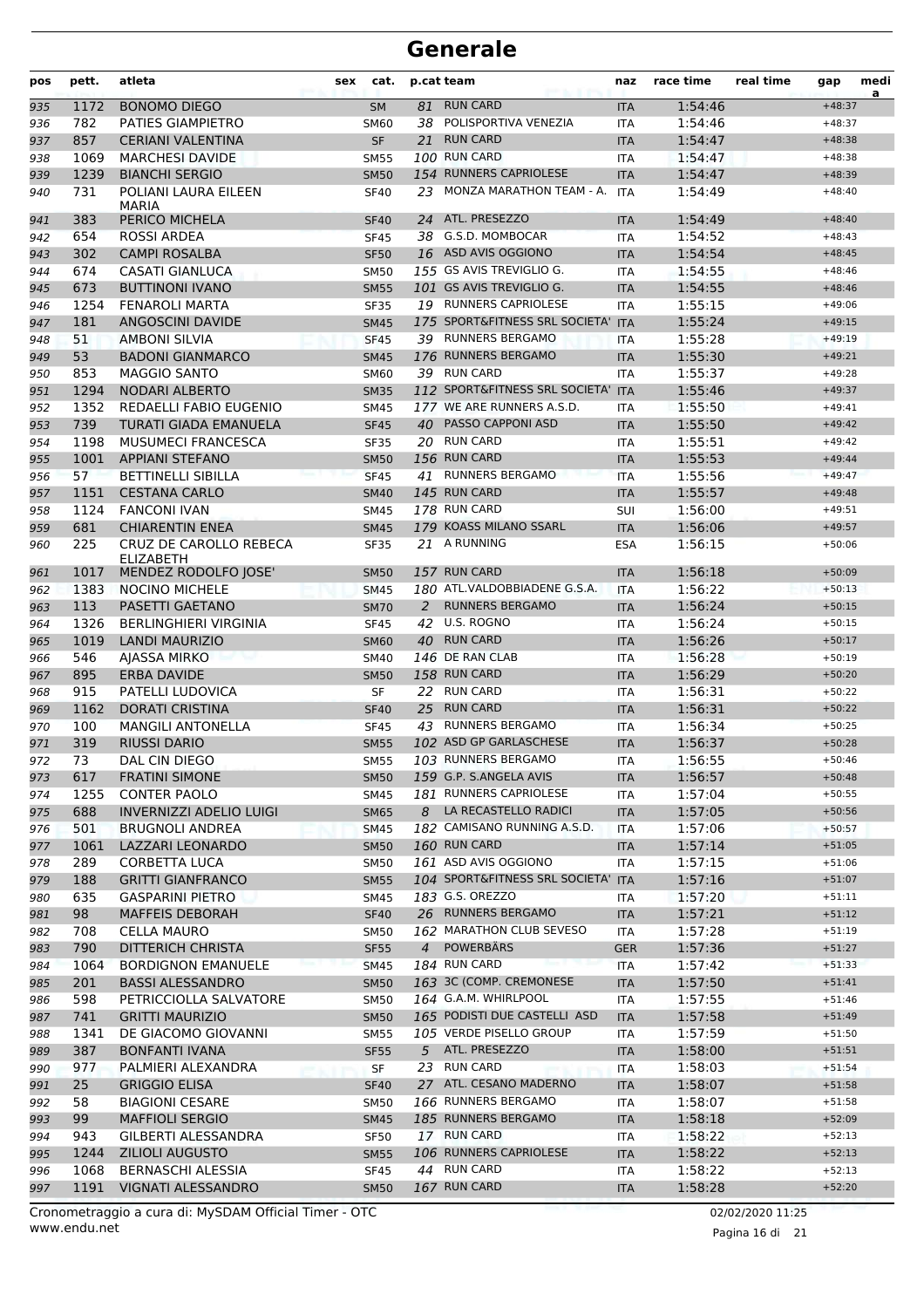# Generale

| pos | pett. | atleta | sex | cat. | p.cat | team | naz | race time | real time | gap | media |
|---|---|---|---|---|---|---|---|---|---|---|---|
| 935 | 1172 | BONOMO DIEGO | | SM | 81 | RUN CARD | ITA | 1:54:46 | | +48:37 | |
| 936 | 782 | PATIES GIAMPIETRO | | SM60 | 38 | POLISPORTIVA VENEZIA | ITA | 1:54:46 | | +48:37 | |
| 937 | 857 | CERIANI VALENTINA | | SF | 21 | RUN CARD | ITA | 1:54:47 | | +48:38 | |
| 938 | 1069 | MARCHESI DAVIDE | | SM55 | 100 | RUN CARD | ITA | 1:54:47 | | +48:38 | |
| 939 | 1239 | BIANCHI SERGIO | | SM50 | 154 | RUNNERS CAPRIOLESE | ITA | 1:54:47 | | +48:39 | |
| 940 | 731 | POLIANI LAURA EILEEN MARIA | | SF40 | 23 | MONZA MARATHON TEAM - A. | ITA | 1:54:49 | | +48:40 | |
| 941 | 383 | PERICO MICHELA | | SF40 | 24 | ATL. PRESEZZO | ITA | 1:54:49 | | +48:40 | |
| 942 | 654 | ROSSI ARDEA | | SF45 | 38 | G.S.D. MOMBOCAR | ITA | 1:54:52 | | +48:43 | |
| 943 | 302 | CAMPI ROSALBA | | SF50 | 16 | ASD AVIS OGGIONO | ITA | 1:54:54 | | +48:45 | |
| 944 | 674 | CASATI GIANLUCA | | SM50 | 155 | GS AVIS TREVIGLIO G. | ITA | 1:54:55 | | +48:46 | |
| 945 | 673 | BUTTINONI IVANO | | SM55 | 101 | GS AVIS TREVIGLIO G. | ITA | 1:54:55 | | +48:46 | |
| 946 | 1254 | FENAROLI MARTA | | SF35 | 19 | RUNNERS CAPRIOLESE | ITA | 1:55:15 | | +49:06 | |
| 947 | 181 | ANGOSCINI DAVIDE | | SM45 | 175 | SPORT&FITNESS SRL SOCIETA' | ITA | 1:55:24 | | +49:15 | |
| 948 | 51 | AMBONI SILVIA | | SF45 | 39 | RUNNERS BERGAMO | ITA | 1:55:28 | | +49:19 | |
| 949 | 53 | BADONI GIANMARCO | | SM45 | 176 | RUNNERS BERGAMO | ITA | 1:55:30 | | +49:21 | |
| 950 | 853 | MAGGIO SANTO | | SM60 | 39 | RUN CARD | ITA | 1:55:37 | | +49:28 | |
| 951 | 1294 | NODARI ALBERTO | | SM35 | 112 | SPORT&FITNESS SRL SOCIETA' | ITA | 1:55:46 | | +49:37 | |
| 952 | 1352 | REDAELLI FABIO EUGENIO | | SM45 | 177 | WE ARE RUNNERS A.S.D. | ITA | 1:55:50 | | +49:41 | |
| 953 | 739 | TURATI GIADA EMANUELA | | SF45 | 40 | PASSO CAPPONI ASD | ITA | 1:55:50 | | +49:42 | |
| 954 | 1198 | MUSUMECI FRANCESCA | | SF35 | 20 | RUN CARD | ITA | 1:55:51 | | +49:42 | |
| 955 | 1001 | APPIANI STEFANO | | SM50 | 156 | RUN CARD | ITA | 1:55:53 | | +49:44 | |
| 956 | 57 | BETTINELLI SIBILLA | | SF45 | 41 | RUNNERS BERGAMO | ITA | 1:55:56 | | +49:47 | |
| 957 | 1151 | CESTANA CARLO | | SM40 | 145 | RUN CARD | ITA | 1:55:57 | | +49:48 | |
| 958 | 1124 | FANCONI IVAN | | SM45 | 178 | RUN CARD | SUI | 1:56:00 | | +49:51 | |
| 959 | 681 | CHIARENTIN ENEA | | SM45 | 179 | KOASS MILANO SSARL | ITA | 1:56:06 | | +49:57 | |
| 960 | 225 | CRUZ DE CAROLLO REBECA ELIZABETH | | SF35 | 21 | A RUNNING | ESA | 1:56:15 | | +50:06 | |
| 961 | 1017 | MENDEZ RODOLFO JOSE' | | SM50 | 157 | RUN CARD | ITA | 1:56:18 | | +50:09 | |
| 962 | 1383 | NOCINO MICHELE | | SM45 | 180 | ATL.VALDOBBIADENE G.S.A. | ITA | 1:56:22 | | +50:13 | |
| 963 | 113 | PASETTI GAETANO | | SM70 | 2 | RUNNERS BERGAMO | ITA | 1:56:24 | | +50:15 | |
| 964 | 1326 | BERLINGHIERI VIRGINIA | | SF45 | 42 | U.S. ROGNO | ITA | 1:56:24 | | +50:15 | |
| 965 | 1019 | LANDI MAURIZIO | | SM60 | 40 | RUN CARD | ITA | 1:56:26 | | +50:17 | |
| 966 | 546 | AJASSA MIRKO | | SM40 | 146 | DE RAN CLAB | ITA | 1:56:28 | | +50:19 | |
| 967 | 895 | ERBA DAVIDE | | SM50 | 158 | RUN CARD | ITA | 1:56:29 | | +50:20 | |
| 968 | 915 | PATELLI LUDOVICA | | SF | 22 | RUN CARD | ITA | 1:56:31 | | +50:22 | |
| 969 | 1162 | DORATI CRISTINA | | SF40 | 25 | RUN CARD | ITA | 1:56:31 | | +50:22 | |
| 970 | 100 | MANGILI ANTONELLA | | SF45 | 43 | RUNNERS BERGAMO | ITA | 1:56:34 | | +50:25 | |
| 971 | 319 | RIUSSI DARIO | | SM55 | 102 | ASD GP GARLASCHESE | ITA | 1:56:37 | | +50:28 | |
| 972 | 73 | DAL CIN DIEGO | | SM55 | 103 | RUNNERS BERGAMO | ITA | 1:56:55 | | +50:46 | |
| 973 | 617 | FRATINI SIMONE | | SM50 | 159 | G.P. S.ANGELA AVIS | ITA | 1:56:57 | | +50:48 | |
| 974 | 1255 | CONTER PAOLO | | SM45 | 181 | RUNNERS CAPRIOLESE | ITA | 1:57:04 | | +50:55 | |
| 975 | 688 | INVERNIZZI ADELIO LUIGI | | SM65 | 8 | LA RECASTELLO RADICI | ITA | 1:57:05 | | +50:56 | |
| 976 | 501 | BRUGNOLI ANDREA | | SM45 | 182 | CAMISANO RUNNING A.S.D. | ITA | 1:57:06 | | +50:57 | |
| 977 | 1061 | LAZZARI LEONARDO | | SM50 | 160 | RUN CARD | ITA | 1:57:14 | | +51:05 | |
| 978 | 289 | CORBETTA LUCA | | SM50 | 161 | ASD AVIS OGGIONO | ITA | 1:57:15 | | +51:06 | |
| 979 | 188 | GRITTI GIANFRANCO | | SM55 | 104 | SPORT&FITNESS SRL SOCIETA' | ITA | 1:57:16 | | +51:07 | |
| 980 | 635 | GASPARINI PIETRO | | SM45 | 183 | G.S. OREZZO | ITA | 1:57:20 | | +51:11 | |
| 981 | 98 | MAFFEIS DEBORAH | | SF40 | 26 | RUNNERS BERGAMO | ITA | 1:57:21 | | +51:12 | |
| 982 | 708 | CELLA MAURO | | SM50 | 162 | MARATHON CLUB SEVESO | ITA | 1:57:28 | | +51:19 | |
| 983 | 790 | DITTERICH CHRISTA | | SF55 | 4 | POWERBÄRS | GER | 1:57:36 | | +51:27 | |
| 984 | 1064 | BORDIGNON EMANUELE | | SM45 | 184 | RUN CARD | ITA | 1:57:42 | | +51:33 | |
| 985 | 201 | BASSI ALESSANDRO | | SM50 | 163 | 3C (COMP. CREMONESE | ITA | 1:57:50 | | +51:41 | |
| 986 | 598 | PETRICCIOLLA SALVATORE | | SM50 | 164 | G.A.M. WHIRLPOOL | ITA | 1:57:55 | | +51:46 | |
| 987 | 741 | GRITTI MAURIZIO | | SM50 | 165 | PODISTI DUE CASTELLI ASD | ITA | 1:57:58 | | +51:49 | |
| 988 | 1341 | DE GIACOMO GIOVANNI | | SM55 | 105 | VERDE PISELLO GROUP | ITA | 1:57:59 | | +51:50 | |
| 989 | 387 | BONFANTI IVANA | | SF55 | 5 | ATL. PRESEZZO | ITA | 1:58:00 | | +51:51 | |
| 990 | 977 | PALMIERI ALEXANDRA | | SF | 23 | RUN CARD | ITA | 1:58:03 | | +51:54 | |
| 991 | 25 | GRIGGIO ELISA | | SF40 | 27 | ATL. CESANO MADERNO | ITA | 1:58:07 | | +51:58 | |
| 992 | 58 | BIAGIONI CESARE | | SM50 | 166 | RUNNERS BERGAMO | ITA | 1:58:07 | | +51:58 | |
| 993 | 99 | MAFFIOLI SERGIO | | SM45 | 185 | RUNNERS BERGAMO | ITA | 1:58:18 | | +52:09 | |
| 994 | 943 | GILBERTI ALESSANDRA | | SF50 | 17 | RUN CARD | ITA | 1:58:22 | | +52:13 | |
| 995 | 1244 | ZILIOLI AUGUSTO | | SM55 | 106 | RUNNERS CAPRIOLESE | ITA | 1:58:22 | | +52:13 | |
| 996 | 1068 | BERNASCHI ALESSIA | | SF45 | 44 | RUN CARD | ITA | 1:58:22 | | +52:13 | |
| 997 | 1191 | VIGNATI ALESSANDRO | | SM50 | 167 | RUN CARD | ITA | 1:58:28 | | +52:20 | |

Cronometraggio a cura di: MySDAM Official Timer - OTC
www.endu.net

02/02/2020 11:25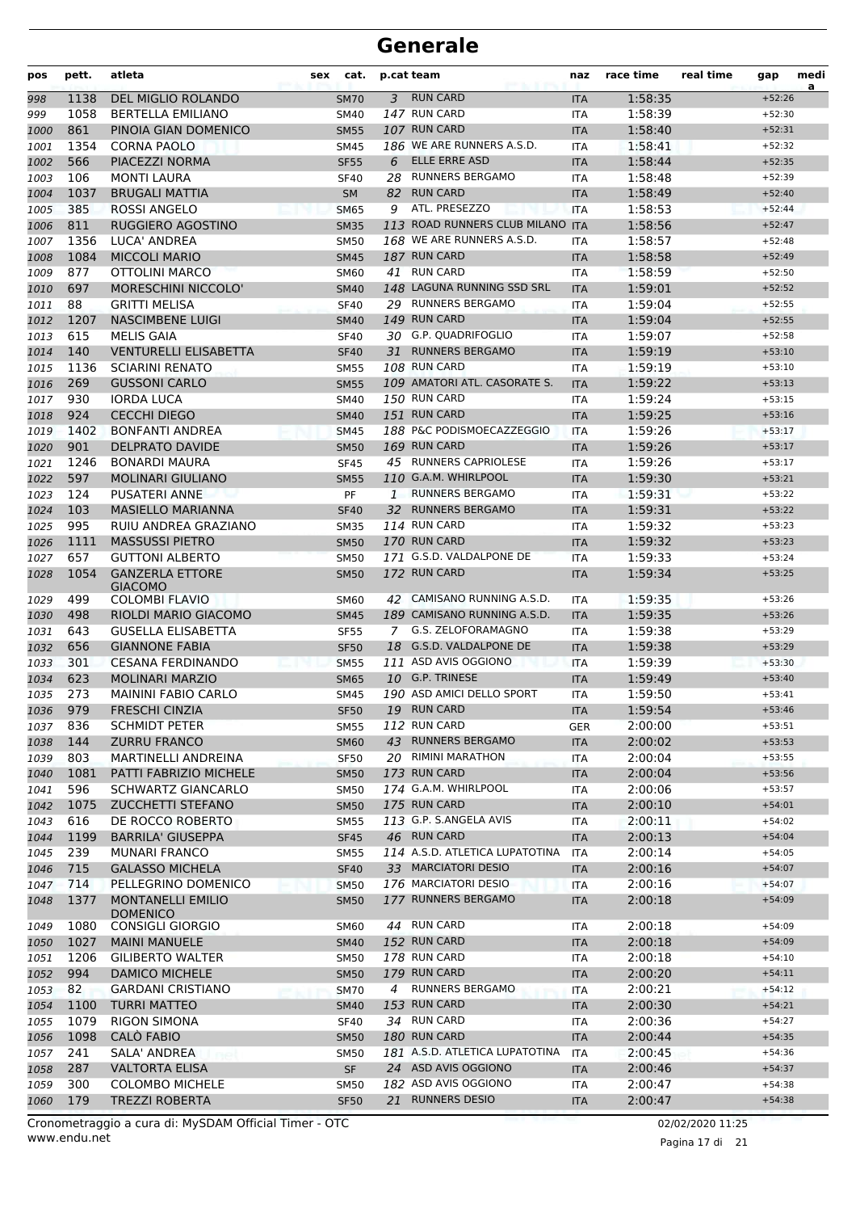# Generale

| pos | pett. | atleta | sex | cat. | p.cat | team | naz | race time | real time | gap | media |
|---|---|---|---|---|---|---|---|---|---|---|---|
| 998 | 1138 | DEL MIGLIO ROLANDO | | SM70 | 3 | RUN CARD | ITA | 1:58:35 | | +52:26 | |
| 999 | 1058 | BERTELLA EMILIANO | | SM40 | 147 | RUN CARD | ITA | 1:58:39 | | +52:30 | |
| 1000 | 861 | PINOIA GIAN DOMENICO | | SM55 | 107 | RUN CARD | ITA | 1:58:40 | | +52:31 | |
| 1001 | 1354 | CORNA PAOLO | | SM45 | 186 | WE ARE RUNNERS A.S.D. | ITA | 1:58:41 | | +52:32 | |
| 1002 | 566 | PIACEZZI NORMA | | SF55 | 6 | ELLE ERRE ASD | ITA | 1:58:44 | | +52:35 | |
| 1003 | 106 | MONTI LAURA | | SF40 | 28 | RUNNERS BERGAMO | ITA | 1:58:48 | | +52:39 | |
| 1004 | 1037 | BRUGALI MATTIA | | SM | 82 | RUN CARD | ITA | 1:58:49 | | +52:40 | |
| 1005 | 385 | ROSSI ANGELO | | SM65 | 9 | ATL. PRESEZZO | ITA | 1:58:53 | | +52:44 | |
| 1006 | 811 | RUGGIERO AGOSTINO | | SM35 | 113 | ROAD RUNNERS CLUB MILANO | ITA | 1:58:56 | | +52:47 | |
| 1007 | 1356 | LUCA' ANDREA | | SM50 | 168 | WE ARE RUNNERS A.S.D. | ITA | 1:58:57 | | +52:48 | |
| 1008 | 1084 | MICCOLI MARIO | | SM45 | 187 | RUN CARD | ITA | 1:58:58 | | +52:49 | |
| 1009 | 877 | OTTOLINI MARCO | | SM60 | 41 | RUN CARD | ITA | 1:58:59 | | +52:50 | |
| 1010 | 697 | MORESCHINI NICCOLO' | | SM40 | 148 | LAGUNA RUNNING SSD SRL | ITA | 1:59:01 | | +52:52 | |
| 1011 | 88 | GRITTI MELISA | | SF40 | 29 | RUNNERS BERGAMO | ITA | 1:59:04 | | +52:55 | |
| 1012 | 1207 | NASCIMBENE LUIGI | | SM40 | 149 | RUN CARD | ITA | 1:59:04 | | +52:55 | |
| 1013 | 615 | MELIS GAIA | | SF40 | 30 | G.P. QUADRIFOGLIO | ITA | 1:59:07 | | +52:58 | |
| 1014 | 140 | VENTURELLI ELISABETTA | | SF40 | 31 | RUNNERS BERGAMO | ITA | 1:59:19 | | +53:10 | |
| 1015 | 1136 | SCIARINI RENATO | | SM55 | 108 | RUN CARD | ITA | 1:59:19 | | +53:10 | |
| 1016 | 269 | GUSSONI CARLO | | SM55 | 109 | AMATORI ATL. CASORATE S. | ITA | 1:59:22 | | +53:13 | |
| 1017 | 930 | IORDA LUCA | | SM40 | 150 | RUN CARD | ITA | 1:59:24 | | +53:15 | |
| 1018 | 924 | CECCHI DIEGO | | SM40 | 151 | RUN CARD | ITA | 1:59:25 | | +53:16 | |
| 1019 | 1402 | BONFANTI ANDREA | | SM45 | 188 | P&C PODISMOECAZZEGGIO | ITA | 1:59:26 | | +53:17 | |
| 1020 | 901 | DELPRATO DAVIDE | | SM50 | 169 | RUN CARD | ITA | 1:59:26 | | +53:17 | |
| 1021 | 1246 | BONARDI MAURA | | SF45 | 45 | RUNNERS CAPRIOLESE | ITA | 1:59:26 | | +53:17 | |
| 1022 | 597 | MOLINARI GIULIANO | | SM55 | 110 | G.A.M. WHIRLPOOL | ITA | 1:59:30 | | +53:21 | |
| 1023 | 124 | PUSATERI ANNE | | PF | 1 | RUNNERS BERGAMO | ITA | 1:59:31 | | +53:22 | |
| 1024 | 103 | MASIELLO MARIANNA | | SF40 | 32 | RUNNERS BERGAMO | ITA | 1:59:31 | | +53:22 | |
| 1025 | 995 | RUIU ANDREA GRAZIANO | | SM35 | 114 | RUN CARD | ITA | 1:59:32 | | +53:23 | |
| 1026 | 1111 | MASSUSSI PIETRO | | SM50 | 170 | RUN CARD | ITA | 1:59:32 | | +53:23 | |
| 1027 | 657 | GUTTONI ALBERTO | | SM50 | 171 | G.S.D. VALDALPONE DE | ITA | 1:59:33 | | +53:24 | |
| 1028 | 1054 | GANZERLA ETTORE GIACOMO | | SM50 | 172 | RUN CARD | ITA | 1:59:34 | | +53:25 | |
| 1029 | 499 | COLOMBI FLAVIO | | SM60 | 42 | CAMISANO RUNNING A.S.D. | ITA | 1:59:35 | | +53:26 | |
| 1030 | 498 | RIOLDI MARIO GIACOMO | | SM45 | 189 | CAMISANO RUNNING A.S.D. | ITA | 1:59:35 | | +53:26 | |
| 1031 | 643 | GUSELLA ELISABETTA | | SF55 | 7 | G.S. ZELOFORAMAGNO | ITA | 1:59:38 | | +53:29 | |
| 1032 | 656 | GIANNONE FABIA | | SF50 | 18 | G.S.D. VALDALPONE DE | ITA | 1:59:38 | | +53:29 | |
| 1033 | 301 | CESANA FERDINANDO | | SM55 | 111 | ASD AVIS OGGIONO | ITA | 1:59:39 | | +53:30 | |
| 1034 | 623 | MOLINARI MARZIO | | SM65 | 10 | G.P. TRINESE | ITA | 1:59:49 | | +53:40 | |
| 1035 | 273 | MAININI FABIO CARLO | | SM45 | 190 | ASD AMICI DELLO SPORT | ITA | 1:59:50 | | +53:41 | |
| 1036 | 979 | FRESCHI CINZIA | | SF50 | 19 | RUN CARD | ITA | 1:59:54 | | +53:46 | |
| 1037 | 836 | SCHMIDT PETER | | SM55 | 112 | RUN CARD | GER | 2:00:00 | | +53:51 | |
| 1038 | 144 | ZURRU FRANCO | | SM60 | 43 | RUNNERS BERGAMO | ITA | 2:00:02 | | +53:53 | |
| 1039 | 803 | MARTINELLI ANDREINA | | SF50 | 20 | RIMINI MARATHON | ITA | 2:00:04 | | +53:55 | |
| 1040 | 1081 | PATTI FABRIZIO MICHELE | | SM50 | 173 | RUN CARD | ITA | 2:00:04 | | +53:56 | |
| 1041 | 596 | SCHWARTZ GIANCARLO | | SM50 | 174 | G.A.M. WHIRLPOOL | ITA | 2:00:06 | | +53:57 | |
| 1042 | 1075 | ZUCCHETTI STEFANO | | SM50 | 175 | RUN CARD | ITA | 2:00:10 | | +54:01 | |
| 1043 | 616 | DE ROCCO ROBERTO | | SM55 | 113 | G.P. S.ANGELA AVIS | ITA | 2:00:11 | | +54:02 | |
| 1044 | 1199 | BARRILA' GIUSEPPA | | SF45 | 46 | RUN CARD | ITA | 2:00:13 | | +54:04 | |
| 1045 | 239 | MUNARI FRANCO | | SM55 | 114 | A.S.D. ATLETICA LUPATOTINA | ITA | 2:00:14 | | +54:05 | |
| 1046 | 715 | GALASSO MICHELA | | SF40 | 33 | MARCIATORI DESIO | ITA | 2:00:16 | | +54:07 | |
| 1047 | 714 | PELLEGRINO DOMENICO | | SM50 | 176 | MARCIATORI DESIO | ITA | 2:00:16 | | +54:07 | |
| 1048 | 1377 | MONTANELLI EMILIO DOMENICO | | SM50 | 177 | RUNNERS BERGAMO | ITA | 2:00:18 | | +54:09 | |
| 1049 | 1080 | CONSIGLI GIORGIO | | SM60 | 44 | RUN CARD | ITA | 2:00:18 | | +54:09 | |
| 1050 | 1027 | MAINI MANUELE | | SM40 | 152 | RUN CARD | ITA | 2:00:18 | | +54:09 | |
| 1051 | 1206 | GILIBERTO WALTER | | SM50 | 178 | RUN CARD | ITA | 2:00:18 | | +54:10 | |
| 1052 | 994 | DAMICO MICHELE | | SM50 | 179 | RUN CARD | ITA | 2:00:20 | | +54:11 | |
| 1053 | 82 | GARDANI CRISTIANO | | SM70 | 4 | RUNNERS BERGAMO | ITA | 2:00:21 | | +54:12 | |
| 1054 | 1100 | TURRI MATTEO | | SM40 | 153 | RUN CARD | ITA | 2:00:30 | | +54:21 | |
| 1055 | 1079 | RIGON SIMONA | | SF40 | 34 | RUN CARD | ITA | 2:00:36 | | +54:27 | |
| 1056 | 1098 | CALÒ FABIO | | SM50 | 180 | RUN CARD | ITA | 2:00:44 | | +54:35 | |
| 1057 | 241 | SALA' ANDREA | | SM50 | 181 | A.S.D. ATLETICA LUPATOTINA | ITA | 2:00:45 | | +54:36 | |
| 1058 | 287 | VALTORTA ELISA | | SF | 24 | ASD AVIS OGGIONO | ITA | 2:00:46 | | +54:37 | |
| 1059 | 300 | COLOMBO MICHELE | | SM50 | 182 | ASD AVIS OGGIONO | ITA | 2:00:47 | | +54:38 | |
| 1060 | 179 | TREZZI ROBERTA | | SF50 | 21 | RUNNERS DESIO | ITA | 2:00:47 | | +54:38 | |

Cronometraggio a cura di: MySDAM Official Timer - OTC
www.endu.net
02/02/2020 11:25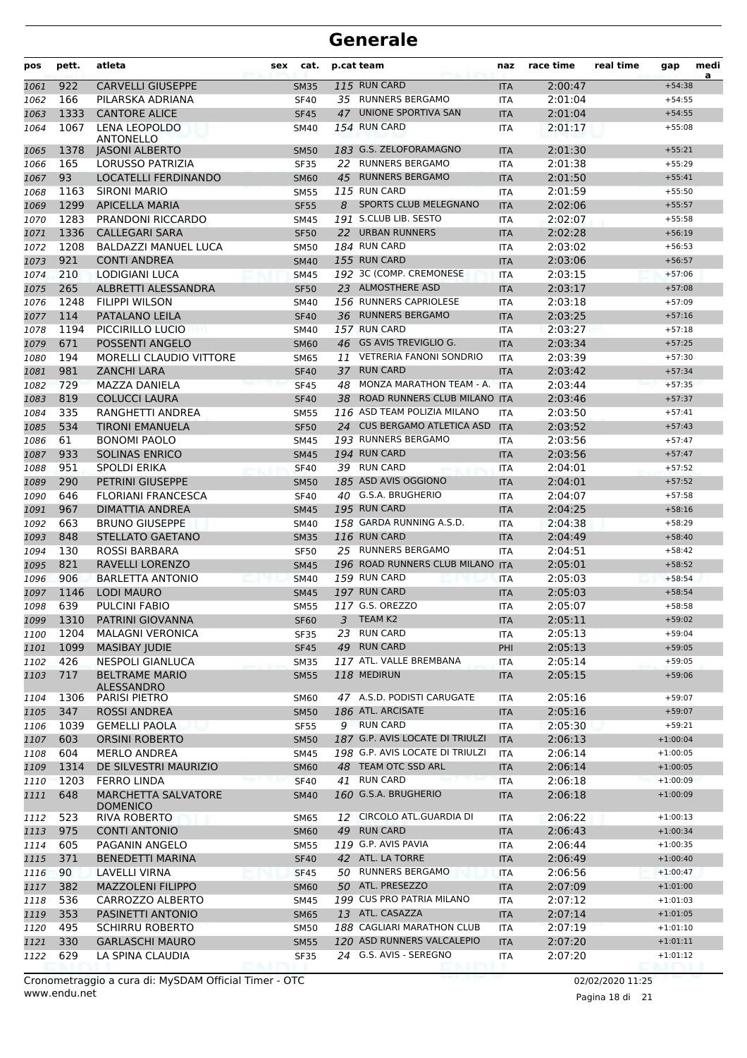# Generale

| pos | pett. | atleta | sex | cat. | p.cat | team | naz | race time | real time | gap | media |
|---|---|---|---|---|---|---|---|---|---|---|---|
| 1061 | 922 | CARVELLI GIUSEPPE | | SM35 | 115 | RUN CARD | ITA | 2:00:47 | | +54:38 | |
| 1062 | 166 | PILARSKA ADRIANA | | SF40 | 35 | RUNNERS BERGAMO | ITA | 2:01:04 | | +54:55 | |
| 1063 | 1333 | CANTORE ALICE | | SF45 | 47 | UNIONE SPORTIVA SAN | ITA | 2:01:04 | | +54:55 | |
| 1064 | 1067 | LENA LEOPOLDO ANTONELLO | | SM40 | 154 | RUN CARD | ITA | 2:01:17 | | +55:08 | |
| 1065 | 1378 | JASONI ALBERTO | | SM50 | 183 | G.S. ZELOFORAMAGNO | ITA | 2:01:30 | | +55:21 | |
| 1066 | 165 | LORUSSO PATRIZIA | | SF35 | 22 | RUNNERS BERGAMO | ITA | 2:01:38 | | +55:29 | |
| 1067 | 93 | LOCATELLI FERDINANDO | | SM60 | 45 | RUNNERS BERGAMO | ITA | 2:01:50 | | +55:41 | |
| 1068 | 1163 | SIRONI MARIO | | SM55 | 115 | RUN CARD | ITA | 2:01:59 | | +55:50 | |
| 1069 | 1299 | APICELLA MARIA | | SF55 | 8 | SPORTS CLUB MELEGNANO | ITA | 2:02:06 | | +55:57 | |
| 1070 | 1283 | PRANDONI RICCARDO | | SM45 | 191 | S.CLUB LIB. SESTO | ITA | 2:02:07 | | +55:58 | |
| 1071 | 1336 | CALLEGARI SARA | | SF50 | 22 | URBAN RUNNERS | ITA | 2:02:28 | | +56:19 | |
| 1072 | 1208 | BALDAZZI MANUEL LUCA | | SM50 | 184 | RUN CARD | ITA | 2:03:02 | | +56:53 | |
| 1073 | 921 | CONTI ANDREA | | SM40 | 155 | RUN CARD | ITA | 2:03:06 | | +56:57 | |
| 1074 | 210 | LODIGIANI LUCA | | SM45 | 192 | 3C (COMP. CREMONESE | ITA | 2:03:15 | | +57:06 | |
| 1075 | 265 | ALBRETTI ALESSANDRA | | SF50 | 23 | ALMOSTHERE ASD | ITA | 2:03:17 | | +57:08 | |
| 1076 | 1248 | FILIPPI WILSON | | SM40 | 156 | RUNNERS CAPRIOLESE | ITA | 2:03:18 | | +57:09 | |
| 1077 | 114 | PATALANO LEILA | | SF40 | 36 | RUNNERS BERGAMO | ITA | 2:03:25 | | +57:16 | |
| 1078 | 1194 | PICCIRILLO LUCIO | | SM40 | 157 | RUN CARD | ITA | 2:03:27 | | +57:18 | |
| 1079 | 671 | POSSENTI ANGELO | | SM60 | 46 | GS AVIS TREVIGLIO G. | ITA | 2:03:34 | | +57:25 | |
| 1080 | 194 | MORELLI CLAUDIO VITTORE | | SM65 | 11 | VETRERIA FANONI SONDRIO | ITA | 2:03:39 | | +57:30 | |
| 1081 | 981 | ZANCHI LARA | | SF40 | 37 | RUN CARD | ITA | 2:03:42 | | +57:34 | |
| 1082 | 729 | MAZZA DANIELA | | SF45 | 48 | MONZA MARATHON TEAM - A. | ITA | 2:03:44 | | +57:35 | |
| 1083 | 819 | COLUCCI LAURA | | SF40 | 38 | ROAD RUNNERS CLUB MILANO | ITA | 2:03:46 | | +57:37 | |
| 1084 | 335 | RANGHETTI ANDREA | | SM55 | 116 | ASD TEAM POLIZIA MILANO | ITA | 2:03:50 | | +57:41 | |
| 1085 | 534 | TIRONI EMANUELA | | SF50 | 24 | CUS BERGAMO ATLETICA ASD | ITA | 2:03:52 | | +57:43 | |
| 1086 | 61 | BONOMI PAOLO | | SM45 | 193 | RUNNERS BERGAMO | ITA | 2:03:56 | | +57:47 | |
| 1087 | 933 | SOLINAS ENRICO | | SM45 | 194 | RUN CARD | ITA | 2:03:56 | | +57:47 | |
| 1088 | 951 | SPOLDI ERIKA | | SF40 | 39 | RUN CARD | ITA | 2:04:01 | | +57:52 | |
| 1089 | 290 | PETRINI GIUSEPPE | | SM50 | 185 | ASD AVIS OGGIONO | ITA | 2:04:01 | | +57:52 | |
| 1090 | 646 | FLORIANI FRANCESCA | | SF40 | 40 | G.S.A. BRUGHERIO | ITA | 2:04:07 | | +57:58 | |
| 1091 | 967 | DIMATTIA ANDREA | | SM45 | 195 | RUN CARD | ITA | 2:04:25 | | +58:16 | |
| 1092 | 663 | BRUNO GIUSEPPE | | SM40 | 158 | GARDA RUNNING A.S.D. | ITA | 2:04:38 | | +58:29 | |
| 1093 | 848 | STELLATO GAETANO | | SM35 | 116 | RUN CARD | ITA | 2:04:49 | | +58:40 | |
| 1094 | 130 | ROSSI BARBARA | | SF50 | 25 | RUNNERS BERGAMO | ITA | 2:04:51 | | +58:42 | |
| 1095 | 821 | RAVELLI LORENZO | | SM45 | 196 | ROAD RUNNERS CLUB MILANO | ITA | 2:05:01 | | +58:52 | |
| 1096 | 906 | BARLETTA ANTONIO | | SM40 | 159 | RUN CARD | ITA | 2:05:03 | | +58:54 | |
| 1097 | 1146 | LODI MAURO | | SM45 | 197 | RUN CARD | ITA | 2:05:03 | | +58:54 | |
| 1098 | 639 | PULCINI FABIO | | SM55 | 117 | G.S. OREZZO | ITA | 2:05:07 | | +58:58 | |
| 1099 | 1310 | PATRINI GIOVANNA | | SF60 | 3 | TEAM K2 | ITA | 2:05:11 | | +59:02 | |
| 1100 | 1204 | MALAGNI VERONICA | | SF35 | 23 | RUN CARD | ITA | 2:05:13 | | +59:04 | |
| 1101 | 1099 | MASIBAY JUDIE | | SF45 | 49 | RUN CARD | PHI | 2:05:13 | | +59:05 | |
| 1102 | 426 | NESPOLI GIANLUCA | | SM35 | 117 | ATL. VALLE BREMBANA | ITA | 2:05:14 | | +59:05 | |
| 1103 | 717 | BELTRAME MARIO ALESSANDRO | | SM55 | 118 | MEDIRUN | ITA | 2:05:15 | | +59:06 | |
| 1104 | 1306 | PARISI PIETRO | | SM60 | 47 | A.S.D. PODISTI CARUGATE | ITA | 2:05:16 | | +59:07 | |
| 1105 | 347 | ROSSI ANDREA | | SM50 | 186 | ATL. ARCISATE | ITA | 2:05:16 | | +59:07 | |
| 1106 | 1039 | GEMELLI PAOLA | | SF55 | 9 | RUN CARD | ITA | 2:05:30 | | +59:21 | |
| 1107 | 603 | ORSINI ROBERTO | | SM50 | 187 | G.P. AVIS LOCATE DI TRIULZI | ITA | 2:06:13 | | +1:00:04 | |
| 1108 | 604 | MERLO ANDREA | | SM45 | 198 | G.P. AVIS LOCATE DI TRIULZI | ITA | 2:06:14 | | +1:00:05 | |
| 1109 | 1314 | DE SILVESTRI MAURIZIO | | SM60 | 48 | TEAM OTC SSD ARL | ITA | 2:06:14 | | +1:00:05 | |
| 1110 | 1203 | FERRO LINDA | | SF40 | 41 | RUN CARD | ITA | 2:06:18 | | +1:00:09 | |
| 1111 | 648 | MARCHETTA SALVATORE DOMENICO | | SM40 | 160 | G.S.A. BRUGHERIO | ITA | 2:06:18 | | +1:00:09 | |
| 1112 | 523 | RIVA ROBERTO | | SM65 | 12 | CIRCOLO ATL.GUARDIA DI | ITA | 2:06:22 | | +1:00:13 | |
| 1113 | 975 | CONTI ANTONIO | | SM60 | 49 | RUN CARD | ITA | 2:06:43 | | +1:00:34 | |
| 1114 | 605 | PAGANIN ANGELO | | SM55 | 119 | G.P. AVIS PAVIA | ITA | 2:06:44 | | +1:00:35 | |
| 1115 | 371 | BENEDETTI MARINA | | SF40 | 42 | ATL. LA TORRE | ITA | 2:06:49 | | +1:00:40 | |
| 1116 | 90 | LAVELLI VIRNA | | SF45 | 50 | RUNNERS BERGAMO | ITA | 2:06:56 | | +1:00:47 | |
| 1117 | 382 | MAZZOLENI FILIPPO | | SM60 | 50 | ATL. PRESEZZO | ITA | 2:07:09 | | +1:01:00 | |
| 1118 | 536 | CARROZZO ALBERTO | | SM45 | 199 | CUS PRO PATRIA MILANO | ITA | 2:07:12 | | +1:01:03 | |
| 1119 | 353 | PASINETTI ANTONIO | | SM65 | 13 | ATL. CASAZZA | ITA | 2:07:14 | | +1:01:05 | |
| 1120 | 495 | SCHIRRU ROBERTO | | SM50 | 188 | CAGLIARI MARATHON CLUB | ITA | 2:07:19 | | +1:01:10 | |
| 1121 | 330 | GARLASCHI MAURO | | SM55 | 120 | ASD RUNNERS VALCALEPIO | ITA | 2:07:20 | | +1:01:11 | |
| 1122 | 629 | LA SPINA CLAUDIA | | SF35 | 24 | G.S. AVIS - SEREGNO | ITA | 2:07:20 | | +1:01:12 | |

Cronometraggio a cura di: MySDAM Official Timer - OTC
www.endu.net

02/02/2020 11:25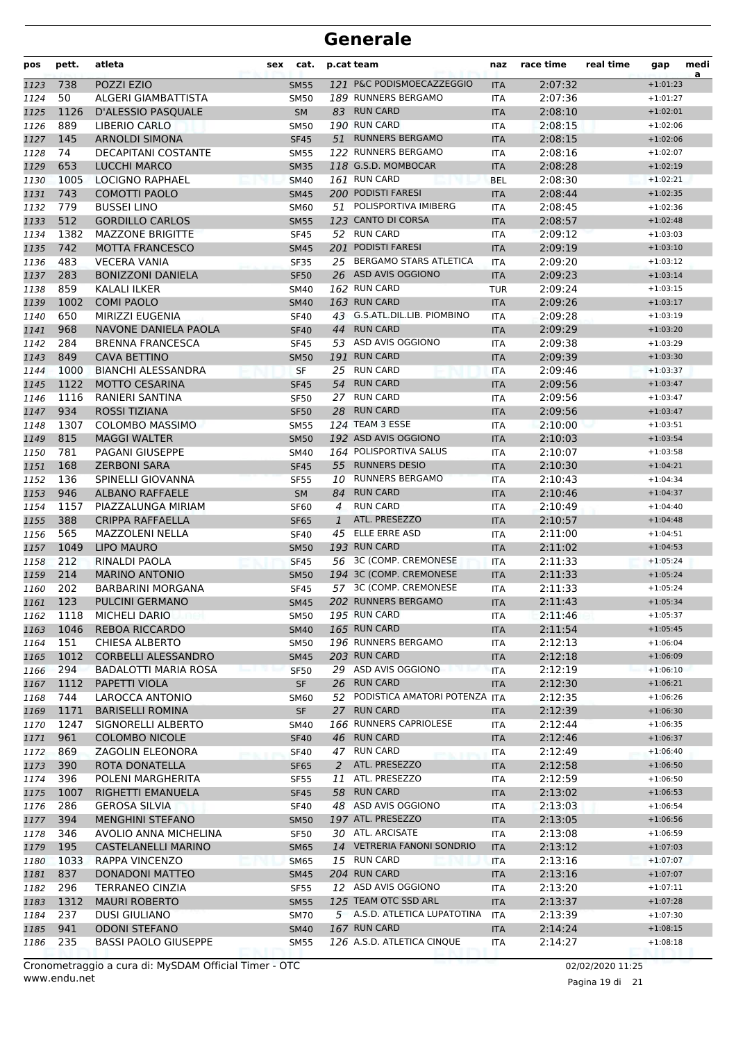# Generale

| pos | pett. | atleta | sex | cat. | p.cat | team | naz | race time | real time | gap | media |
|---|---|---|---|---|---|---|---|---|---|---|---|
| 1123 | 738 | POZZI EZIO | | SM55 | 121 | P&C PODISMOECAZZEGGIO | ITA | 2:07:32 | | +1:01:23 | |
| 1124 | 50 | ALGERI GIAMBATTISTA | | SM50 | 189 | RUNNERS BERGAMO | ITA | 2:07:36 | | +1:01:27 | |
| 1125 | 1126 | D'ALESSIO PASQUALE | | SM | 83 | RUN CARD | ITA | 2:08:10 | | +1:02:01 | |
| 1126 | 889 | LIBERIO CARLO | | SM50 | 190 | RUN CARD | ITA | 2:08:15 | | +1:02:06 | |
| 1127 | 145 | ARNOLDI SIMONA | | SF45 | 51 | RUNNERS BERGAMO | ITA | 2:08:15 | | +1:02:06 | |
| 1128 | 74 | DECAPITANI COSTANTE | | SM55 | 122 | RUNNERS BERGAMO | ITA | 2:08:16 | | +1:02:07 | |
| 1129 | 653 | LUCCHI MARCO | | SM35 | 118 | G.S.D. MOMBOCAR | ITA | 2:08:28 | | +1:02:19 | |
| 1130 | 1005 | LOCIGNO RAPHAEL | | SM40 | 161 | RUN CARD | BEL | 2:08:30 | | +1:02:21 | |
| 1131 | 743 | COMOTTI PAOLO | | SM45 | 200 | PODISTI FARESI | ITA | 2:08:44 | | +1:02:35 | |
| 1132 | 779 | BUSSEI LINO | | SM60 | 51 | POLISPORTIVA IMIBERG | ITA | 2:08:45 | | +1:02:36 | |
| 1133 | 512 | GORDILLO CARLOS | | SM55 | 123 | CANTO DI CORSA | ITA | 2:08:57 | | +1:02:48 | |
| 1134 | 1382 | MAZZONE BRIGITTE | | SF45 | 52 | RUN CARD | ITA | 2:09:12 | | +1:03:03 | |
| 1135 | 742 | MOTTA FRANCESCO | | SM45 | 201 | PODISTI FARESI | ITA | 2:09:19 | | +1:03:10 | |
| 1136 | 483 | VECERA VANIA | | SF35 | 25 | BERGAMO STARS ATLETICA | ITA | 2:09:20 | | +1:03:12 | |
| 1137 | 283 | BONIZZONI DANIELA | | SF50 | 26 | ASD AVIS OGGIONO | ITA | 2:09:23 | | +1:03:14 | |
| 1138 | 859 | KALALI ILKER | | SM40 | 162 | RUN CARD | TUR | 2:09:24 | | +1:03:15 | |
| 1139 | 1002 | COMI PAOLO | | SM40 | 163 | RUN CARD | ITA | 2:09:26 | | +1:03:17 | |
| 1140 | 650 | MIRIZZI EUGENIA | | SF40 | 43 | G.S.ATL.DIL.LIB. PIOMBINO | ITA | 2:09:28 | | +1:03:19 | |
| 1141 | 968 | NAVONE DANIELA PAOLA | | SF40 | 44 | RUN CARD | ITA | 2:09:29 | | +1:03:20 | |
| 1142 | 284 | BRENNA FRANCESCA | | SF45 | 53 | ASD AVIS OGGIONO | ITA | 2:09:38 | | +1:03:29 | |
| 1143 | 849 | CAVA BETTINO | | SM50 | 191 | RUN CARD | ITA | 2:09:39 | | +1:03:30 | |
| 1144 | 1000 | BIANCHI ALESSANDRA | | SF | 25 | RUN CARD | ITA | 2:09:46 | | +1:03:37 | |
| 1145 | 1122 | MOTTO CESARINA | | SF45 | 54 | RUN CARD | ITA | 2:09:56 | | +1:03:47 | |
| 1146 | 1116 | RANIERI SANTINA | | SF50 | 27 | RUN CARD | ITA | 2:09:56 | | +1:03:47 | |
| 1147 | 934 | ROSSI TIZIANA | | SF50 | 28 | RUN CARD | ITA | 2:09:56 | | +1:03:47 | |
| 1148 | 1307 | COLOMBO MASSIMO | | SM55 | 124 | TEAM 3 ESSE | ITA | 2:10:00 | | +1:03:51 | |
| 1149 | 815 | MAGGI WALTER | | SM50 | 192 | ASD AVIS OGGIONO | ITA | 2:10:03 | | +1:03:54 | |
| 1150 | 781 | PAGANI GIUSEPPE | | SM40 | 164 | POLISPORTIVA SALUS | ITA | 2:10:07 | | +1:03:58 | |
| 1151 | 168 | ZERBONI SARA | | SF45 | 55 | RUNNERS DESIO | ITA | 2:10:30 | | +1:04:21 | |
| 1152 | 136 | SPINELLI GIOVANNA | | SF55 | 10 | RUNNERS BERGAMO | ITA | 2:10:43 | | +1:04:34 | |
| 1153 | 946 | ALBANO RAFFAELE | | SM | 84 | RUN CARD | ITA | 2:10:46 | | +1:04:37 | |
| 1154 | 1157 | PIAZZALUNGA MIRIAM | | SF60 | 4 | RUN CARD | ITA | 2:10:49 | | +1:04:40 | |
| 1155 | 388 | CRIPPA RAFFAELLA | | SF65 | 1 | ATL. PRESEZZO | ITA | 2:10:57 | | +1:04:48 | |
| 1156 | 565 | MAZZOLENI NELLA | | SF40 | 45 | ELLE ERRE ASD | ITA | 2:11:00 | | +1:04:51 | |
| 1157 | 1049 | LIPO MAURO | | SM50 | 193 | RUN CARD | ITA | 2:11:02 | | +1:04:53 | |
| 1158 | 212 | RINALDI PAOLA | | SF45 | 56 | 3C (COMP. CREMONESE | ITA | 2:11:33 | | +1:05:24 | |
| 1159 | 214 | MARINO ANTONIO | | SM50 | 194 | 3C (COMP. CREMONESE | ITA | 2:11:33 | | +1:05:24 | |
| 1160 | 202 | BARBARINI MORGANA | | SF45 | 57 | 3C (COMP. CREMONESE | ITA | 2:11:33 | | +1:05:24 | |
| 1161 | 123 | PULCINI GERMANO | | SM45 | 202 | RUNNERS BERGAMO | ITA | 2:11:43 | | +1:05:34 | |
| 1162 | 1118 | MICHELI DARIO | | SM50 | 195 | RUN CARD | ITA | 2:11:46 | | +1:05:37 | |
| 1163 | 1046 | REBOA RICCARDO | | SM40 | 165 | RUN CARD | ITA | 2:11:54 | | +1:05:45 | |
| 1164 | 151 | CHIESA ALBERTO | | SM50 | 196 | RUNNERS BERGAMO | ITA | 2:12:13 | | +1:06:04 | |
| 1165 | 1012 | CORBELLI ALESSANDRO | | SM45 | 203 | RUN CARD | ITA | 2:12:18 | | +1:06:09 | |
| 1166 | 294 | BADALOTTI MARIA ROSA | | SF50 | 29 | ASD AVIS OGGIONO | ITA | 2:12:19 | | +1:06:10 | |
| 1167 | 1112 | PAPETTI VIOLA | | SF | 26 | RUN CARD | ITA | 2:12:30 | | +1:06:21 | |
| 1168 | 744 | LAROCCA ANTONIO | | SM60 | 52 | PODISTICA AMATORI POTENZA | ITA | 2:12:35 | | +1:06:26 | |
| 1169 | 1171 | BARISELLI ROMINA | | SF | 27 | RUN CARD | ITA | 2:12:39 | | +1:06:30 | |
| 1170 | 1247 | SIGNORELLI ALBERTO | | SM40 | 166 | RUNNERS CAPRIOLESE | ITA | 2:12:44 | | +1:06:35 | |
| 1171 | 961 | COLOMBO NICOLE | | SF40 | 46 | RUN CARD | ITA | 2:12:46 | | +1:06:37 | |
| 1172 | 869 | ZAGOLIN ELEONORA | | SF40 | 47 | RUN CARD | ITA | 2:12:49 | | +1:06:40 | |
| 1173 | 390 | ROTA DONATELLA | | SF65 | 2 | ATL. PRESEZZO | ITA | 2:12:58 | | +1:06:50 | |
| 1174 | 396 | POLENI MARGHERITA | | SF55 | 11 | ATL. PRESEZZO | ITA | 2:12:59 | | +1:06:50 | |
| 1175 | 1007 | RIGHETTI EMANUELA | | SF45 | 58 | RUN CARD | ITA | 2:13:02 | | +1:06:53 | |
| 1176 | 286 | GEROSA SILVIA | | SF40 | 48 | ASD AVIS OGGIONO | ITA | 2:13:03 | | +1:06:54 | |
| 1177 | 394 | MENGHINI STEFANO | | SM50 | 197 | ATL. PRESEZZO | ITA | 2:13:05 | | +1:06:56 | |
| 1178 | 346 | AVOLIO ANNA MICHELINA | | SF50 | 30 | ATL. ARCISATE | ITA | 2:13:08 | | +1:06:59 | |
| 1179 | 195 | CASTELANELLI MARINO | | SM65 | 14 | VETRERIA FANONI SONDRIO | ITA | 2:13:12 | | +1:07:03 | |
| 1180 | 1033 | RAPPA VINCENZO | | SM65 | 15 | RUN CARD | ITA | 2:13:16 | | +1:07:07 | |
| 1181 | 837 | DONADONI MATTEO | | SM45 | 204 | RUN CARD | ITA | 2:13:16 | | +1:07:07 | |
| 1182 | 296 | TERRANEO CINZIA | | SF55 | 12 | ASD AVIS OGGIONO | ITA | 2:13:20 | | +1:07:11 | |
| 1183 | 1312 | MAURI ROBERTO | | SM55 | 125 | TEAM OTC SSD ARL | ITA | 2:13:37 | | +1:07:28 | |
| 1184 | 237 | DUSI GIULIANO | | SM70 | 5 | A.S.D. ATLETICA LUPATOTINA | ITA | 2:13:39 | | +1:07:30 | |
| 1185 | 941 | ODONI STEFANO | | SM40 | 167 | RUN CARD | ITA | 2:14:24 | | +1:08:15 | |
| 1186 | 235 | BASSI PAOLO GIUSEPPE | | SM55 | 126 | A.S.D. ATLETICA CINQUE | ITA | 2:14:27 | | +1:08:18 | |

Cronometraggio a cura di: MySDAM Official Timer - OTC
www.endu.net

02/02/2020 11:25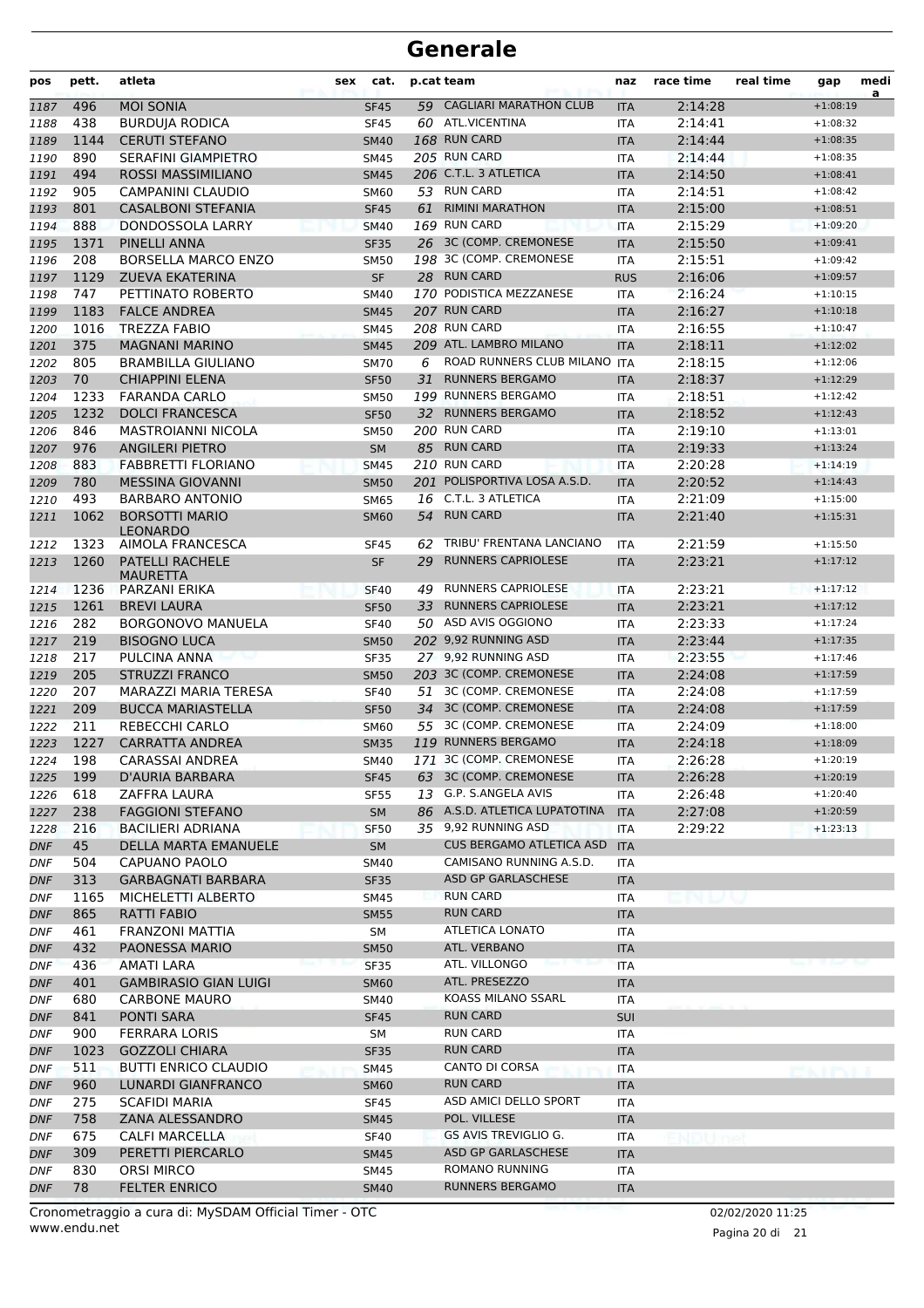# Generale

| pos | pett. | atleta | sex | cat. | p.cat | team | naz | race time | real time | gap | media |
|---|---|---|---|---|---|---|---|---|---|---|---|
| 1187 | 496 | MOI SONIA | | SF45 | 59 | CAGLIARI MARATHON CLUB | ITA | 2:14:28 | | +1:08:19 | |
| 1188 | 438 | BURDUJA RODICA | | SF45 | 60 | ATL.VICENTINA | ITA | 2:14:41 | | +1:08:32 | |
| 1189 | 1144 | CERUTI STEFANO | | SM40 | 168 | RUN CARD | ITA | 2:14:44 | | +1:08:35 | |
| 1190 | 890 | SERAFINI GIAMPIETRO | | SM45 | 205 | RUN CARD | ITA | 2:14:44 | | +1:08:35 | |
| 1191 | 494 | ROSSI MASSIMILIANO | | SM45 | 206 | C.T.L. 3 ATLETICA | ITA | 2:14:50 | | +1:08:41 | |
| 1192 | 905 | CAMPANINI CLAUDIO | | SM60 | 53 | RUN CARD | ITA | 2:14:51 | | +1:08:42 | |
| 1193 | 801 | CASALBONI STEFANIA | | SF45 | 61 | RIMINI MARATHON | ITA | 2:15:00 | | +1:08:51 | |
| 1194 | 888 | DONDOSSOLA LARRY | | SM40 | 169 | RUN CARD | ITA | 2:15:29 | | +1:09:20 | |
| 1195 | 1371 | PINELLI ANNA | | SF35 | 26 | 3C (COMP. CREMONESE | ITA | 2:15:50 | | +1:09:41 | |
| 1196 | 208 | BORSELLA MARCO ENZO | | SM50 | 198 | 3C (COMP. CREMONESE | ITA | 2:15:51 | | +1:09:42 | |
| 1197 | 1129 | ZUEVA EKATERINA | | SF | 28 | RUN CARD | RUS | 2:16:06 | | +1:09:57 | |
| 1198 | 747 | PETTINATO ROBERTO | | SM40 | 170 | PODISTICA MEZZANESE | ITA | 2:16:24 | | +1:10:15 | |
| 1199 | 1183 | FALCE ANDREA | | SM45 | 207 | RUN CARD | ITA | 2:16:27 | | +1:10:18 | |
| 1200 | 1016 | TREZZA FABIO | | SM45 | 208 | RUN CARD | ITA | 2:16:55 | | +1:10:47 | |
| 1201 | 375 | MAGNANI MARINO | | SM45 | 209 | ATL. LAMBRO MILANO | ITA | 2:18:11 | | +1:12:02 | |
| 1202 | 805 | BRAMBILLA GIULIANO | | SM70 | 6 | ROAD RUNNERS CLUB MILANO | ITA | 2:18:15 | | +1:12:06 | |
| 1203 | 70 | CHIAPPINI ELENA | | SF50 | 31 | RUNNERS BERGAMO | ITA | 2:18:37 | | +1:12:29 | |
| 1204 | 1233 | FARANDA CARLO | | SM50 | 199 | RUNNERS BERGAMO | ITA | 2:18:51 | | +1:12:42 | |
| 1205 | 1232 | DOLCI FRANCESCA | | SF50 | 32 | RUNNERS BERGAMO | ITA | 2:18:52 | | +1:12:43 | |
| 1206 | 846 | MASTROIANNI NICOLA | | SM50 | 200 | RUN CARD | ITA | 2:19:10 | | +1:13:01 | |
| 1207 | 976 | ANGILERI PIETRO | | SM | 85 | RUN CARD | ITA | 2:19:33 | | +1:13:24 | |
| 1208 | 883 | FABBRETTI FLORIANO | | SM45 | 210 | RUN CARD | ITA | 2:20:28 | | +1:14:19 | |
| 1209 | 780 | MESSINA GIOVANNI | | SM50 | 201 | POLISPORTIVA LOSA A.S.D. | ITA | 2:20:52 | | +1:14:43 | |
| 1210 | 493 | BARBARO ANTONIO | | SM65 | 16 | C.T.L. 3 ATLETICA | ITA | 2:21:09 | | +1:15:00 | |
| 1211 | 1062 | BORSOTTI MARIO LEONARDO | | SM60 | 54 | RUN CARD | ITA | 2:21:40 | | +1:15:31 | |
| 1212 | 1323 | AIMOLA FRANCESCA | | SF45 | 62 | TRIBU' FRENTANA LANCIANO | ITA | 2:21:59 | | +1:15:50 | |
| 1213 | 1260 | PATELLI RACHELE MAURETTA | | SF | 29 | RUNNERS CAPRIOLESE | ITA | 2:23:21 | | +1:17:12 | |
| 1214 | 1236 | PARZANI ERIKA | | SF40 | 49 | RUNNERS CAPRIOLESE | ITA | 2:23:21 | | +1:17:12 | |
| 1215 | 1261 | BREVI LAURA | | SF50 | 33 | RUNNERS CAPRIOLESE | ITA | 2:23:21 | | +1:17:12 | |
| 1216 | 282 | BORGONOVO MANUELA | | SF40 | 50 | ASD AVIS OGGIONO | ITA | 2:23:33 | | +1:17:24 | |
| 1217 | 219 | BISOGNO LUCA | | SM50 | 202 | 9,92 RUNNING ASD | ITA | 2:23:44 | | +1:17:35 | |
| 1218 | 217 | PULCINA ANNA | | SF35 | 27 | 9,92 RUNNING ASD | ITA | 2:23:55 | | +1:17:46 | |
| 1219 | 205 | STRUZZI FRANCO | | SM50 | 203 | 3C (COMP. CREMONESE | ITA | 2:24:08 | | +1:17:59 | |
| 1220 | 207 | MARAZZI MARIA TERESA | | SF40 | 51 | 3C (COMP. CREMONESE | ITA | 2:24:08 | | +1:17:59 | |
| 1221 | 209 | BUCCA MARIASTELLA | | SF50 | 34 | 3C (COMP. CREMONESE | ITA | 2:24:08 | | +1:17:59 | |
| 1222 | 211 | REBECCHI CARLO | | SM60 | 55 | 3C (COMP. CREMONESE | ITA | 2:24:09 | | +1:18:00 | |
| 1223 | 1227 | CARRATTA ANDREA | | SM35 | 119 | RUNNERS BERGAMO | ITA | 2:24:18 | | +1:18:09 | |
| 1224 | 198 | CARASSAI ANDREA | | SM40 | 171 | 3C (COMP. CREMONESE | ITA | 2:26:28 | | +1:20:19 | |
| 1225 | 199 | D'AURIA BARBARA | | SF45 | 63 | 3C (COMP. CREMONESE | ITA | 2:26:28 | | +1:20:19 | |
| 1226 | 618 | ZAFFRA LAURA | | SF55 | 13 | G.P. S.ANGELA AVIS | ITA | 2:26:48 | | +1:20:40 | |
| 1227 | 238 | FAGGIONI STEFANO | | SM | 86 | A.S.D. ATLETICA LUPATOTINA | ITA | 2:27:08 | | +1:20:59 | |
| 1228 | 216 | BACILIERI ADRIANA | | SF50 | 35 | 9,92 RUNNING ASD | ITA | 2:29:22 | | +1:23:13 | |
| DNF | 45 | DELLA MARTA EMANUELE | | SM | | CUS BERGAMO ATLETICA ASD | ITA | | | | |
| DNF | 504 | CAPUANO PAOLO | | SM40 | | CAMISANO RUNNING A.S.D. | ITA | | | | |
| DNF | 313 | GARBAGNATI BARBARA | | SF35 | | ASD GP GARLASCHESE | ITA | | | | |
| DNF | 1165 | MICHELETTI ALBERTO | | SM45 | | RUN CARD | ITA | | | | |
| DNF | 865 | RATTI FABIO | | SM55 | | RUN CARD | ITA | | | | |
| DNF | 461 | FRANZONI MATTIA | | SM | | ATLETICA LONATO | ITA | | | | |
| DNF | 432 | PAONESSA MARIO | | SM50 | | ATL. VERBANO | ITA | | | | |
| DNF | 436 | AMATI LARA | | SF35 | | ATL. VILLONGO | ITA | | | | |
| DNF | 401 | GAMBIRASIO GIAN LUIGI | | SM60 | | ATL. PRESEZZO | ITA | | | | |
| DNF | 680 | CARBONE MAURO | | SM40 | | KOASS MILANO SSARL | ITA | | | | |
| DNF | 841 | PONTI SARA | | SF45 | | RUN CARD | SUI | | | | |
| DNF | 900 | FERRARA LORIS | | SM | | RUN CARD | ITA | | | | |
| DNF | 1023 | GOZZOLI CHIARA | | SF35 | | RUN CARD | ITA | | | | |
| DNF | 511 | BUTTI ENRICO CLAUDIO | | SM45 | | CANTO DI CORSA | ITA | | | | |
| DNF | 960 | LUNARDI GIANFRANCO | | SM60 | | RUN CARD | ITA | | | | |
| DNF | 275 | SCAFIDI MARIA | | SF45 | | ASD AMICI DELLO SPORT | ITA | | | | |
| DNF | 758 | ZANA ALESSANDRO | | SM45 | | POL. VILLESE | ITA | | | | |
| DNF | 675 | CALFI MARCELLA | | SF40 | | GS AVIS TREVIGLIO G. | ITA | | | | |
| DNF | 309 | PERETTI PIERCARLO | | SM45 | | ASD GP GARLASCHESE | ITA | | | | |
| DNF | 830 | ORSI MIRCO | | SM45 | | ROMANO RUNNING | ITA | | | | |
| DNF | 78 | FELTER ENRICO | | SM40 | | RUNNERS BERGAMO | ITA | | | | |

Cronometraggio a cura di: MySDAM Official Timer - OTC
www.endu.net

02/02/2020 11:25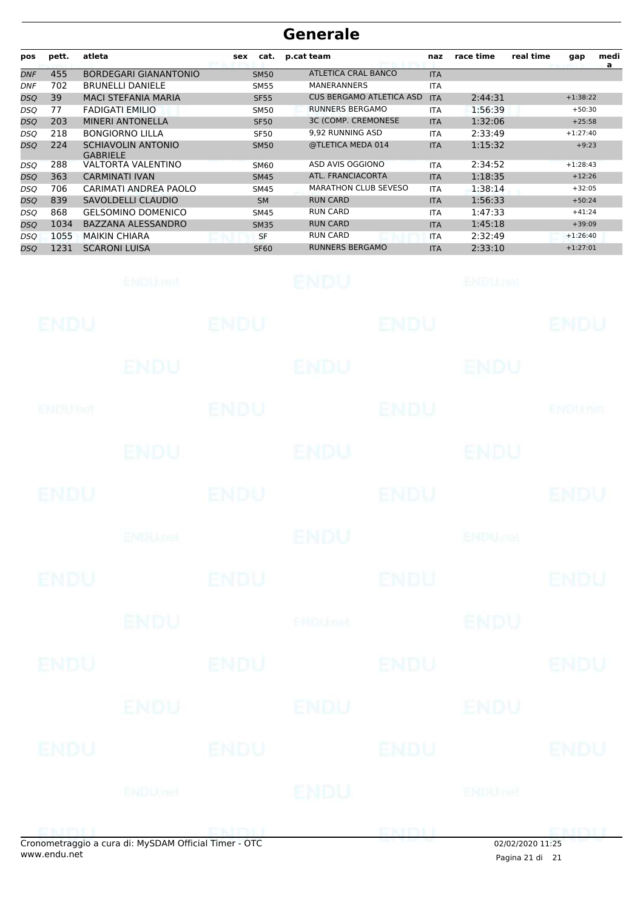# Generale

| pos | pett. | atleta | sex | cat. | p.cat | team | naz | race time | real time | gap | media |
|---|---|---|---|---|---|---|---|---|---|---|---|
| DNF | 455 | BORDEGARI GIANANTONIO | | SM50 | | ATLETICA CRAL BANCO | ITA | | | | |
| DNF | 702 | BRUNELLI DANIELE | | SM55 | | MANERANNERS | ITA | | | | |
| DSQ | 39 | MACI STEFANIA MARIA | | SF55 | | CUS BERGAMO ATLETICA ASD | ITA | 2:44:31 | | +1:38:22 | |
| DSQ | 77 | FADIGATI EMILIO | | SM50 | | RUNNERS BERGAMO | ITA | 1:56:39 | | +50:30 | |
| DSQ | 203 | MINERI ANTONELLA | | SF50 | | 3C (COMP. CREMONESE | ITA | 1:32:06 | | +25:58 | |
| DSQ | 218 | BONGIORNO LILLA | | SF50 | | 9,92 RUNNING ASD | ITA | 2:33:49 | | +1:27:40 | |
| DSQ | 224 | SCHIAVOLIN ANTONIO GABRIELE | | SM50 | | @TLETICA MEDA 014 | ITA | 1:15:32 | | +9:23 | |
| DSQ | 288 | VALTORTA VALENTINO | | SM60 | | ASD AVIS OGGIONO | ITA | 2:34:52 | | +1:28:43 | |
| DSQ | 363 | CARMINATI IVAN | | SM45 | | ATL. FRANCIACORTA | ITA | 1:18:35 | | +12:26 | |
| DSQ | 706 | CARIMATI ANDREA PAOLO | | SM45 | | MARATHON CLUB SEVESO | ITA | 1:38:14 | | +32:05 | |
| DSQ | 839 | SAVOLDELLI CLAUDIO | | SM | | RUN CARD | ITA | 1:56:33 | | +50:24 | |
| DSQ | 868 | GELSOMINO DOMENICO | | SM45 | | RUN CARD | ITA | 1:47:33 | | +41:24 | |
| DSQ | 1034 | BAZZANA ALESSANDRO | | SM35 | | RUN CARD | ITA | 1:45:18 | | +39:09 | |
| DSQ | 1055 | MAIKIN CHIARA | | SF | | RUN CARD | ITA | 2:32:49 | | +1:26:40 | |
| DSQ | 1231 | SCARONI LUISA | | SF60 | | RUNNERS BERGAMO | ITA | 2:33:10 | | +1:27:01 | |

Cronometraggio a cura di: MySDAM Official Timer - OTC
www.endu.net

02/02/2020 11:25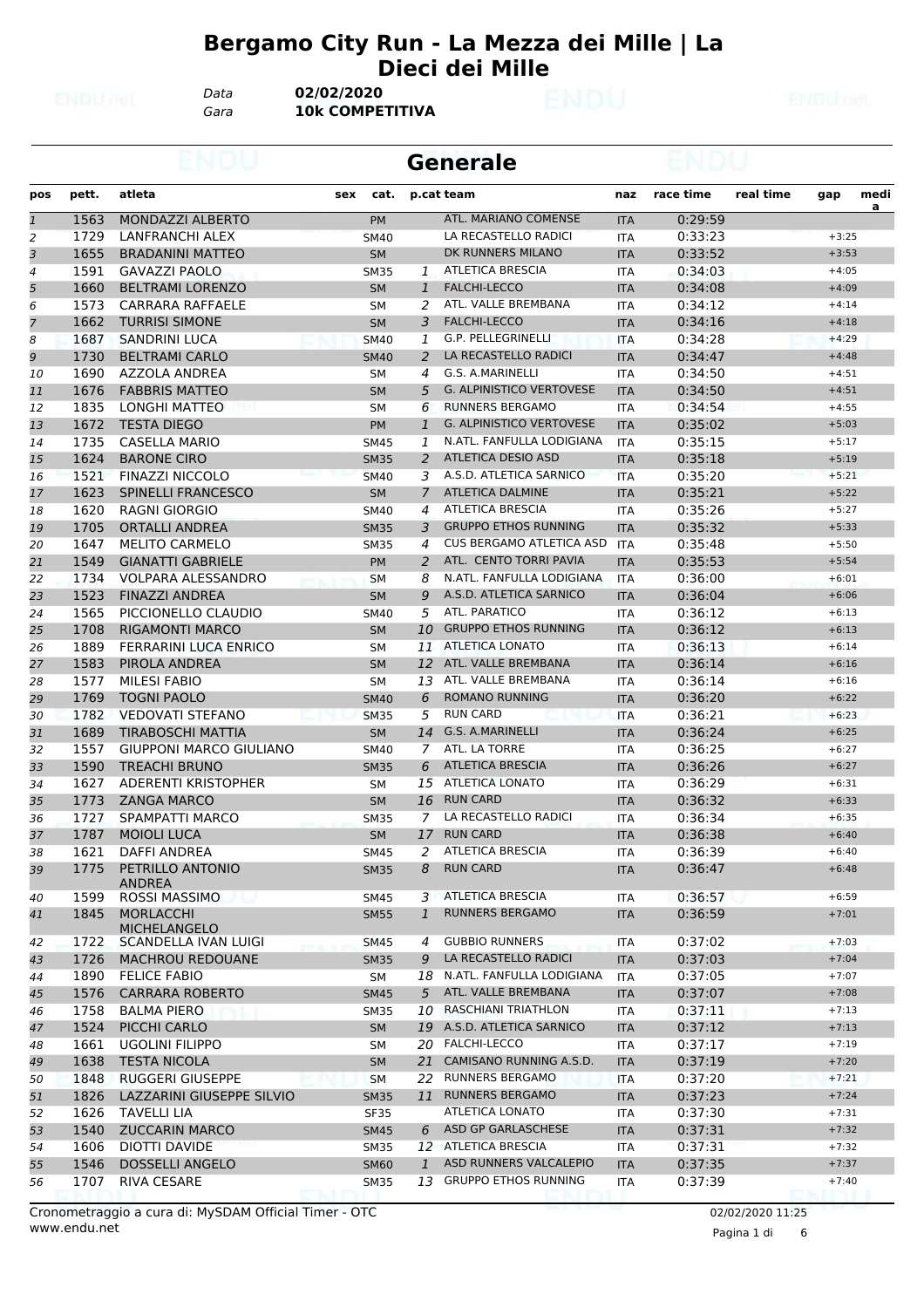# Bergamo City Run - La Mezza dei Mille | La Dieci dei Mille

Data **02/02/2020**
Gara **10k COMPETITIVA**

## Generale

| pos | pett. | atleta | sex | cat. | p.cat | team | naz | race time | real time | gap | media |
|---|---|---|---|---|---|---|---|---|---|---|---|
| 1 | 1563 | MONDAZZI ALBERTO | | PM | | ATL. MARIANO COMENSE | ITA | 0:29:59 | | | |
| 2 | 1729 | LANFRANCHI ALEX | | SM40 | | LA RECASTELLO RADICI | ITA | 0:33:23 | | +3:25 | |
| 3 | 1655 | BRADANINI MATTEO | | SM | | DK RUNNERS MILANO | ITA | 0:33:52 | | +3:53 | |
| 4 | 1591 | GAVAZZI PAOLO | | SM35 | 1 | ATLETICA BRESCIA | ITA | 0:34:03 | | +4:05 | |
| 5 | 1660 | BELTRAMI LORENZO | | SM | 1 | FALCHI-LECCO | ITA | 0:34:08 | | +4:09 | |
| 6 | 1573 | CARRARA RAFFAELE | | SM | 2 | ATL. VALLE BREMBANA | ITA | 0:34:12 | | +4:14 | |
| 7 | 1662 | TURRISI SIMONE | | SM | 3 | FALCHI-LECCO | ITA | 0:34:16 | | +4:18 | |
| 8 | 1687 | SANDRINI LUCA | | SM40 | 1 | G.P. PELLEGRINELLI | ITA | 0:34:28 | | +4:29 | |
| 9 | 1730 | BELTRAMI CARLO | | SM40 | 2 | LA RECASTELLO RADICI | ITA | 0:34:47 | | +4:48 | |
| 10 | 1690 | AZZOLA ANDREA | | SM | 4 | G.S. A.MARINELLI | ITA | 0:34:50 | | +4:51 | |
| 11 | 1676 | FABBRIS MATTEO | | SM | 5 | G. ALPINISTICO VERTOVESE | ITA | 0:34:50 | | +4:51 | |
| 12 | 1835 | LONGHI MATTEO | | SM | 6 | RUNNERS BERGAMO | ITA | 0:34:54 | | +4:55 | |
| 13 | 1672 | TESTA DIEGO | | PM | 1 | G. ALPINISTICO VERTOVESE | ITA | 0:35:02 | | +5:03 | |
| 14 | 1735 | CASELLA MARIO | | SM45 | 1 | N.ATL. FANFULLA LODIGIANA | ITA | 0:35:15 | | +5:17 | |
| 15 | 1624 | BARONE CIRO | | SM35 | 2 | ATLETICA DESIO ASD | ITA | 0:35:18 | | +5:19 | |
| 16 | 1521 | FINAZZI NICCOLO | | SM40 | 3 | A.S.D. ATLETICA SARNICO | ITA | 0:35:20 | | +5:21 | |
| 17 | 1623 | SPINELLI FRANCESCO | | SM | 7 | ATLETICA DALMINE | ITA | 0:35:21 | | +5:22 | |
| 18 | 1620 | RAGNI GIORGIO | | SM40 | 4 | ATLETICA BRESCIA | ITA | 0:35:26 | | +5:27 | |
| 19 | 1705 | ORTALLI ANDREA | | SM35 | 3 | GRUPPO ETHOS RUNNING | ITA | 0:35:32 | | +5:33 | |
| 20 | 1647 | MELITO CARMELO | | SM35 | 4 | CUS BERGAMO ATLETICA ASD | ITA | 0:35:48 | | +5:50 | |
| 21 | 1549 | GIANATTI GABRIELE | | PM | 2 | ATL. CENTO TORRI PAVIA | ITA | 0:35:53 | | +5:54 | |
| 22 | 1734 | VOLPARA ALESSANDRO | | SM | 8 | N.ATL. FANFULLA LODIGIANA | ITA | 0:36:00 | | +6:01 | |
| 23 | 1523 | FINAZZI ANDREA | | SM | 9 | A.S.D. ATLETICA SARNICO | ITA | 0:36:04 | | +6:06 | |
| 24 | 1565 | PICCIONELLO CLAUDIO | | SM40 | 5 | ATL. PARATICO | ITA | 0:36:12 | | +6:13 | |
| 25 | 1708 | RIGAMONTI MARCO | | SM | 10 | GRUPPO ETHOS RUNNING | ITA | 0:36:12 | | +6:13 | |
| 26 | 1889 | FERRARINI LUCA ENRICO | | SM | 11 | ATLETICA LONATO | ITA | 0:36:13 | | +6:14 | |
| 27 | 1583 | PIROLA ANDREA | | SM | 12 | ATL. VALLE BREMBANA | ITA | 0:36:14 | | +6:16 | |
| 28 | 1577 | MILESI FABIO | | SM | 13 | ATL. VALLE BREMBANA | ITA | 0:36:14 | | +6:16 | |
| 29 | 1769 | TOGNI PAOLO | | SM40 | 6 | ROMANO RUNNING | ITA | 0:36:20 | | +6:22 | |
| 30 | 1782 | VEDOVATI STEFANO | | SM35 | 5 | RUN CARD | ITA | 0:36:21 | | +6:23 | |
| 31 | 1689 | TIRABOSCHI MATTIA | | SM | 14 | G.S. A.MARINELLI | ITA | 0:36:24 | | +6:25 | |
| 32 | 1557 | GIUPPONI MARCO GIULIANO | | SM40 | 7 | ATL. LA TORRE | ITA | 0:36:25 | | +6:27 | |
| 33 | 1590 | TREACHI BRUNO | | SM35 | 6 | ATLETICA BRESCIA | ITA | 0:36:26 | | +6:27 | |
| 34 | 1627 | ADERENTI KRISTOPHER | | SM | 15 | ATLETICA LONATO | ITA | 0:36:29 | | +6:31 | |
| 35 | 1773 | ZANGA MARCO | | SM | 16 | RUN CARD | ITA | 0:36:32 | | +6:33 | |
| 36 | 1727 | SPAMPATTI MARCO | | SM35 | 7 | LA RECASTELLO RADICI | ITA | 0:36:34 | | +6:35 | |
| 37 | 1787 | MOIOLI LUCA | | SM | 17 | RUN CARD | ITA | 0:36:38 | | +6:40 | |
| 38 | 1621 | DAFFI ANDREA | | SM45 | 2 | ATLETICA BRESCIA | ITA | 0:36:39 | | +6:40 | |
| 39 | 1775 | PETRILLO ANTONIO ANDREA | | SM35 | 8 | RUN CARD | ITA | 0:36:47 | | +6:48 | |
| 40 | 1599 | ROSSI MASSIMO | | SM45 | 3 | ATLETICA BRESCIA | ITA | 0:36:57 | | +6:59 | |
| 41 | 1845 | MORLACCHI MICHELANGELO | | SM55 | 1 | RUNNERS BERGAMO | ITA | 0:36:59 | | +7:01 | |
| 42 | 1722 | SCANDELLA IVAN LUIGI | | SM45 | 4 | GUBBIO RUNNERS | ITA | 0:37:02 | | +7:03 | |
| 43 | 1726 | MACHROU REDOUANE | | SM35 | 9 | LA RECASTELLO RADICI | ITA | 0:37:03 | | +7:04 | |
| 44 | 1890 | FELICE FABIO | | SM | 18 | N.ATL. FANFULLA LODIGIANA | ITA | 0:37:05 | | +7:07 | |
| 45 | 1576 | CARRARA ROBERTO | | SM45 | 5 | ATL. VALLE BREMBANA | ITA | 0:37:07 | | +7:08 | |
| 46 | 1758 | BALMA PIERO | | SM35 | 10 | RASCHIANI TRIATHLON | ITA | 0:37:11 | | +7:13 | |
| 47 | 1524 | PICCHI CARLO | | SM | 19 | A.S.D. ATLETICA SARNICO | ITA | 0:37:12 | | +7:13 | |
| 48 | 1661 | UGOLINI FILIPPO | | SM | 20 | FALCHI-LECCO | ITA | 0:37:17 | | +7:19 | |
| 49 | 1638 | TESTA NICOLA | | SM | 21 | CAMISANO RUNNING A.S.D. | ITA | 0:37:19 | | +7:20 | |
| 50 | 1848 | RUGGERI GIUSEPPE | | SM | 22 | RUNNERS BERGAMO | ITA | 0:37:20 | | +7:21 | |
| 51 | 1826 | LAZZARINI GIUSEPPE SILVIO | | SM35 | 11 | RUNNERS BERGAMO | ITA | 0:37:23 | | +7:24 | |
| 52 | 1626 | TAVELLI LIA | | SF35 | | ATLETICA LONATO | ITA | 0:37:30 | | +7:31 | |
| 53 | 1540 | ZUCCARIN MARCO | | SM45 | 6 | ASD GP GARLASCHESE | ITA | 0:37:31 | | +7:32 | |
| 54 | 1606 | DIOTTI DAVIDE | | SM35 | 12 | ATLETICA BRESCIA | ITA | 0:37:31 | | +7:32 | |
| 55 | 1546 | DOSSELLI ANGELO | | SM60 | 1 | ASD RUNNERS VALCALEPIO | ITA | 0:37:35 | | +7:37 | |
| 56 | 1707 | RIVA CESARE | | SM35 | 13 | GRUPPO ETHOS RUNNING | ITA | 0:37:39 | | +7:40 | |

Cronometraggio a cura di: MySDAM Official Timer - OTC
www.endu.net

02/02/2020 11:25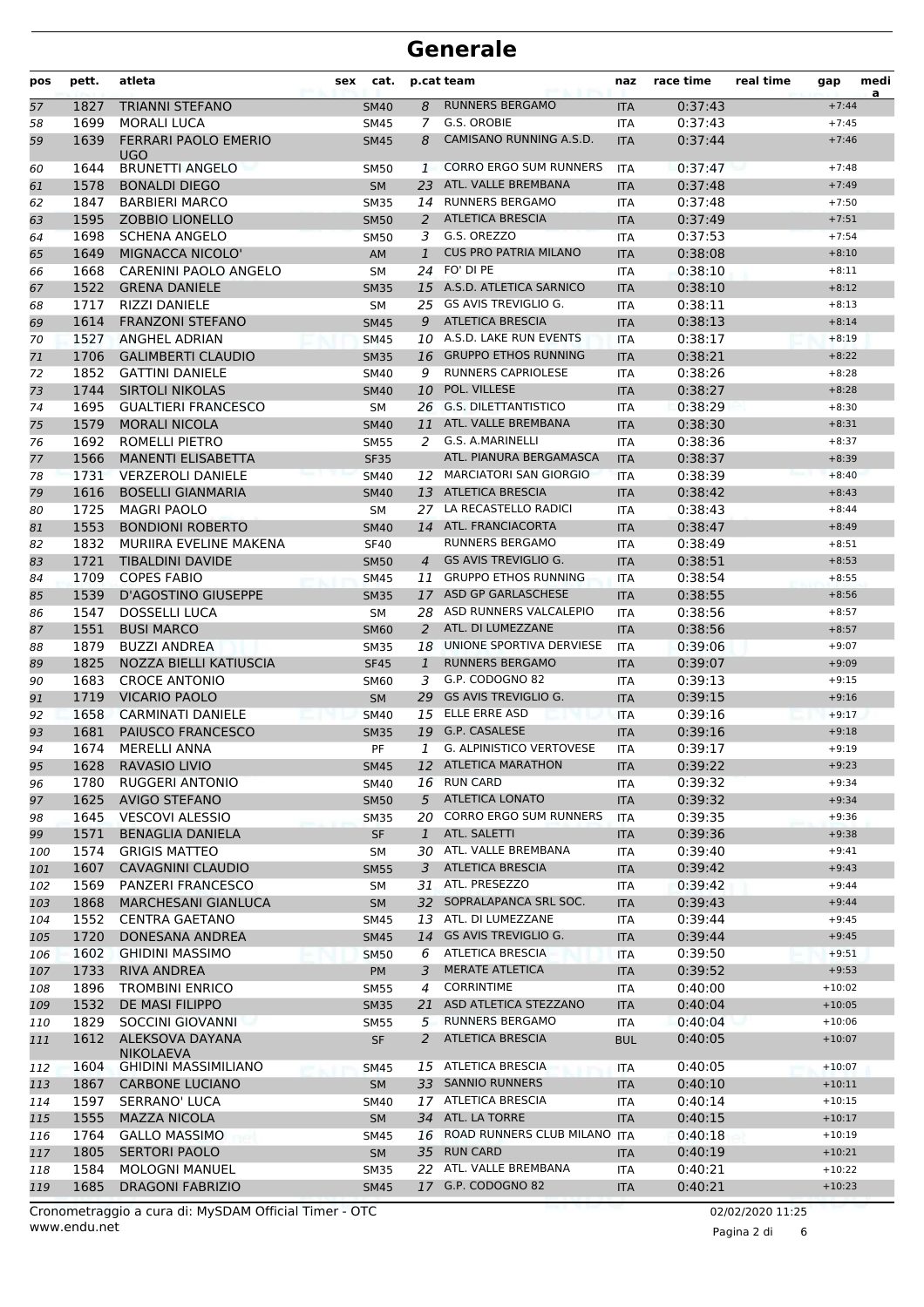# Generale

| pos | pett. | atleta | sex | cat. | p.cat | team | naz | race time | real time | gap | media |
|---|---|---|---|---|---|---|---|---|---|---|---|
| 57 | 1827 | TRIANNI STEFANO | | SM40 | 8 | RUNNERS BERGAMO | ITA | 0:37:43 | | +7:44 | |
| 58 | 1699 | MORALI LUCA | | SM45 | 7 | G.S. OROBIE | ITA | 0:37:43 | | +7:45 | |
| 59 | 1639 | FERRARI PAOLO EMERIO UGO | | SM45 | 8 | CAMISANO RUNNING A.S.D. | ITA | 0:37:44 | | +7:46 | |
| 60 | 1644 | BRUNETTI ANGELO | | SM50 | 1 | CORRO ERGO SUM RUNNERS | ITA | 0:37:47 | | +7:48 | |
| 61 | 1578 | BONALDI DIEGO | | SM | 23 | ATL. VALLE BREMBANA | ITA | 0:37:48 | | +7:49 | |
| 62 | 1847 | BARBIERI MARCO | | SM35 | 14 | RUNNERS BERGAMO | ITA | 0:37:48 | | +7:50 | |
| 63 | 1595 | ZOBBIO LIONELLO | | SM50 | 2 | ATLETICA BRESCIA | ITA | 0:37:49 | | +7:51 | |
| 64 | 1698 | SCHENA ANGELO | | SM50 | 3 | G.S. OREZZO | ITA | 0:37:53 | | +7:54 | |
| 65 | 1649 | MIGNACCA NICOLO' | | AM | 1 | CUS PRO PATRIA MILANO | ITA | 0:38:08 | | +8:10 | |
| 66 | 1668 | CARENINI PAOLO ANGELO | | SM | 24 | FO' DI PE | ITA | 0:38:10 | | +8:11 | |
| 67 | 1522 | GRENA DANIELE | | SM35 | 15 | A.S.D. ATLETICA SARNICO | ITA | 0:38:10 | | +8:12 | |
| 68 | 1717 | RIZZI DANIELE | | SM | 25 | GS AVIS TREVIGLIO G. | ITA | 0:38:11 | | +8:13 | |
| 69 | 1614 | FRANZONI STEFANO | | SM45 | 9 | ATLETICA BRESCIA | ITA | 0:38:13 | | +8:14 | |
| 70 | 1527 | ANGHEL ADRIAN | | SM45 | 10 | A.S.D. LAKE RUN EVENTS | ITA | 0:38:17 | | +8:19 | |
| 71 | 1706 | GALIMBERTI CLAUDIO | | SM35 | 16 | GRUPPO ETHOS RUNNING | ITA | 0:38:21 | | +8:22 | |
| 72 | 1852 | GATTINI DANIELE | | SM40 | 9 | RUNNERS CAPRIOLESE | ITA | 0:38:26 | | +8:28 | |
| 73 | 1744 | SIRTOLI NIKOLAS | | SM40 | 10 | POL. VILLESE | ITA | 0:38:27 | | +8:28 | |
| 74 | 1695 | GUALTIERI FRANCESCO | | SM | 26 | G.S. DILETTANTISTICO | ITA | 0:38:29 | | +8:30 | |
| 75 | 1579 | MORALI NICOLA | | SM40 | 11 | ATL. VALLE BREMBANA | ITA | 0:38:30 | | +8:31 | |
| 76 | 1692 | ROMELLI PIETRO | | SM55 | 2 | G.S. A.MARINELLI | ITA | 0:38:36 | | +8:37 | |
| 77 | 1566 | MANENTI ELISABETTA | | SF35 | | ATL. PIANURA BERGAMASCA | ITA | 0:38:37 | | +8:39 | |
| 78 | 1731 | VERZEROLI DANIELE | | SM40 | 12 | MARCIATORI SAN GIORGIO | ITA | 0:38:39 | | +8:40 | |
| 79 | 1616 | BOSELLI GIANMARIA | | SM40 | 13 | ATLETICA BRESCIA | ITA | 0:38:42 | | +8:43 | |
| 80 | 1725 | MAGRI PAOLO | | SM | 27 | LA RECASTELLO RADICI | ITA | 0:38:43 | | +8:44 | |
| 81 | 1553 | BONDIONI ROBERTO | | SM40 | 14 | ATL. FRANCIACORTA | ITA | 0:38:47 | | +8:49 | |
| 82 | 1832 | MURIIRA EVELINE MAKENA | | SF40 | | RUNNERS BERGAMO | ITA | 0:38:49 | | +8:51 | |
| 83 | 1721 | TIBALDINI DAVIDE | | SM50 | 4 | GS AVIS TREVIGLIO G. | ITA | 0:38:51 | | +8:53 | |
| 84 | 1709 | COPES FABIO | | SM45 | 11 | GRUPPO ETHOS RUNNING | ITA | 0:38:54 | | +8:55 | |
| 85 | 1539 | D'AGOSTINO GIUSEPPE | | SM35 | 17 | ASD GP GARLASCHESE | ITA | 0:38:55 | | +8:56 | |
| 86 | 1547 | DOSSELLI LUCA | | SM | 28 | ASD RUNNERS VALCALEPIO | ITA | 0:38:56 | | +8:57 | |
| 87 | 1551 | BUSI MARCO | | SM60 | 2 | ATL. DI LUMEZZANE | ITA | 0:38:56 | | +8:57 | |
| 88 | 1879 | BUZZI ANDREA | | SM35 | 18 | UNIONE SPORTIVA DERVIESE | ITA | 0:39:06 | | +9:07 | |
| 89 | 1825 | NOZZA BIELLI KATIUSCIA | | SF45 | 1 | RUNNERS BERGAMO | ITA | 0:39:07 | | +9:09 | |
| 90 | 1683 | CROCE ANTONIO | | SM60 | 3 | G.P. CODOGNO 82 | ITA | 0:39:13 | | +9:15 | |
| 91 | 1719 | VICARIO PAOLO | | SM | 29 | GS AVIS TREVIGLIO G. | ITA | 0:39:15 | | +9:16 | |
| 92 | 1658 | CARMINATI DANIELE | | SM40 | 15 | ELLE ERRE ASD | ITA | 0:39:16 | | +9:17 | |
| 93 | 1681 | PAIUSCO FRANCESCO | | SM35 | 19 | G.P. CASALESE | ITA | 0:39:16 | | +9:18 | |
| 94 | 1674 | MERELLI ANNA | | PF | 1 | G. ALPINISTICO VERTOVESE | ITA | 0:39:17 | | +9:19 | |
| 95 | 1628 | RAVASIO LIVIO | | SM45 | 12 | ATLETICA MARATHON | ITA | 0:39:22 | | +9:23 | |
| 96 | 1780 | RUGGERI ANTONIO | | SM40 | 16 | RUN CARD | ITA | 0:39:32 | | +9:34 | |
| 97 | 1625 | AVIGO STEFANO | | SM50 | 5 | ATLETICA LONATO | ITA | 0:39:32 | | +9:34 | |
| 98 | 1645 | VESCOVI ALESSIO | | SM35 | 20 | CORRO ERGO SUM RUNNERS | ITA | 0:39:35 | | +9:36 | |
| 99 | 1571 | BENAGLIA DANIELA | | SF | 1 | ATL. SALETTI | ITA | 0:39:36 | | +9:38 | |
| 100 | 1574 | GRIGIS MATTEO | | SM | 30 | ATL. VALLE BREMBANA | ITA | 0:39:40 | | +9:41 | |
| 101 | 1607 | CAVAGNINI CLAUDIO | | SM55 | 3 | ATLETICA BRESCIA | ITA | 0:39:42 | | +9:43 | |
| 102 | 1569 | PANZERI FRANCESCO | | SM | 31 | ATL. PRESEZZO | ITA | 0:39:42 | | +9:44 | |
| 103 | 1868 | MARCHESANI GIANLUCA | | SM | 32 | SOPRALAPANCA SRL SOC. | ITA | 0:39:43 | | +9:44 | |
| 104 | 1552 | CENTRA GAETANO | | SM45 | 13 | ATL. DI LUMEZZANE | ITA | 0:39:44 | | +9:45 | |
| 105 | 1720 | DONESANA ANDREA | | SM45 | 14 | GS AVIS TREVIGLIO G. | ITA | 0:39:44 | | +9:45 | |
| 106 | 1602 | GHIDINI MASSIMO | | SM50 | 6 | ATLETICA BRESCIA | ITA | 0:39:50 | | +9:51 | |
| 107 | 1733 | RIVA ANDREA | | PM | 3 | MERATE ATLETICA | ITA | 0:39:52 | | +9:53 | |
| 108 | 1896 | TROMBINI ENRICO | | SM55 | 4 | CORRINTIME | ITA | 0:40:00 | | +10:02 | |
| 109 | 1532 | DE MASI FILIPPO | | SM35 | 21 | ASD ATLETICA STEZZANO | ITA | 0:40:04 | | +10:05 | |
| 110 | 1829 | SOCCINI GIOVANNI | | SM55 | 5 | RUNNERS BERGAMO | ITA | 0:40:04 | | +10:06 | |
| 111 | 1612 | ALEKSOVA DAYANA NIKOLAEVA | | SF | 2 | ATLETICA BRESCIA | BUL | 0:40:05 | | +10:07 | |
| 112 | 1604 | GHIDINI MASSIMILIANO | | SM45 | 15 | ATLETICA BRESCIA | ITA | 0:40:05 | | +10:07 | |
| 113 | 1867 | CARBONE LUCIANO | | SM | 33 | SANNIO RUNNERS | ITA | 0:40:10 | | +10:11 | |
| 114 | 1597 | SERRANO' LUCA | | SM40 | 17 | ATLETICA BRESCIA | ITA | 0:40:14 | | +10:15 | |
| 115 | 1555 | MAZZA NICOLA | | SM | 34 | ATL. LA TORRE | ITA | 0:40:15 | | +10:17 | |
| 116 | 1764 | GALLO MASSIMO | | SM45 | 16 | ROAD RUNNERS CLUB MILANO | ITA | 0:40:18 | | +10:19 | |
| 117 | 1805 | SERTORI PAOLO | | SM | 35 | RUN CARD | ITA | 0:40:19 | | +10:21 | |
| 118 | 1584 | MOLOGNI MANUEL | | SM35 | 22 | ATL. VALLE BREMBANA | ITA | 0:40:21 | | +10:22 | |
| 119 | 1685 | DRAGONI FABRIZIO | | SM45 | 17 | G.P. CODOGNO 82 | ITA | 0:40:21 | | +10:23 | |

Cronometraggio a cura di: MySDAM Official Timer - OTC
www.endu.net

02/02/2020 11:25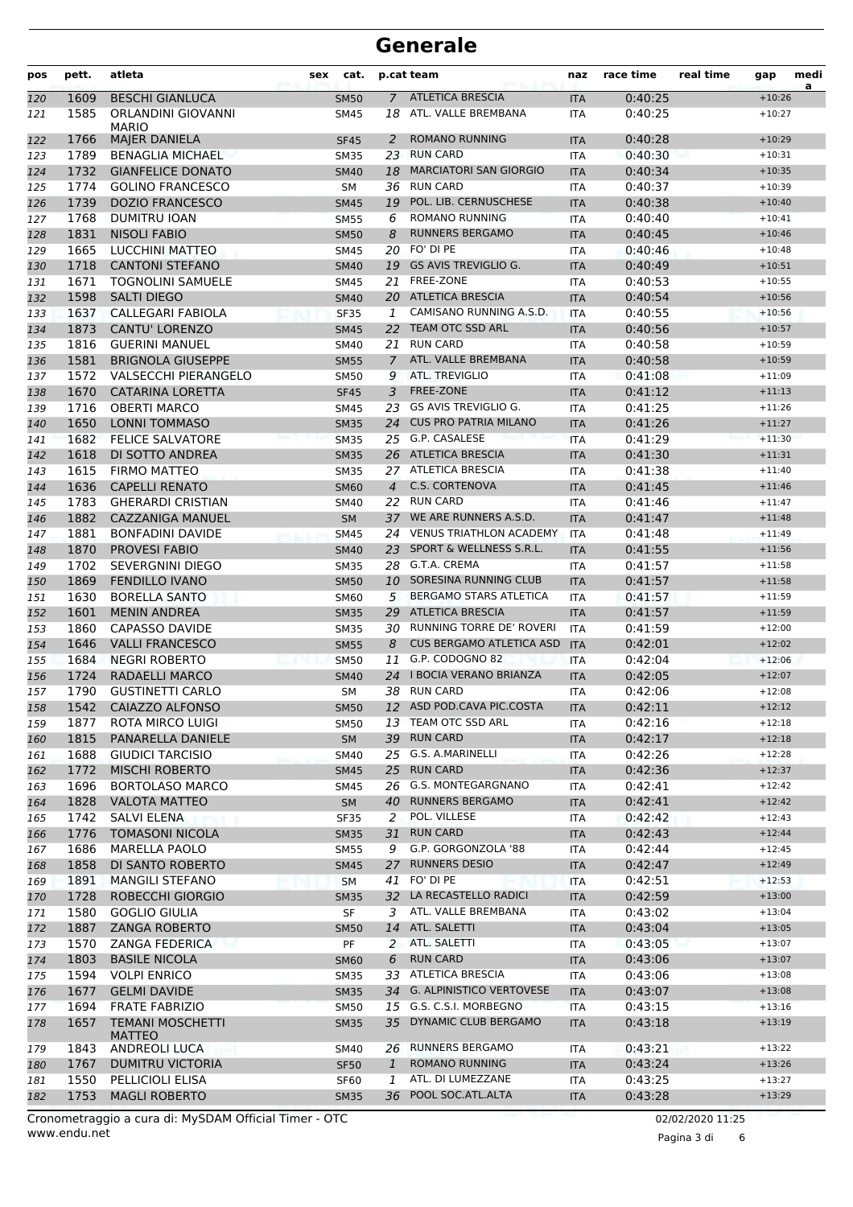# Generale

| pos | pett. | atleta | sex | cat. | p.cat | team | naz | race time | real time | gap | medi a |
|---|---|---|---|---|---|---|---|---|---|---|---|
| 120 | 1609 | BESCHI GIANLUCA | | SM50 | 7 | ATLETICA BRESCIA | ITA | 0:40:25 | | +10:26 | |
| 121 | 1585 | ORLANDINI GIOVANNI MARIO | | SM45 | 18 | ATL. VALLE BREMBANA | ITA | 0:40:25 | | +10:27 | |
| 122 | 1766 | MAJER DANIELA | | SF45 | 2 | ROMANO RUNNING | ITA | 0:40:28 | | +10:29 | |
| 123 | 1789 | BENAGLIA MICHAEL | | SM35 | 23 | RUN CARD | ITA | 0:40:30 | | +10:31 | |
| 124 | 1732 | GIANFELICE DONATO | | SM40 | 18 | MARCIATORI SAN GIORGIO | ITA | 0:40:34 | | +10:35 | |
| 125 | 1774 | GOLINO FRANCESCO | | SM | 36 | RUN CARD | ITA | 0:40:37 | | +10:39 | |
| 126 | 1739 | DOZIO FRANCESCO | | SM45 | 19 | POL. LIB. CERNUSCHESE | ITA | 0:40:38 | | +10:40 | |
| 127 | 1768 | DUMITRU IOAN | | SM55 | 6 | ROMANO RUNNING | ITA | 0:40:40 | | +10:41 | |
| 128 | 1831 | NISOLI FABIO | | SM50 | 8 | RUNNERS BERGAMO | ITA | 0:40:45 | | +10:46 | |
| 129 | 1665 | LUCCHINI MATTEO | | SM45 | 20 | FO' DI PE | ITA | 0:40:46 | | +10:48 | |
| 130 | 1718 | CANTONI STEFANO | | SM40 | 19 | GS AVIS TREVIGLIO G. | ITA | 0:40:49 | | +10:51 | |
| 131 | 1671 | TOGNOLINI SAMUELE | | SM45 | 21 | FREE-ZONE | ITA | 0:40:53 | | +10:55 | |
| 132 | 1598 | SALTI DIEGO | | SM40 | 20 | ATLETICA BRESCIA | ITA | 0:40:54 | | +10:56 | |
| 133 | 1637 | CALLEGARI FABIOLA | | SF35 | 1 | CAMISANO RUNNING A.S.D. | ITA | 0:40:55 | | +10:56 | |
| 134 | 1873 | CANTU' LORENZO | | SM45 | 22 | TEAM OTC SSD ARL | ITA | 0:40:56 | | +10:57 | |
| 135 | 1816 | GUERINI MANUEL | | SM40 | 21 | RUN CARD | ITA | 0:40:58 | | +10:59 | |
| 136 | 1581 | BRIGNOLA GIUSEPPE | | SM55 | 7 | ATL. VALLE BREMBANA | ITA | 0:40:58 | | +10:59 | |
| 137 | 1572 | VALSECCHI PIERANGELO | | SM50 | 9 | ATL. TREVIGLIO | ITA | 0:41:08 | | +11:09 | |
| 138 | 1670 | CATARINA LORETTA | | SF45 | 3 | FREE-ZONE | ITA | 0:41:12 | | +11:13 | |
| 139 | 1716 | OBERTI MARCO | | SM45 | 23 | GS AVIS TREVIGLIO G. | ITA | 0:41:25 | | +11:26 | |
| 140 | 1650 | LONNI TOMMASO | | SM35 | 24 | CUS PRO PATRIA MILANO | ITA | 0:41:26 | | +11:27 | |
| 141 | 1682 | FELICE SALVATORE | | SM35 | 25 | G.P. CASALESE | ITA | 0:41:29 | | +11:30 | |
| 142 | 1618 | DI SOTTO ANDREA | | SM35 | 26 | ATLETICA BRESCIA | ITA | 0:41:30 | | +11:31 | |
| 143 | 1615 | FIRMO MATTEO | | SM35 | 27 | ATLETICA BRESCIA | ITA | 0:41:38 | | +11:40 | |
| 144 | 1636 | CAPELLI RENATO | | SM60 | 4 | C.S. CORTENOVA | ITA | 0:41:45 | | +11:46 | |
| 145 | 1783 | GHERARDI CRISTIAN | | SM40 | 22 | RUN CARD | ITA | 0:41:46 | | +11:47 | |
| 146 | 1882 | CAZZANIGA MANUEL | | SM | 37 | WE ARE RUNNERS A.S.D. | ITA | 0:41:47 | | +11:48 | |
| 147 | 1881 | BONFADINI DAVIDE | | SM45 | 24 | VENUS TRIATHLON ACADEMY | ITA | 0:41:48 | | +11:49 | |
| 148 | 1870 | PROVESI FABIO | | SM40 | 23 | SPORT & WELLNESS S.R.L. | ITA | 0:41:55 | | +11:56 | |
| 149 | 1702 | SEVERGNINI DIEGO | | SM35 | 28 | G.T.A. CREMA | ITA | 0:41:57 | | +11:58 | |
| 150 | 1869 | FENDILLO IVANO | | SM50 | 10 | SORESINA RUNNING CLUB | ITA | 0:41:57 | | +11:58 | |
| 151 | 1630 | BORELLA SANTO | | SM60 | 5 | BERGAMO STARS ATLETICA | ITA | 0:41:57 | | +11:59 | |
| 152 | 1601 | MENIN ANDREA | | SM35 | 29 | ATLETICA BRESCIA | ITA | 0:41:57 | | +11:59 | |
| 153 | 1860 | CAPASSO DAVIDE | | SM35 | 30 | RUNNING TORRE DE' ROVERI | ITA | 0:41:59 | | +12:00 | |
| 154 | 1646 | VALLI FRANCESCO | | SM55 | 8 | CUS BERGAMO ATLETICA ASD | ITA | 0:42:01 | | +12:02 | |
| 155 | 1684 | NEGRI ROBERTO | | SM50 | 11 | G.P. CODOGNO 82 | ITA | 0:42:04 | | +12:06 | |
| 156 | 1724 | RADAELLI MARCO | | SM40 | 24 | I BOCIA VERANO BRIANZA | ITA | 0:42:05 | | +12:07 | |
| 157 | 1790 | GUSTINETTI CARLO | | SM | 38 | RUN CARD | ITA | 0:42:06 | | +12:08 | |
| 158 | 1542 | CAIAZZO ALFONSO | | SM50 | 12 | ASD POD.CAVA PIC.COSTA | ITA | 0:42:11 | | +12:12 | |
| 159 | 1877 | ROTA MIRCO LUIGI | | SM50 | 13 | TEAM OTC SSD ARL | ITA | 0:42:16 | | +12:18 | |
| 160 | 1815 | PANARELLA DANIELE | | SM | 39 | RUN CARD | ITA | 0:42:17 | | +12:18 | |
| 161 | 1688 | GIUDICI TARCISIO | | SM40 | 25 | G.S. A.MARINELLI | ITA | 0:42:26 | | +12:28 | |
| 162 | 1772 | MISCHI ROBERTO | | SM45 | 25 | RUN CARD | ITA | 0:42:36 | | +12:37 | |
| 163 | 1696 | BORTOLASO MARCO | | SM45 | 26 | G.S. MONTEGARGNANO | ITA | 0:42:41 | | +12:42 | |
| 164 | 1828 | VALOTA MATTEO | | SM | 40 | RUNNERS BERGAMO | ITA | 0:42:41 | | +12:42 | |
| 165 | 1742 | SALVI ELENA | | SF35 | 2 | POL. VILLESE | ITA | 0:42:42 | | +12:43 | |
| 166 | 1776 | TOMASONI NICOLA | | SM35 | 31 | RUN CARD | ITA | 0:42:43 | | +12:44 | |
| 167 | 1686 | MARELLA PAOLO | | SM55 | 9 | G.P. GORGONZOLA '88 | ITA | 0:42:44 | | +12:45 | |
| 168 | 1858 | DI SANTO ROBERTO | | SM45 | 27 | RUNNERS DESIO | ITA | 0:42:47 | | +12:49 | |
| 169 | 1891 | MANGILI STEFANO | | SM | 41 | FO' DI PE | ITA | 0:42:51 | | +12:53 | |
| 170 | 1728 | ROBECCHI GIORGIO | | SM35 | 32 | LA RECASTELLO RADICI | ITA | 0:42:59 | | +13:00 | |
| 171 | 1580 | GOGLIO GIULIA | | SF | 3 | ATL. VALLE BREMBANA | ITA | 0:43:02 | | +13:04 | |
| 172 | 1887 | ZANGA ROBERTO | | SM50 | 14 | ATL. SALETTI | ITA | 0:43:04 | | +13:05 | |
| 173 | 1570 | ZANGA FEDERICA | | PF | 2 | ATL. SALETTI | ITA | 0:43:05 | | +13:07 | |
| 174 | 1803 | BASILE NICOLA | | SM60 | 6 | RUN CARD | ITA | 0:43:06 | | +13:07 | |
| 175 | 1594 | VOLPI ENRICO | | SM35 | 33 | ATLETICA BRESCIA | ITA | 0:43:06 | | +13:08 | |
| 176 | 1677 | GELMI DAVIDE | | SM35 | 34 | G. ALPINISTICO VERTOVESE | ITA | 0:43:07 | | +13:08 | |
| 177 | 1694 | FRATE FABRIZIO | | SM50 | 15 | G.S. C.S.I. MORBEGNO | ITA | 0:43:15 | | +13:16 | |
| 178 | 1657 | TEMANI MOSCHETTI MATTEO | | SM35 | 35 | DYNAMIC CLUB BERGAMO | ITA | 0:43:18 | | +13:19 | |
| 179 | 1843 | ANDREOLI LUCA | | SM40 | 26 | RUNNERS BERGAMO | ITA | 0:43:21 | | +13:22 | |
| 180 | 1767 | DUMITRU VICTORIA | | SF50 | 1 | ROMANO RUNNING | ITA | 0:43:24 | | +13:26 | |
| 181 | 1550 | PELLICIOLI ELISA | | SF60 | 1 | ATL. DI LUMEZZANE | ITA | 0:43:25 | | +13:27 | |
| 182 | 1753 | MAGLI ROBERTO | | SM35 | 36 | POOL SOC.ATL.ALTA | ITA | 0:43:28 | | +13:29 | |

Cronometraggio a cura di: MySDAM Official Timer - OTC
www.endu.net

02/02/2020 11:25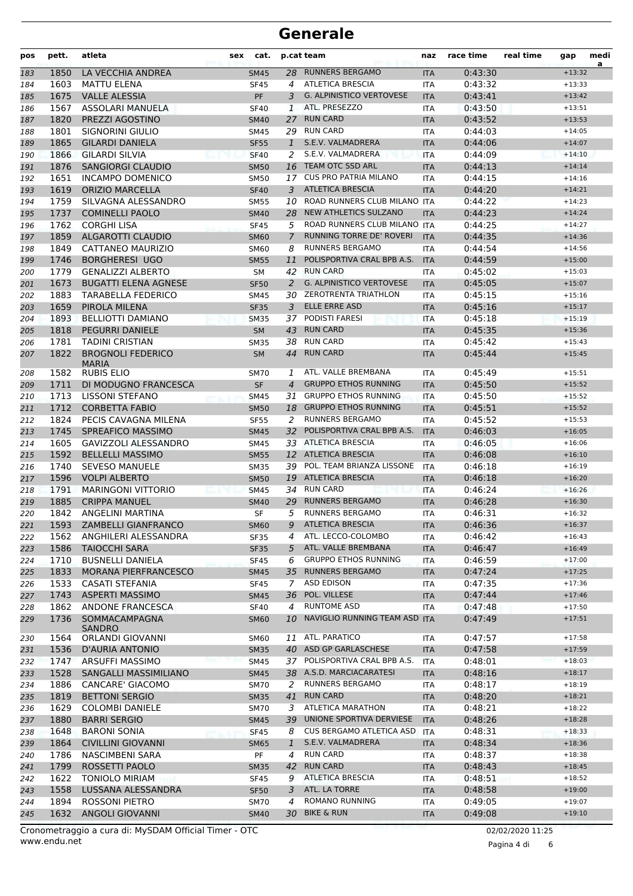# Generale

| pos | pett. | atleta | sex | cat. | p.cat | team | naz | race time | real time | gap | media |
|---|---|---|---|---|---|---|---|---|---|---|---|
| 183 | 1850 | LA VECCHIA ANDREA | | SM45 | 28 | RUNNERS BERGAMO | ITA | 0:43:30 | | +13:32 | |
| 184 | 1603 | MATTU ELENA | | SF45 | 4 | ATLETICA BRESCIA | ITA | 0:43:32 | | +13:33 | |
| 185 | 1675 | VALLE ALESSIA | | PF | 3 | G. ALPINISTICO VERTOVESE | ITA | 0:43:41 | | +13:42 | |
| 186 | 1567 | ASSOLARI MANUELA | | SF40 | 1 | ATL. PRESEZZO | ITA | 0:43:50 | | +13:51 | |
| 187 | 1820 | PREZZI AGOSTINO | | SM40 | 27 | RUN CARD | ITA | 0:43:52 | | +13:53 | |
| 188 | 1801 | SIGNORINI GIULIO | | SM45 | 29 | RUN CARD | ITA | 0:44:03 | | +14:05 | |
| 189 | 1865 | GILARDI DANIELA | | SF55 | 1 | S.E.V. VALMADRERA | ITA | 0:44:06 | | +14:07 | |
| 190 | 1866 | GILARDI SILVIA | | SF40 | 2 | S.E.V. VALMADRERA | ITA | 0:44:09 | | +14:10 | |
| 191 | 1876 | SANGIORGI CLAUDIO | | SM50 | 16 | TEAM OTC SSD ARL | ITA | 0:44:13 | | +14:14 | |
| 192 | 1651 | INCAMPO DOMENICO | | SM50 | 17 | CUS PRO PATRIA MILANO | ITA | 0:44:15 | | +14:16 | |
| 193 | 1619 | ORIZIO MARCELLA | | SF40 | 3 | ATLETICA BRESCIA | ITA | 0:44:20 | | +14:21 | |
| 194 | 1759 | SILVAGNA ALESSANDRO | | SM55 | 10 | ROAD RUNNERS CLUB MILANO | ITA | 0:44:22 | | +14:23 | |
| 195 | 1737 | COMINELLI PAOLO | | SM40 | 28 | NEW ATHLETICS SULZANO | ITA | 0:44:23 | | +14:24 | |
| 196 | 1762 | CORGHI LISA | | SF45 | 5 | ROAD RUNNERS CLUB MILANO | ITA | 0:44:25 | | +14:27 | |
| 197 | 1859 | ALGAROTTI CLAUDIO | | SM60 | 7 | RUNNING TORRE DE' ROVERI | ITA | 0:44:35 | | +14:36 | |
| 198 | 1849 | CATTANEO MAURIZIO | | SM60 | 8 | RUNNERS BERGAMO | ITA | 0:44:54 | | +14:56 | |
| 199 | 1746 | BORGHERESI UGO | | SM55 | 11 | POLISPORTIVA CRAL BPB A.S. | ITA | 0:44:59 | | +15:00 | |
| 200 | 1779 | GENALIZZI ALBERTO | | SM | 42 | RUN CARD | ITA | 0:45:02 | | +15:03 | |
| 201 | 1673 | BUGATTI ELENA AGNESE | | SF50 | 2 | G. ALPINISTICO VERTOVESE | ITA | 0:45:05 | | +15:07 | |
| 202 | 1883 | TARABELLA FEDERICO | | SM45 | 30 | ZEROTRENTA TRIATHLON | ITA | 0:45:15 | | +15:16 | |
| 203 | 1659 | PIROLA MILENA | | SF35 | 3 | ELLE ERRE ASD | ITA | 0:45:16 | | +15:17 | |
| 204 | 1893 | BELLIOTTI DAMIANO | | SM35 | 37 | PODISTI FARESI | ITA | 0:45:18 | | +15:19 | |
| 205 | 1818 | PEGURRI DANIELE | | SM | 43 | RUN CARD | ITA | 0:45:35 | | +15:36 | |
| 206 | 1781 | TADINI CRISTIAN | | SM35 | 38 | RUN CARD | ITA | 0:45:42 | | +15:43 | |
| 207 | 1822 | BROGNOLI FEDERICO MARIA | | SM | 44 | RUN CARD | ITA | 0:45:44 | | +15:45 | |
| 208 | 1582 | RUBIS ELIO | | SM70 | 1 | ATL. VALLE BREMBANA | ITA | 0:45:49 | | +15:51 | |
| 209 | 1711 | DI MODUGNO FRANCESCA | | SF | 4 | GRUPPO ETHOS RUNNING | ITA | 0:45:50 | | +15:52 | |
| 210 | 1713 | LISSONI STEFANO | | SM45 | 31 | GRUPPO ETHOS RUNNING | ITA | 0:45:50 | | +15:52 | |
| 211 | 1712 | CORBETTA FABIO | | SM50 | 18 | GRUPPO ETHOS RUNNING | ITA | 0:45:51 | | +15:52 | |
| 212 | 1824 | PECIS CAVAGNA MILENA | | SF55 | 2 | RUNNERS BERGAMO | ITA | 0:45:52 | | +15:53 | |
| 213 | 1745 | SPREAFICO MASSIMO | | SM45 | 32 | POLISPORTIVA CRAL BPB A.S. | ITA | 0:46:03 | | +16:05 | |
| 214 | 1605 | GAVIZZOLI ALESSANDRO | | SM45 | 33 | ATLETICA BRESCIA | ITA | 0:46:05 | | +16:06 | |
| 215 | 1592 | BELLELLI MASSIMO | | SM55 | 12 | ATLETICA BRESCIA | ITA | 0:46:08 | | +16:10 | |
| 216 | 1740 | SEVESO MANUELE | | SM35 | 39 | POL. TEAM BRIANZA LISSONE | ITA | 0:46:18 | | +16:19 | |
| 217 | 1596 | VOLPI ALBERTO | | SM50 | 19 | ATLETICA BRESCIA | ITA | 0:46:18 | | +16:20 | |
| 218 | 1791 | MARINGONI VITTORIO | | SM45 | 34 | RUN CARD | ITA | 0:46:24 | | +16:26 | |
| 219 | 1885 | CRIPPA MANUEL | | SM40 | 29 | RUNNERS BERGAMO | ITA | 0:46:28 | | +16:30 | |
| 220 | 1842 | ANGELINI MARTINA | | SF | 5 | RUNNERS BERGAMO | ITA | 0:46:31 | | +16:32 | |
| 221 | 1593 | ZAMBELLI GIANFRANCO | | SM60 | 9 | ATLETICA BRESCIA | ITA | 0:46:36 | | +16:37 | |
| 222 | 1562 | ANGHILERI ALESSANDRA | | SF35 | 4 | ATL. LECCO-COLOMBO | ITA | 0:46:42 | | +16:43 | |
| 223 | 1586 | TAIOCCHI SARA | | SF35 | 5 | ATL. VALLE BREMBANA | ITA | 0:46:47 | | +16:49 | |
| 224 | 1710 | BUSNELLI DANIELA | | SF45 | 6 | GRUPPO ETHOS RUNNING | ITA | 0:46:59 | | +17:00 | |
| 225 | 1833 | MORANA PIERFRANCESCO | | SM45 | 35 | RUNNERS BERGAMO | ITA | 0:47:24 | | +17:25 | |
| 226 | 1533 | CASATI STEFANIA | | SF45 | 7 | ASD EDISON | ITA | 0:47:35 | | +17:36 | |
| 227 | 1743 | ASPERTI MASSIMO | | SM45 | 36 | POL. VILLESE | ITA | 0:47:44 | | +17:46 | |
| 228 | 1862 | ANDONE FRANCESCA | | SF40 | 4 | RUNTOME ASD | ITA | 0:47:48 | | +17:50 | |
| 229 | 1736 | SOMMACAMPAGNA SANDRO | | SM60 | 10 | NAVIGLIO RUNNING TEAM ASD | ITA | 0:47:49 | | +17:51 | |
| 230 | 1564 | ORLANDI GIOVANNI | | SM60 | 11 | ATL. PARATICO | ITA | 0:47:57 | | +17:58 | |
| 231 | 1536 | D'AURIA ANTONIO | | SM35 | 40 | ASD GP GARLASCHESE | ITA | 0:47:58 | | +17:59 | |
| 232 | 1747 | ARSUFFI MASSIMO | | SM45 | 37 | POLISPORTIVA CRAL BPB A.S. | ITA | 0:48:01 | | +18:03 | |
| 233 | 1528 | SANGALLI MASSIMILIANO | | SM45 | 38 | A.S.D. MARCIACARATESI | ITA | 0:48:16 | | +18:17 | |
| 234 | 1886 | CANCARE' GIACOMO | | SM70 | 2 | RUNNERS BERGAMO | ITA | 0:48:17 | | +18:19 | |
| 235 | 1819 | BETTONI SERGIO | | SM35 | 41 | RUN CARD | ITA | 0:48:20 | | +18:21 | |
| 236 | 1629 | COLOMBI DANIELE | | SM70 | 3 | ATLETICA MARATHON | ITA | 0:48:21 | | +18:22 | |
| 237 | 1880 | BARRI SERGIO | | SM45 | 39 | UNIONE SPORTIVA DERVIESE | ITA | 0:48:26 | | +18:28 | |
| 238 | 1648 | BARONI SONIA | | SF45 | 8 | CUS BERGAMO ATLETICA ASD | ITA | 0:48:31 | | +18:33 | |
| 239 | 1864 | CIVILLINI GIOVANNI | | SM65 | 1 | S.E.V. VALMADRERA | ITA | 0:48:34 | | +18:36 | |
| 240 | 1786 | NASCIMBENI SARA | | PF | 4 | RUN CARD | ITA | 0:48:37 | | +18:38 | |
| 241 | 1799 | ROSSETTI PAOLO | | SM35 | 42 | RUN CARD | ITA | 0:48:43 | | +18:45 | |
| 242 | 1622 | TONIOLO MIRIAM | | SF45 | 9 | ATLETICA BRESCIA | ITA | 0:48:51 | | +18:52 | |
| 243 | 1558 | LUSSANA ALESSANDRA | | SF50 | 3 | ATL. LA TORRE | ITA | 0:48:58 | | +19:00 | |
| 244 | 1894 | ROSSONI PIETRO | | SM70 | 4 | ROMANO RUNNING | ITA | 0:49:05 | | +19:07 | |
| 245 | 1632 | ANGOLI GIOVANNI | | SM40 | 30 | BIKE & RUN | ITA | 0:49:08 | | +19:10 | |

Cronometraggio a cura di: MySDAM Official Timer - OTC
www.endu.net

02/02/2020 11:25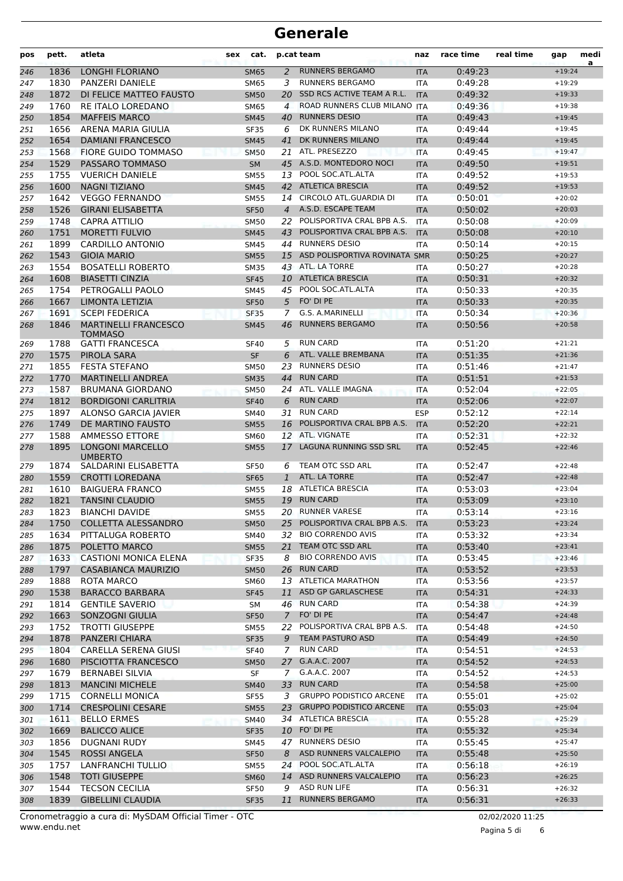# Generale

| pos | pett. | atleta | sex | cat. | p.cat | team | naz | race time | real time | gap | media |
|---|---|---|---|---|---|---|---|---|---|---|---|
| 246 | 1836 | LONGHI FLORIANO | | SM65 | 2 | RUNNERS BERGAMO | ITA | 0:49:23 | | +19:24 | |
| 247 | 1830 | PANZERI DANIELE | | SM65 | 3 | RUNNERS BERGAMO | ITA | 0:49:28 | | +19:29 | |
| 248 | 1872 | DI FELICE MATTEO FAUSTO | | SM50 | 20 | SSD RCS ACTIVE TEAM A R.L. | ITA | 0:49:32 | | +19:33 | |
| 249 | 1760 | RE ITALO LOREDANO | | SM65 | 4 | ROAD RUNNERS CLUB MILANO | ITA | 0:49:36 | | +19:38 | |
| 250 | 1854 | MAFFEIS MARCO | | SM45 | 40 | RUNNERS DESIO | ITA | 0:49:43 | | +19:45 | |
| 251 | 1656 | ARENA MARIA GIULIA | | SF35 | 6 | DK RUNNERS MILANO | ITA | 0:49:44 | | +19:45 | |
| 252 | 1654 | DAMIANI FRANCESCO | | SM45 | 41 | DK RUNNERS MILANO | ITA | 0:49:44 | | +19:45 | |
| 253 | 1568 | FIORE GUIDO TOMMASO | | SM50 | 21 | ATL. PRESEZZO | ITA | 0:49:45 | | +19:47 | |
| 254 | 1529 | PASSARO TOMMASO | | SM | 45 | A.S.D. MONTEDORO NOCI | ITA | 0:49:50 | | +19:51 | |
| 255 | 1755 | VUERICH DANIELE | | SM55 | 13 | POOL SOC.ATL.ALTA | ITA | 0:49:52 | | +19:53 | |
| 256 | 1600 | NAGNI TIZIANO | | SM45 | 42 | ATLETICA BRESCIA | ITA | 0:49:52 | | +19:53 | |
| 257 | 1642 | VEGGO FERNANDO | | SM55 | 14 | CIRCOLO ATL.GUARDIA DI | ITA | 0:50:01 | | +20:02 | |
| 258 | 1526 | GIRANI ELISABETTA | | SF50 | 4 | A.S.D. ESCAPE TEAM | ITA | 0:50:02 | | +20:03 | |
| 259 | 1748 | CAPRA ATTILIO | | SM50 | 22 | POLISPORTIVA CRAL BPB A.S. | ITA | 0:50:08 | | +20:09 | |
| 260 | 1751 | MORETTI FULVIO | | SM45 | 43 | POLISPORTIVA CRAL BPB A.S. | ITA | 0:50:08 | | +20:10 | |
| 261 | 1899 | CARDILLO ANTONIO | | SM45 | 44 | RUNNERS DESIO | ITA | 0:50:14 | | +20:15 | |
| 262 | 1543 | GIOIA MARIO | | SM55 | 15 | ASD POLISPORTIVA ROVINATA | SMR | 0:50:25 | | +20:27 | |
| 263 | 1554 | BOSATELLI ROBERTO | | SM35 | 43 | ATL. LA TORRE | ITA | 0:50:27 | | +20:28 | |
| 264 | 1608 | BIASETTI CINZIA | | SF45 | 10 | ATLETICA BRESCIA | ITA | 0:50:31 | | +20:32 | |
| 265 | 1754 | PETROGALLI PAOLO | | SM45 | 45 | POOL SOC.ATL.ALTA | ITA | 0:50:33 | | +20:35 | |
| 266 | 1667 | LIMONTA LETIZIA | | SF50 | 5 | FO' DI PE | ITA | 0:50:33 | | +20:35 | |
| 267 | 1691 | SCEPI FEDERICA | | SF35 | 7 | G.S. A.MARINELLI | ITA | 0:50:34 | | +20:36 | |
| 268 | 1846 | MARTINELLI FRANCESCO TOMMASO | | SM45 | 46 | RUNNERS BERGAMO | ITA | 0:50:56 | | +20:58 | |
| 269 | 1788 | GATTI FRANCESCA | | SF40 | 5 | RUN CARD | ITA | 0:51:20 | | +21:21 | |
| 270 | 1575 | PIROLA SARA | | SF | 6 | ATL. VALLE BREMBANA | ITA | 0:51:35 | | +21:36 | |
| 271 | 1855 | FESTA STEFANO | | SM50 | 23 | RUNNERS DESIO | ITA | 0:51:46 | | +21:47 | |
| 272 | 1770 | MARTINELLI ANDREA | | SM35 | 44 | RUN CARD | ITA | 0:51:51 | | +21:53 | |
| 273 | 1587 | BRUMANA GIORDANO | | SM50 | 24 | ATL. VALLE IMAGNA | ITA | 0:52:04 | | +22:05 | |
| 274 | 1812 | BORDIGONI CARLITRIA | | SF40 | 6 | RUN CARD | ITA | 0:52:06 | | +22:07 | |
| 275 | 1897 | ALONSO GARCIA JAVIER | | SM40 | 31 | RUN CARD | ESP | 0:52:12 | | +22:14 | |
| 276 | 1749 | DE MARTINO FAUSTO | | SM55 | 16 | POLISPORTIVA CRAL BPB A.S. | ITA | 0:52:20 | | +22:21 | |
| 277 | 1588 | AMMESSO ETTORE | | SM60 | 12 | ATL. VIGNATE | ITA | 0:52:31 | | +22:32 | |
| 278 | 1895 | LONGONI MARCELLO UMBERTO | | SM55 | 17 | LAGUNA RUNNING SSD SRL | ITA | 0:52:45 | | +22:46 | |
| 279 | 1874 | SALDARINI ELISABETTA | | SF50 | 6 | TEAM OTC SSD ARL | ITA | 0:52:47 | | +22:48 | |
| 280 | 1559 | CROTTI LOREDANA | | SF65 | 1 | ATL. LA TORRE | ITA | 0:52:47 | | +22:48 | |
| 281 | 1610 | BAIGUERA FRANCO | | SM55 | 18 | ATLETICA BRESCIA | ITA | 0:53:03 | | +23:04 | |
| 282 | 1821 | TANSINI CLAUDIO | | SM55 | 19 | RUN CARD | ITA | 0:53:09 | | +23:10 | |
| 283 | 1823 | BIANCHI DAVIDE | | SM55 | 20 | RUNNER VARESE | ITA | 0:53:14 | | +23:16 | |
| 284 | 1750 | COLLETTA ALESSANDRO | | SM50 | 25 | POLISPORTIVA CRAL BPB A.S. | ITA | 0:53:23 | | +23:24 | |
| 285 | 1634 | PITTALUGA ROBERTO | | SM40 | 32 | BIO CORRENDO AVIS | ITA | 0:53:32 | | +23:34 | |
| 286 | 1875 | POLETTO MARCO | | SM55 | 21 | TEAM OTC SSD ARL | ITA | 0:53:40 | | +23:41 | |
| 287 | 1633 | CASTIONI MONICA ELENA | | SF35 | 8 | BIO CORRENDO AVIS | ITA | 0:53:45 | | +23:46 | |
| 288 | 1797 | CASABIANCA MAURIZIO | | SM50 | 26 | RUN CARD | ITA | 0:53:52 | | +23:53 | |
| 289 | 1888 | ROTA MARCO | | SM60 | 13 | ATLETICA MARATHON | ITA | 0:53:56 | | +23:57 | |
| 290 | 1538 | BARACCO BARBARA | | SF45 | 11 | ASD GP GARLASCHESE | ITA | 0:54:31 | | +24:33 | |
| 291 | 1814 | GENTILE SAVERIO | | SM | 46 | RUN CARD | ITA | 0:54:38 | | +24:39 | |
| 292 | 1663 | SONZOGNI GIULIA | | SF50 | 7 | FO' DI PE | ITA | 0:54:47 | | +24:48 | |
| 293 | 1752 | TROTTI GIUSEPPE | | SM55 | 22 | POLISPORTIVA CRAL BPB A.S. | ITA | 0:54:48 | | +24:50 | |
| 294 | 1878 | PANZERI CHIARA | | SF35 | 9 | TEAM PASTURO ASD | ITA | 0:54:49 | | +24:50 | |
| 295 | 1804 | CARELLA SERENA GIUSI | | SF40 | 7 | RUN CARD | ITA | 0:54:51 | | +24:53 | |
| 296 | 1680 | PISCIOTTA FRANCESCO | | SM50 | 27 | G.A.A.C. 2007 | ITA | 0:54:52 | | +24:53 | |
| 297 | 1679 | BERNABEI SILVIA | | SF | 7 | G.A.A.C. 2007 | ITA | 0:54:52 | | +24:53 | |
| 298 | 1813 | MANCINI MICHELE | | SM40 | 33 | RUN CARD | ITA | 0:54:58 | | +25:00 | |
| 299 | 1715 | CORNELLI MONICA | | SF55 | 3 | GRUPPO PODISTICO ARCENE | ITA | 0:55:01 | | +25:02 | |
| 300 | 1714 | CRESPOLINI CESARE | | SM55 | 23 | GRUPPO PODISTICO ARCENE | ITA | 0:55:03 | | +25:04 | |
| 301 | 1611 | BELLO ERMES | | SM40 | 34 | ATLETICA BRESCIA | ITA | 0:55:28 | | +25:29 | |
| 302 | 1669 | BALICCO ALICE | | SF35 | 10 | FO' DI PE | ITA | 0:55:32 | | +25:34 | |
| 303 | 1856 | DUGNANI RUDY | | SM45 | 47 | RUNNERS DESIO | ITA | 0:55:45 | | +25:47 | |
| 304 | 1545 | ROSSI ANGELA | | SF50 | 8 | ASD RUNNERS VALCALEPIO | ITA | 0:55:48 | | +25:50 | |
| 305 | 1757 | LANFRANCHI TULLIO | | SM55 | 24 | POOL SOC.ATL.ALTA | ITA | 0:56:18 | | +26:19 | |
| 306 | 1548 | TOTI GIUSEPPE | | SM60 | 14 | ASD RUNNERS VALCALEPIO | ITA | 0:56:23 | | +26:25 | |
| 307 | 1544 | TECSON CECILIA | | SF50 | 9 | ASD RUN LIFE | ITA | 0:56:31 | | +26:32 | |
| 308 | 1839 | GIBELLINI CLAUDIA | | SF35 | 11 | RUNNERS BERGAMO | ITA | 0:56:31 | | +26:33 | |

Cronometraggio a cura di: MySDAM Official Timer - OTC
www.endu.net

02/02/2020 11:25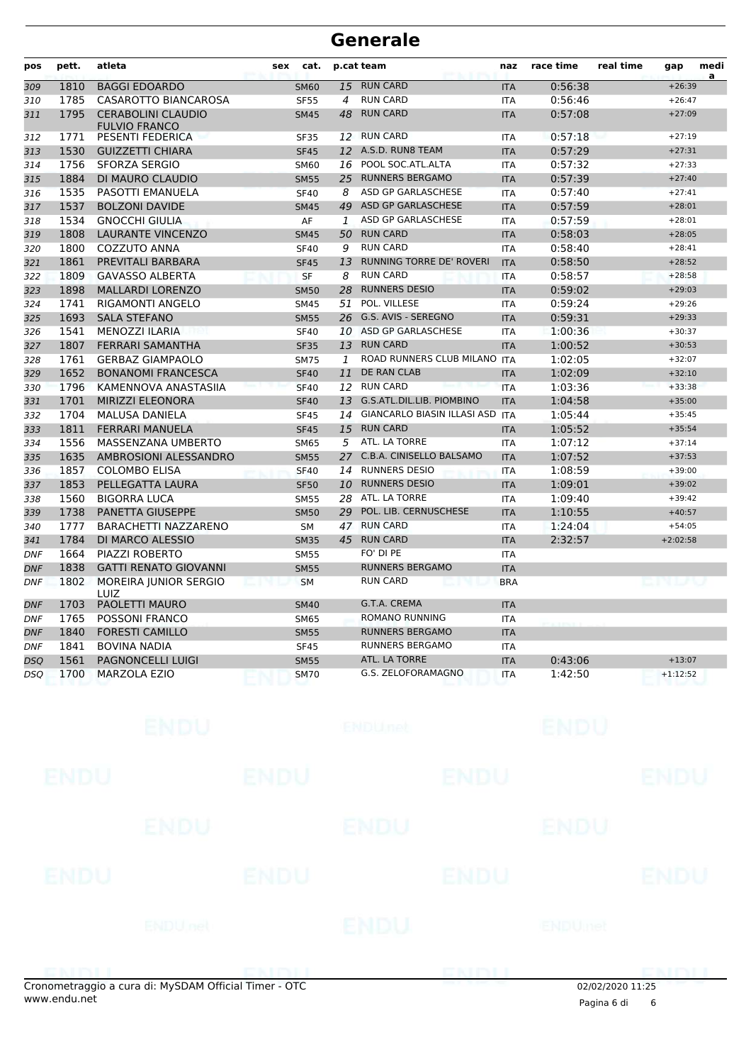# Generale

| pos | pett. | atleta | sex | cat. | p.cat | team | naz | race time | real time | gap | media |
|---|---|---|---|---|---|---|---|---|---|---|---|
| 309 | 1810 | BAGGI EDOARDO | | SM60 | 15 | RUN CARD | ITA | 0:56:38 | | +26:39 | |
| 310 | 1785 | CASAROTTO BIANCAROSA | | SF55 | 4 | RUN CARD | ITA | 0:56:46 | | +26:47 | |
| 311 | 1795 | CERABOLINI CLAUDIO FULVIO FRANCO | | SM45 | 48 | RUN CARD | ITA | 0:57:08 | | +27:09 | |
| 312 | 1771 | PESENTI FEDERICA | | SF35 | 12 | RUN CARD | ITA | 0:57:18 | | +27:19 | |
| 313 | 1530 | GUIZZETTI CHIARA | | SF45 | 12 | A.S.D. RUN8 TEAM | ITA | 0:57:29 | | +27:31 | |
| 314 | 1756 | SFORZA SERGIO | | SM60 | 16 | POOL SOC.ATL.ALTA | ITA | 0:57:32 | | +27:33 | |
| 315 | 1884 | DI MAURO CLAUDIO | | SM55 | 25 | RUNNERS BERGAMO | ITA | 0:57:39 | | +27:40 | |
| 316 | 1535 | PASOTTI EMANUELA | | SF40 | 8 | ASD GP GARLASCHESE | ITA | 0:57:40 | | +27:41 | |
| 317 | 1537 | BOLZONI DAVIDE | | SM45 | 49 | ASD GP GARLASCHESE | ITA | 0:57:59 | | +28:01 | |
| 318 | 1534 | GNOCCHI GIULIA | | AF | 1 | ASD GP GARLASCHESE | ITA | 0:57:59 | | +28:01 | |
| 319 | 1808 | LAURANTE VINCENZO | | SM45 | 50 | RUN CARD | ITA | 0:58:03 | | +28:05 | |
| 320 | 1800 | COZZUTO ANNA | | SF40 | 9 | RUN CARD | ITA | 0:58:40 | | +28:41 | |
| 321 | 1861 | PREVITALI BARBARA | | SF45 | 13 | RUNNING TORRE DE' ROVERI | ITA | 0:58:50 | | +28:52 | |
| 322 | 1809 | GAVASSO ALBERTA | | SF | 8 | RUN CARD | ITA | 0:58:57 | | +28:58 | |
| 323 | 1898 | MALLARDI LORENZO | | SM50 | 28 | RUNNERS DESIO | ITA | 0:59:02 | | +29:03 | |
| 324 | 1741 | RIGAMONTI ANGELO | | SM45 | 51 | POL. VILLESE | ITA | 0:59:24 | | +29:26 | |
| 325 | 1693 | SALA STEFANO | | SM55 | 26 | G.S. AVIS - SEREGNO | ITA | 0:59:31 | | +29:33 | |
| 326 | 1541 | MENOZZI ILARIA | | SF40 | 10 | ASD GP GARLASCHESE | ITA | 1:00:36 | | +30:37 | |
| 327 | 1807 | FERRARI SAMANTHA | | SF35 | 13 | RUN CARD | ITA | 1:00:52 | | +30:53 | |
| 328 | 1761 | GERBAZ GIAMPAOLO | | SM75 | 1 | ROAD RUNNERS CLUB MILANO | ITA | 1:02:05 | | +32:07 | |
| 329 | 1652 | BONANOMI FRANCESCA | | SF40 | 11 | DE RAN CLAB | ITA | 1:02:09 | | +32:10 | |
| 330 | 1796 | KAMENNOVA ANASTASIIA | | SF40 | 12 | RUN CARD | ITA | 1:03:36 | | +33:38 | |
| 331 | 1701 | MIRIZZI ELEONORA | | SF40 | 13 | G.S.ATL.DIL.LIB. PIOMBINO | ITA | 1:04:58 | | +35:00 | |
| 332 | 1704 | MALUSA DANIELA | | SF45 | 14 | GIANCARLO BIASIN ILLASI ASD | ITA | 1:05:44 | | +35:45 | |
| 333 | 1811 | FERRARI MANUELA | | SF45 | 15 | RUN CARD | ITA | 1:05:52 | | +35:54 | |
| 334 | 1556 | MASSENZANA UMBERTO | | SM65 | 5 | ATL. LA TORRE | ITA | 1:07:12 | | +37:14 | |
| 335 | 1635 | AMBROSIONI ALESSANDRO | | SM55 | 27 | C.B.A. CINISELLO BALSAMO | ITA | 1:07:52 | | +37:53 | |
| 336 | 1857 | COLOMBO ELISA | | SF40 | 14 | RUNNERS DESIO | ITA | 1:08:59 | | +39:00 | |
| 337 | 1853 | PELLEGATTA LAURA | | SF50 | 10 | RUNNERS DESIO | ITA | 1:09:01 | | +39:02 | |
| 338 | 1560 | BIGORRA LUCA | | SM55 | 28 | ATL. LA TORRE | ITA | 1:09:40 | | +39:42 | |
| 339 | 1738 | PANETTA GIUSEPPE | | SM50 | 29 | POL. LIB. CERNUSCHESE | ITA | 1:10:55 | | +40:57 | |
| 340 | 1777 | BARACHETTI NAZZARENO | | SM | 47 | RUN CARD | ITA | 1:24:04 | | +54:05 | |
| 341 | 1784 | DI MARCO ALESSIO | | SM35 | 45 | RUN CARD | ITA | 2:32:57 | | +2:02:58 | |
| DNF | 1664 | PIAZZI ROBERTO | | SM55 | | FO' DI PE | ITA | | | | |
| DNF | 1838 | GATTI RENATO GIOVANNI | | SM55 | | RUNNERS BERGAMO | ITA | | | | |
| DNF | 1802 | MOREIRA JUNIOR SERGIO LUIZ | | SM | | RUN CARD | BRA | | | | |
| DNF | 1703 | PAOLETTI MAURO | | SM40 | | G.T.A. CREMA | ITA | | | | |
| DNF | 1765 | POSSONI FRANCO | | SM65 | | ROMANO RUNNING | ITA | | | | |
| DNF | 1840 | FORESTI CAMILLO | | SM55 | | RUNNERS BERGAMO | ITA | | | | |
| DNF | 1841 | BOVINA NADIA | | SF45 | | RUNNERS BERGAMO | ITA | | | | |
| DSQ | 1561 | PAGNONCELLI LUIGI | | SM55 | | ATL. LA TORRE | ITA | 0:43:06 | | +13:07 | |
| DSQ | 1700 | MARZOLA EZIO | | SM70 | | G.S. ZELOFORAMAGNO | ITA | 1:42:50 | | +1:12:52 | |

Cronometraggio a cura di: MySDAM Official Timer - OTC
www.endu.net

02/02/2020 11:25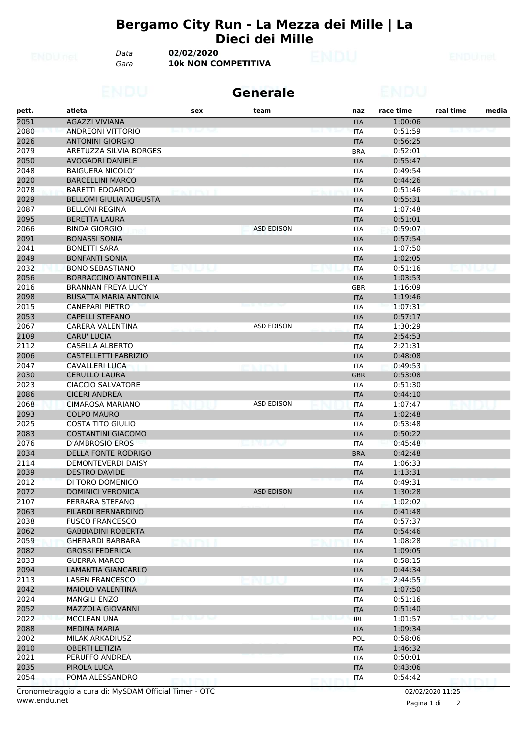# Bergamo City Run - La Mezza dei Mille | La Dieci dei Mille

*Data* **02/02/2020**
*Gara* **10k NON COMPETITIVA**

## Generale

| pett. | atleta | sex | team | naz | race time | real time | media |
|---|---|---|---|---|---|---|---|
| 2051 | AGAZZI VIVIANA | | | ITA | 1:00:06 | | |
| 2080 | ANDREONI VITTORIO | | | ITA | 0:51:59 | | |
| 2026 | ANTONINI GIORGIO | | | ITA | 0:56:25 | | |
| 2079 | ARETUZZA SILVIA BORGES | | | BRA | 0:52:01 | | |
| 2050 | AVOGADRI DANIELE | | | ITA | 0:55:47 | | |
| 2048 | BAIGUERA NICOLO' | | | ITA | 0:49:54 | | |
| 2020 | BARCELLINI MARCO | | | ITA | 0:44:26 | | |
| 2078 | BARETTI EDOARDO | | | ITA | 0:51:46 | | |
| 2029 | BELLOMI GIULIA AUGUSTA | | | ITA | 0:55:31 | | |
| 2087 | BELLONI REGINA | | | ITA | 1:07:48 | | |
| 2095 | BERETTA LAURA | | | ITA | 0:51:01 | | |
| 2066 | BINDA GIORGIO | | ASD EDISON | ITA | 0:59:07 | | |
| 2091 | BONASSI SONIA | | | ITA | 0:57:54 | | |
| 2041 | BONETTI SARA | | | ITA | 1:07:50 | | |
| 2049 | BONFANTI SONIA | | | ITA | 1:02:05 | | |
| 2032 | BONO SEBASTIANO | | | ITA | 0:51:16 | | |
| 2056 | BORRACCINO ANTONELLA | | | ITA | 1:03:53 | | |
| 2016 | BRANNAN FREYA LUCY | | | GBR | 1:16:09 | | |
| 2098 | BUSATTA MARIA ANTONIA | | | ITA | 1:19:46 | | |
| 2015 | CANEPARI PIETRO | | | ITA | 1:07:31 | | |
| 2053 | CAPELLI STEFANO | | | ITA | 0:57:17 | | |
| 2067 | CARERA VALENTINA | | ASD EDISON | ITA | 1:30:29 | | |
| 2109 | CARU' LUCIA | | | ITA | 2:54:53 | | |
| 2112 | CASELLA ALBERTO | | | ITA | 2:21:31 | | |
| 2006 | CASTELLETTI FABRIZIO | | | ITA | 0:48:08 | | |
| 2047 | CAVALLERI LUCA | | | ITA | 0:49:53 | | |
| 2030 | CERULLO LAURA | | | GBR | 0:53:08 | | |
| 2023 | CIACCIO SALVATORE | | | ITA | 0:51:30 | | |
| 2086 | CICERI ANDREA | | | ITA | 0:44:10 | | |
| 2068 | CIMAROSA MARIANO | | ASD EDISON | ITA | 1:07:47 | | |
| 2093 | COLPO MAURO | | | ITA | 1:02:48 | | |
| 2025 | COSTA TITO GIULIO | | | ITA | 0:53:48 | | |
| 2083 | COSTANTINI GIACOMO | | | ITA | 0:50:22 | | |
| 2076 | D'AMBROSIO EROS | | | ITA | 0:45:48 | | |
| 2034 | DELLA FONTE RODRIGO | | | BRA | 0:42:48 | | |
| 2114 | DEMONTEVERDI DAISY | | | ITA | 1:06:33 | | |
| 2039 | DESTRO DAVIDE | | | ITA | 1:13:31 | | |
| 2012 | DI TORO DOMENICO | | | ITA | 0:49:31 | | |
| 2072 | DOMINICI VERONICA | | ASD EDISON | ITA | 1:30:28 | | |
| 2107 | FERRARA STEFANO | | | ITA | 1:02:02 | | |
| 2063 | FILARDI BERNARDINO | | | ITA | 0:41:48 | | |
| 2038 | FUSCO FRANCESCO | | | ITA | 0:57:37 | | |
| 2062 | GABBIADINI ROBERTA | | | ITA | 0:54:46 | | |
| 2059 | GHERARDI BARBARA | | | ITA | 1:08:28 | | |
| 2082 | GROSSI FEDERICA | | | ITA | 1:09:05 | | |
| 2033 | GUERRA MARCO | | | ITA | 0:58:15 | | |
| 2094 | LAMANTIA GIANCARLO | | | ITA | 0:44:34 | | |
| 2113 | LASEN FRANCESCO | | | ITA | 2:44:55 | | |
| 2042 | MAIOLO VALENTINA | | | ITA | 1:07:50 | | |
| 2024 | MANGILI ENZO | | | ITA | 0:51:16 | | |
| 2052 | MAZZOLA GIOVANNI | | | ITA | 0:51:40 | | |
| 2022 | MCCLEAN UNA | | | IRL | 1:01:57 | | |
| 2088 | MEDINA MARIA | | | ITA | 1:09:34 | | |
| 2002 | MILAK ARKADIUSZ | | | POL | 0:58:06 | | |
| 2010 | OBERTI LETIZIA | | | ITA | 1:46:32 | | |
| 2021 | PERUFFO ANDREA | | | ITA | 0:50:01 | | |
| 2035 | PIROLA LUCA | | | ITA | 0:43:06 | | |
| 2054 | POMA ALESSANDRO | | | ITA | 0:54:42 | | |

Cronometraggio a cura di: MySDAM Official Timer - OTC
www.endu.net

02/02/2020 11:25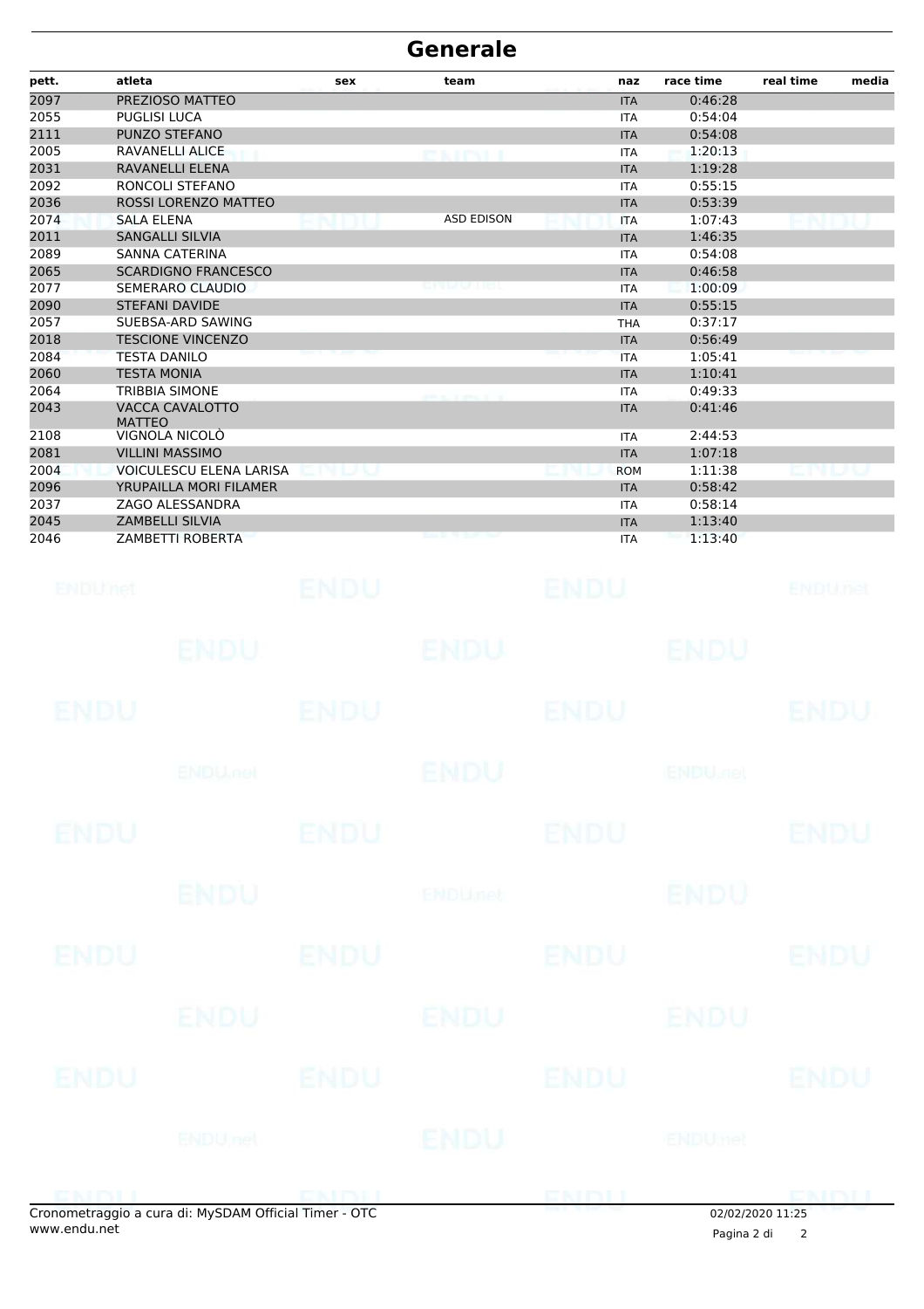# Generale

| pett. | atleta | sex | team | naz | race time | real time | media |
|---|---|---|---|---|---|---|---|
| 2097 | PREZIOSO MATTEO | | | ITA | 0:46:28 | | |
| 2055 | PUGLISI LUCA | | | ITA | 0:54:04 | | |
| 2111 | PUNZO STEFANO | | | ITA | 0:54:08 | | |
| 2005 | RAVANELLI ALICE | | | ITA | 1:20:13 | | |
| 2031 | RAVANELLI ELENA | | | ITA | 1:19:28 | | |
| 2092 | RONCOLI STEFANO | | | ITA | 0:55:15 | | |
| 2036 | ROSSI LORENZO MATTEO | | | ITA | 0:53:39 | | |
| 2074 | SALA ELENA | | ASD EDISON | ITA | 1:07:43 | | |
| 2011 | SANGALLI SILVIA | | | ITA | 1:46:35 | | |
| 2089 | SANNA CATERINA | | | ITA | 0:54:08 | | |
| 2065 | SCARDIGNO FRANCESCO | | | ITA | 0:46:58 | | |
| 2077 | SEMERARO CLAUDIO | | | ITA | 1:00:09 | | |
| 2090 | STEFANI DAVIDE | | | ITA | 0:55:15 | | |
| 2057 | SUEBSA-ARD SAWING | | | THA | 0:37:17 | | |
| 2018 | TESCIONE VINCENZO | | | ITA | 0:56:49 | | |
| 2084 | TESTA DANILO | | | ITA | 1:05:41 | | |
| 2060 | TESTA MONIA | | | ITA | 1:10:41 | | |
| 2064 | TRIBBIA SIMONE | | | ITA | 0:49:33 | | |
| 2043 | VACCA CAVALOTTO MATTEO | | | ITA | 0:41:46 | | |
| 2108 | VIGNOLA NICOLÒ | | | ITA | 2:44:53 | | |
| 2081 | VILLINI MASSIMO | | | ITA | 1:07:18 | | |
| 2004 | VOICULESCU ELENA LARISA | | | ROM | 1:11:38 | | |
| 2096 | YRUPAILLA MORI FILAMER | | | ITA | 0:58:42 | | |
| 2037 | ZAGO ALESSANDRA | | | ITA | 0:58:14 | | |
| 2045 | ZAMBELLI SILVIA | | | ITA | 1:13:40 | | |
| 2046 | ZAMBETTI ROBERTA | | | ITA | 1:13:40 | | |

Cronometraggio a cura di: MySDAM Official Timer - OTC
www.endu.net

02/02/2020 11:25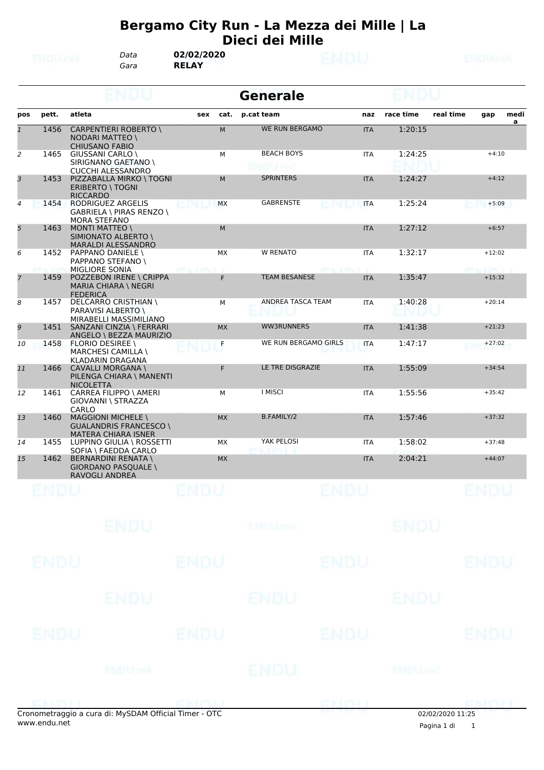# Bergamo City Run - La Mezza dei Mille | La Dieci dei Mille

*Data* **02/02/2020**
*Gara* **RELAY**

## Generale

| pos | pett. | atleta | sex | cat. | p.cat | team | naz | race time | real time | gap | media |
|---|---|---|---|---|---|---|---|---|---|---|---|
| 1 | 1456 | CARPENTIERI ROBERTO \ NODARI MATTEO \ CHIUSANO FABIO | | M | | WE RUN BERGAMO | ITA | 1:20:15 | | | |
| 2 | 1465 | GIUSSANI CARLO \ SIRIGNANO GAETANO \ CUCCHI ALESSANDRO | | M | | BEACH BOYS | ITA | 1:24:25 | | +4:10 | |
| 3 | 1453 | PIZZABALLA MIRKO \ TOGNI ERIBERTO \ TOGNI RICCARDO | | M | | SPRINTERS | ITA | 1:24:27 | | +4:12 | |
| 4 | 1454 | RODRIGUEZ ARGELIS GABRIELA \ PIRAS RENZO \ MORA STEFANO | | MX | | GABRENSTE | ITA | 1:25:24 | | +5:09 | |
| 5 | 1463 | MONTI MATTEO \ SIMIONATO ALBERTO \ MARALDI ALESSANDRO | | M | | | ITA | 1:27:12 | | +6:57 | |
| 6 | 1452 | PAPPANO DANIELE \ PAPPANO STEFANO \ MIGLIORE SONIA | | MX | | W RENATO | ITA | 1:32:17 | | +12:02 | |
| 7 | 1459 | POZZEBON IRENE \ CRIPPA MARIA CHIARA \ NEGRI FEDERICA | | F | | TEAM BESANESE | ITA | 1:35:47 | | +15:32 | |
| 8 | 1457 | DELCARRO CRISTHIAN \ PARAVISI ALBERTO \ MIRABELLI MASSIMILIANO | | M | | ANDREA TASCA TEAM | ITA | 1:40:28 | | +20:14 | |
| 9 | 1451 | SANZANI CINZIA \ FERRARI ANGELO \ BEZZA MAURIZIO | | MX | | WW3RUNNERS | ITA | 1:41:38 | | +21:23 | |
| 10 | 1458 | FLORIO DESIREE \ MARCHESI CAMILLA \ KLADARIN DRAGANA | | F | | WE RUN BERGAMO GIRLS | ITA | 1:47:17 | | +27:02 | |
| 11 | 1466 | CAVALLI MORGANA \ PILENGA CHIARA \ MANENTI NICOLETTA | | F | | LE TRE DISGRAZIE | ITA | 1:55:09 | | +34:54 | |
| 12 | 1461 | CARREA FILIPPO \ AMERI GIOVANNI \ STRAZZA CARLO | | M | | I MISCI | ITA | 1:55:56 | | +35:42 | |
| 13 | 1460 | MAGGIONI MICHELE \ GUALANDRIS FRANCESCO \ MATERA CHIARA ISNER | | MX | | B.FAMILY/2 | ITA | 1:57:46 | | +37:32 | |
| 14 | 1455 | LUPPINO GIULIA \ ROSSETTI SOFIA \ FAEDDA CARLO | | MX | | YAK PELOSI | ITA | 1:58:02 | | +37:48 | |
| 15 | 1462 | BERNARDINI RENATA \ GIORDANO PASQUALE \ RAVOGLI ANDREA | | MX | | | ITA | 2:04:21 | | +44:07 | |

Cronometraggio a cura di: MySDAM Official Timer - OTC
www.endu.net

02/02/2020 11:25